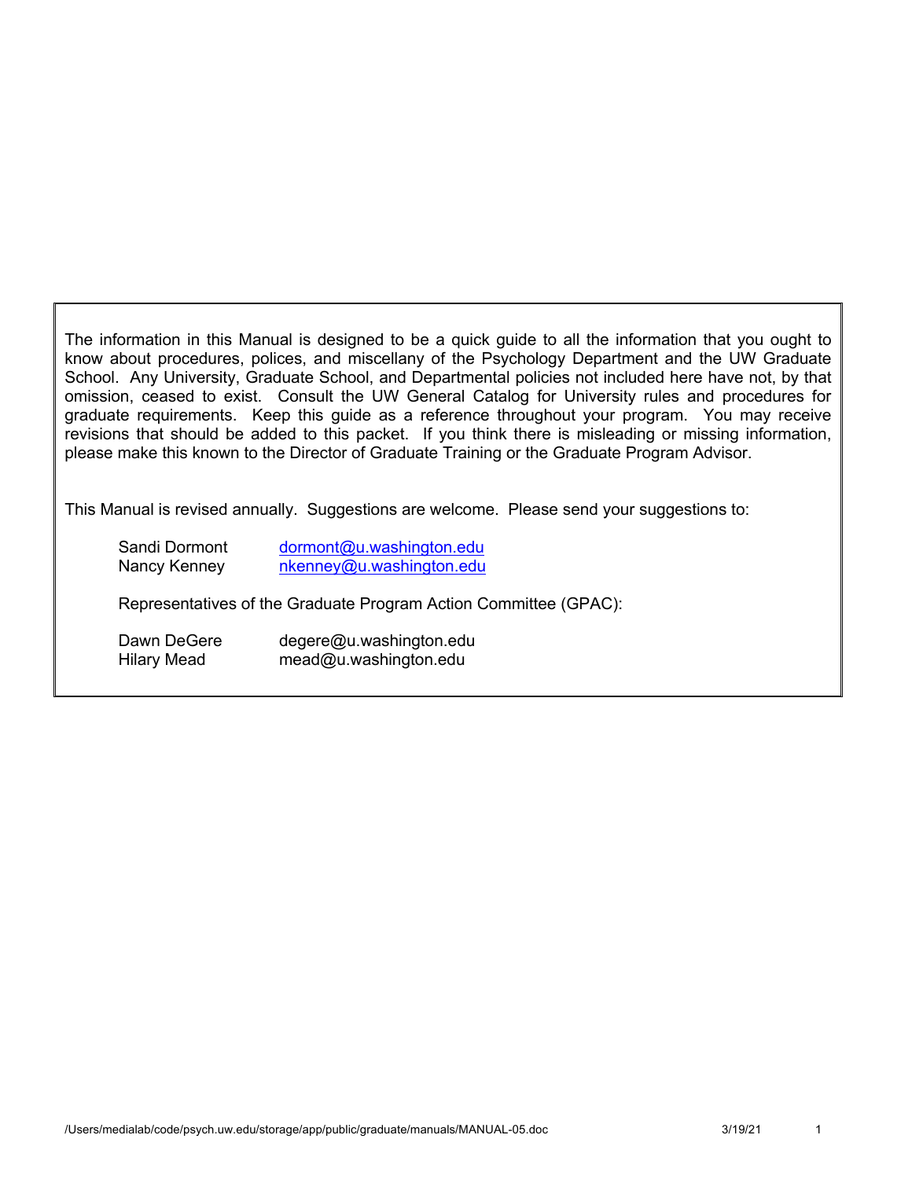The information in this Manual is designed to be a quick guide to all the information that you ought to know about procedures, polices, and miscellany of the Psychology Department and the UW Graduate School. Any University, Graduate School, and Departmental policies not included here have not, by that omission, ceased to exist. Consult the UW General Catalog for University rules and procedures for graduate requirements. Keep this guide as a reference throughout your program. You may receive revisions that should be added to this packet. If you think there is misleading or missing information, please make this known to the Director of Graduate Training or the Graduate Program Advisor.

This Manual is revised annually. Suggestions are welcome. Please send your suggestions to:

Sandi Dormont dormont@u.washington.edu
Nancy Kenney nkenney@u.washington.edu

Representatives of the Graduate Program Action Committee (GPAC):

Dawn DeGere degere@u.washington.edu
Hilary Mead mead@u.washington.edu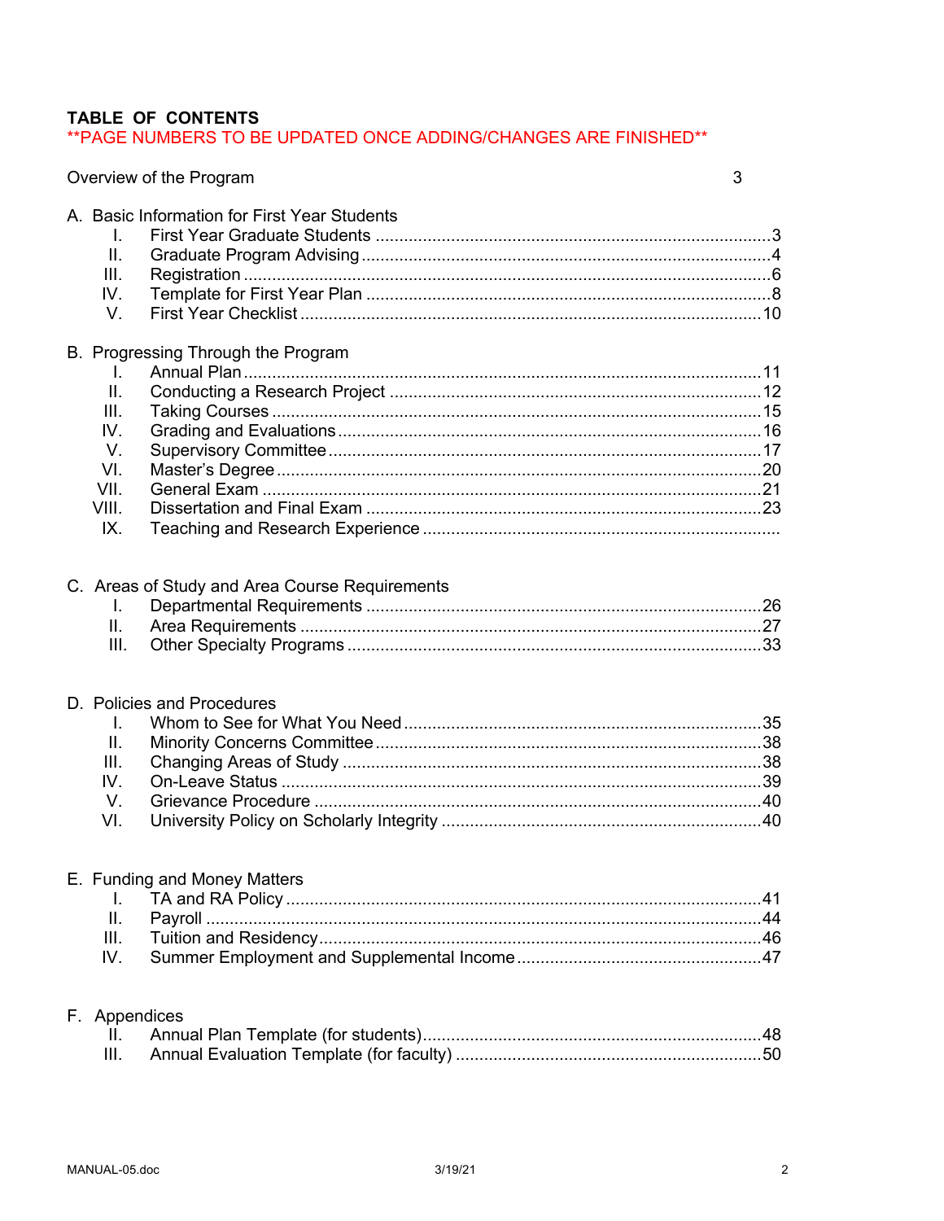# TABLE OF CONTENTS

**PAGE NUMBERS TO BE UPDATED ONCE ADDING/CHANGES ARE FINISHED**

Overview of the Program ........ 3

A. Basic Information for First Year Students
- I. First Year Graduate Students ........ 3
- II. Graduate Program Advising ........ 4
- III. Registration ........ 6
- IV. Template for First Year Plan ........ 8
- V. First Year Checklist ........ 10

B. Progressing Through the Program
- I. Annual Plan ........ 11
- II. Conducting a Research Project ........ 12
- III. Taking Courses ........ 15
- IV. Grading and Evaluations ........ 16
- V. Supervisory Committee ........ 17
- VI. Master's Degree ........ 20
- VII. General Exam ........ 21
- VIII. Dissertation and Final Exam ........ 23
- IX. Teaching and Research Experience ........

C. Areas of Study and Area Course Requirements
- I. Departmental Requirements ........ 26
- II. Area Requirements ........ 27
- III. Other Specialty Programs ........ 33

D. Policies and Procedures
- I. Whom to See for What You Need ........ 35
- II. Minority Concerns Committee ........ 38
- III. Changing Areas of Study ........ 38
- IV. On-Leave Status ........ 39
- V. Grievance Procedure ........ 40
- VI. University Policy on Scholarly Integrity ........ 40

E. Funding and Money Matters
- I. TA and RA Policy ........ 41
- II. Payroll ........ 44
- III. Tuition and Residency ........ 46
- IV. Summer Employment and Supplemental Income ........ 47

F. Appendices
- II. Annual Plan Template (for students) ........ 48
- III. Annual Evaluation Template (for faculty) ........ 50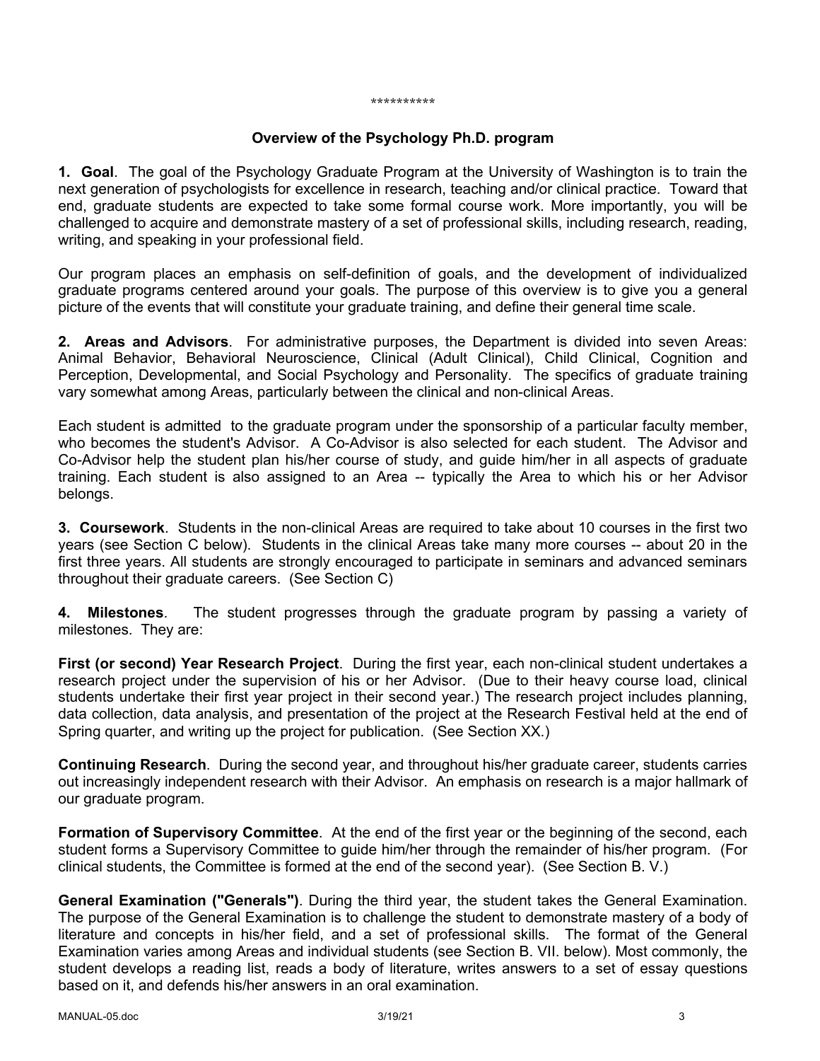**********

## Overview of the Psychology Ph.D. program

**1. Goal**. The goal of the Psychology Graduate Program at the University of Washington is to train the next generation of psychologists for excellence in research, teaching and/or clinical practice. Toward that end, graduate students are expected to take some formal course work. More importantly, you will be challenged to acquire and demonstrate mastery of a set of professional skills, including research, reading, writing, and speaking in your professional field.

Our program places an emphasis on self-definition of goals, and the development of individualized graduate programs centered around your goals. The purpose of this overview is to give you a general picture of the events that will constitute your graduate training, and define their general time scale.

**2. Areas and Advisors**. For administrative purposes, the Department is divided into seven Areas: Animal Behavior, Behavioral Neuroscience, Clinical (Adult Clinical), Child Clinical, Cognition and Perception, Developmental, and Social Psychology and Personality. The specifics of graduate training vary somewhat among Areas, particularly between the clinical and non-clinical Areas.

Each student is admitted to the graduate program under the sponsorship of a particular faculty member, who becomes the student's Advisor. A Co-Advisor is also selected for each student. The Advisor and Co-Advisor help the student plan his/her course of study, and guide him/her in all aspects of graduate training. Each student is also assigned to an Area -- typically the Area to which his or her Advisor belongs.

**3. Coursework**. Students in the non-clinical Areas are required to take about 10 courses in the first two years (see Section C below). Students in the clinical Areas take many more courses -- about 20 in the first three years. All students are strongly encouraged to participate in seminars and advanced seminars throughout their graduate careers. (See Section C)

**4. Milestones**. The student progresses through the graduate program by passing a variety of milestones. They are:

**First (or second) Year Research Project**. During the first year, each non-clinical student undertakes a research project under the supervision of his or her Advisor. (Due to their heavy course load, clinical students undertake their first year project in their second year.) The research project includes planning, data collection, data analysis, and presentation of the project at the Research Festival held at the end of Spring quarter, and writing up the project for publication. (See Section XX.)

**Continuing Research**. During the second year, and throughout his/her graduate career, students carries out increasingly independent research with their Advisor. An emphasis on research is a major hallmark of our graduate program.

**Formation of Supervisory Committee**. At the end of the first year or the beginning of the second, each student forms a Supervisory Committee to guide him/her through the remainder of his/her program. (For clinical students, the Committee is formed at the end of the second year). (See Section B. V.)

**General Examination ("Generals")**. During the third year, the student takes the General Examination. The purpose of the General Examination is to challenge the student to demonstrate mastery of a body of literature and concepts in his/her field, and a set of professional skills. The format of the General Examination varies among Areas and individual students (see Section B. VII. below). Most commonly, the student develops a reading list, reads a body of literature, writes answers to a set of essay questions based on it, and defends his/her answers in an oral examination.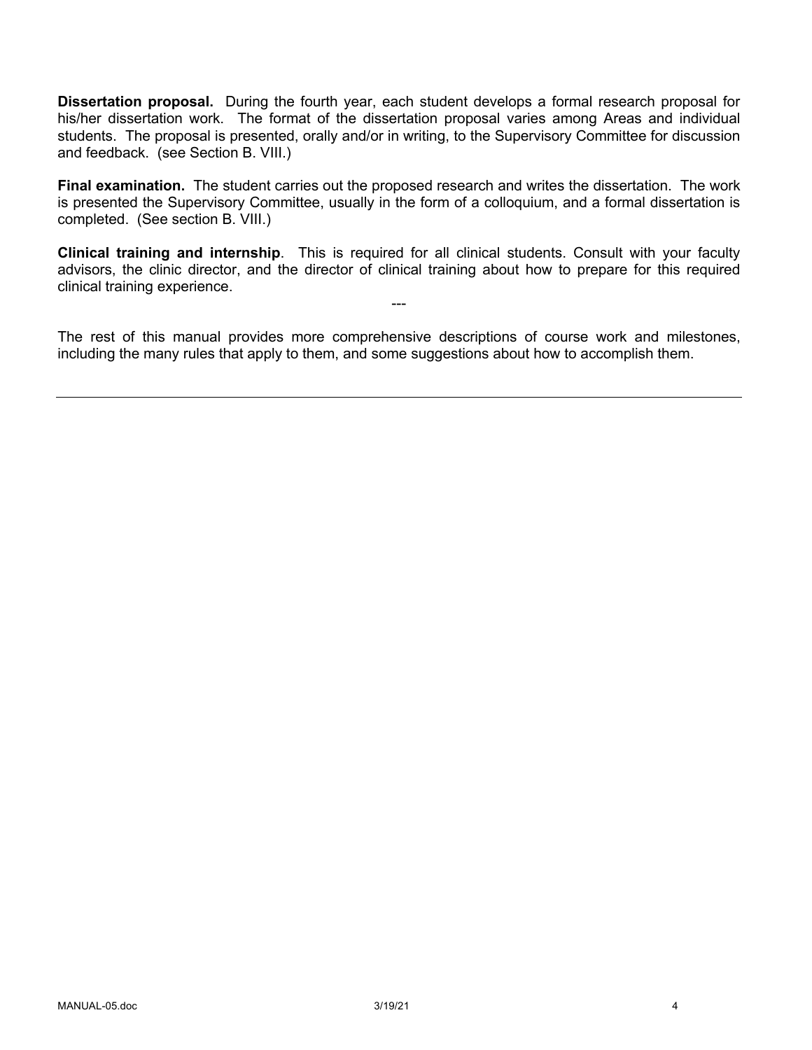**Dissertation proposal.** During the fourth year, each student develops a formal research proposal for his/her dissertation work. The format of the dissertation proposal varies among Areas and individual students. The proposal is presented, orally and/or in writing, to the Supervisory Committee for discussion and feedback. (see Section B. VIII.)

**Final examination.** The student carries out the proposed research and writes the dissertation. The work is presented the Supervisory Committee, usually in the form of a colloquium, and a formal dissertation is completed. (See section B. VIII.)

**Clinical training and internship**. This is required for all clinical students. Consult with your faculty advisors, the clinic director, and the director of clinical training about how to prepare for this required clinical training experience.

---

The rest of this manual provides more comprehensive descriptions of course work and milestones, including the many rules that apply to them, and some suggestions about how to accomplish them.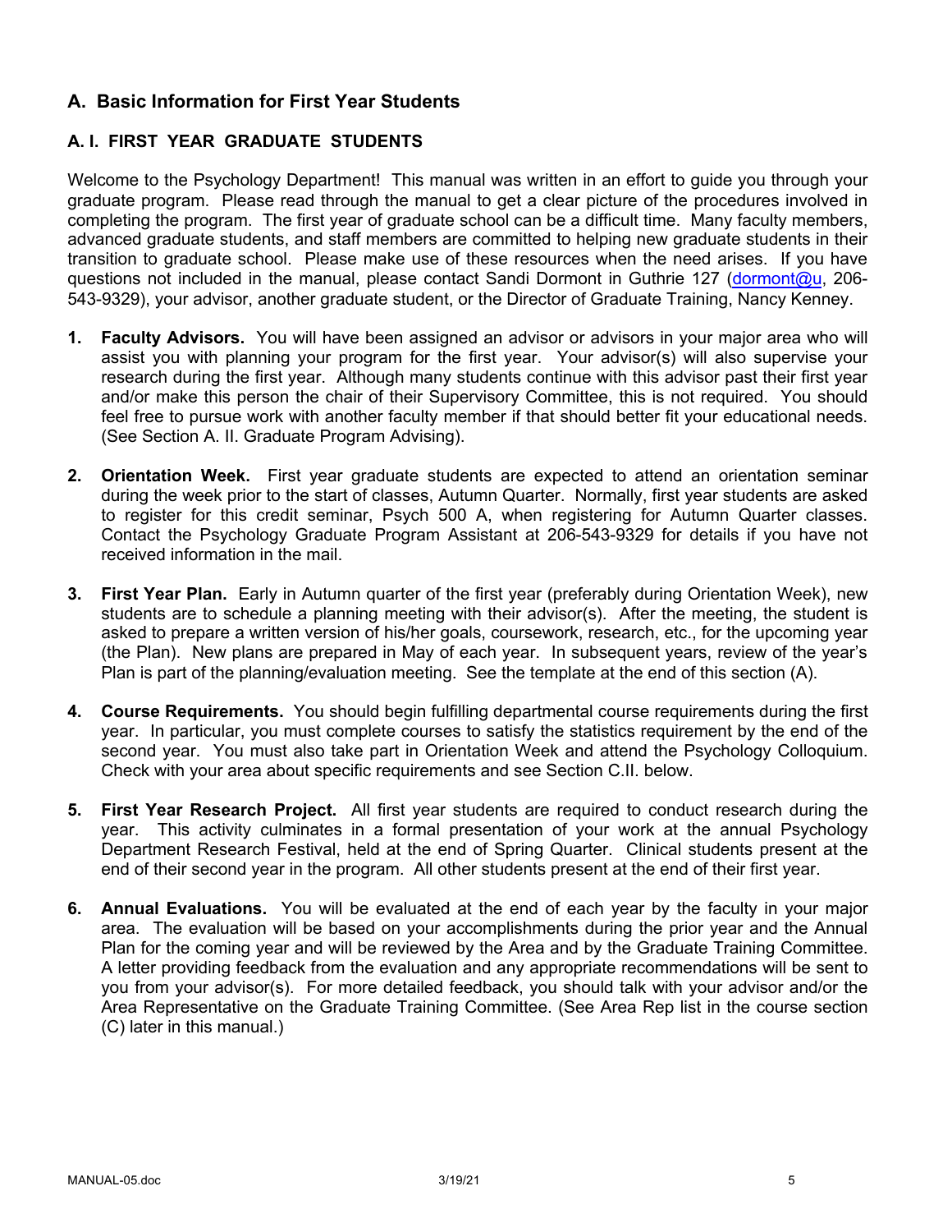## A. Basic Information for First Year Students

### A. I. FIRST YEAR GRADUATE STUDENTS

Welcome to the Psychology Department! This manual was written in an effort to guide you through your graduate program. Please read through the manual to get a clear picture of the procedures involved in completing the program. The first year of graduate school can be a difficult time. Many faculty members, advanced graduate students, and staff members are committed to helping new graduate students in their transition to graduate school. Please make use of these resources when the need arises. If you have questions not included in the manual, please contact Sandi Dormont in Guthrie 127 (dormont@u, 206-543-9329), your advisor, another graduate student, or the Director of Graduate Training, Nancy Kenney.

1. **Faculty Advisors.** You will have been assigned an advisor or advisors in your major area who will assist you with planning your program for the first year. Your advisor(s) will also supervise your research during the first year. Although many students continue with this advisor past their first year and/or make this person the chair of their Supervisory Committee, this is not required. You should feel free to pursue work with another faculty member if that should better fit your educational needs. (See Section A. II. Graduate Program Advising).

2. **Orientation Week.** First year graduate students are expected to attend an orientation seminar during the week prior to the start of classes, Autumn Quarter. Normally, first year students are asked to register for this credit seminar, Psych 500 A, when registering for Autumn Quarter classes. Contact the Psychology Graduate Program Assistant at 206-543-9329 for details if you have not received information in the mail.

3. **First Year Plan.** Early in Autumn quarter of the first year (preferably during Orientation Week), new students are to schedule a planning meeting with their advisor(s). After the meeting, the student is asked to prepare a written version of his/her goals, coursework, research, etc., for the upcoming year (the Plan). New plans are prepared in May of each year. In subsequent years, review of the year's Plan is part of the planning/evaluation meeting. See the template at the end of this section (A).

4. **Course Requirements.** You should begin fulfilling departmental course requirements during the first year. In particular, you must complete courses to satisfy the statistics requirement by the end of the second year. You must also take part in Orientation Week and attend the Psychology Colloquium. Check with your area about specific requirements and see Section C.II. below.

5. **First Year Research Project.** All first year students are required to conduct research during the year. This activity culminates in a formal presentation of your work at the annual Psychology Department Research Festival, held at the end of Spring Quarter. Clinical students present at the end of their second year in the program. All other students present at the end of their first year.

6. **Annual Evaluations.** You will be evaluated at the end of each year by the faculty in your major area. The evaluation will be based on your accomplishments during the prior year and the Annual Plan for the coming year and will be reviewed by the Area and by the Graduate Training Committee. A letter providing feedback from the evaluation and any appropriate recommendations will be sent to you from your advisor(s). For more detailed feedback, you should talk with your advisor and/or the Area Representative on the Graduate Training Committee. (See Area Rep list in the course section (C) later in this manual.)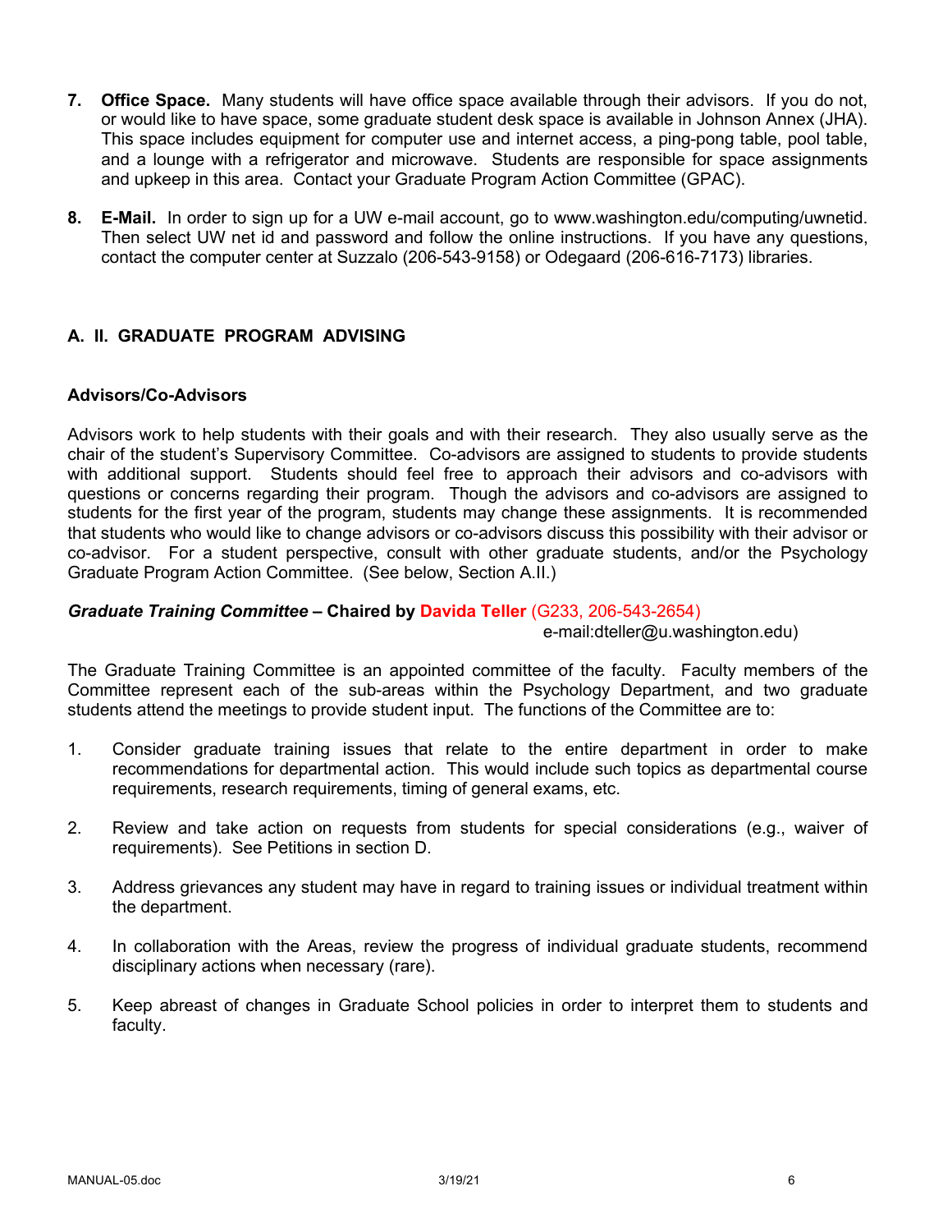7. **Office Space.** Many students will have office space available through their advisors. If you do not, or would like to have space, some graduate student desk space is available in Johnson Annex (JHA). This space includes equipment for computer use and internet access, a ping-pong table, pool table, and a lounge with a refrigerator and microwave. Students are responsible for space assignments and upkeep in this area. Contact your Graduate Program Action Committee (GPAC).

8. **E-Mail.** In order to sign up for a UW e-mail account, go to www.washington.edu/computing/uwnetid. Then select UW net id and password and follow the online instructions. If you have any questions, contact the computer center at Suzzalo (206-543-9158) or Odegaard (206-616-7173) libraries.

## A. II. GRADUATE PROGRAM ADVISING

### Advisors/Co-Advisors

Advisors work to help students with their goals and with their research. They also usually serve as the chair of the student's Supervisory Committee. Co-advisors are assigned to students to provide students with additional support. Students should feel free to approach their advisors and co-advisors with questions or concerns regarding their program. Though the advisors and co-advisors are assigned to students for the first year of the program, students may change these assignments. It is recommended that students who would like to change advisors or co-advisors discuss this possibility with their advisor or co-advisor. For a student perspective, consult with other graduate students, and/or the Psychology Graduate Program Action Committee. (See below, Section A.II.)

***Graduate Training Committee* – Chaired by Davida Teller** (G233, 206-543-2654)
e-mail:dteller@u.washington.edu)

The Graduate Training Committee is an appointed committee of the faculty. Faculty members of the Committee represent each of the sub-areas within the Psychology Department, and two graduate students attend the meetings to provide student input. The functions of the Committee are to:

1. Consider graduate training issues that relate to the entire department in order to make recommendations for departmental action. This would include such topics as departmental course requirements, research requirements, timing of general exams, etc.

2. Review and take action on requests from students for special considerations (e.g., waiver of requirements). See Petitions in section D.

3. Address grievances any student may have in regard to training issues or individual treatment within the department.

4. In collaboration with the Areas, review the progress of individual graduate students, recommend disciplinary actions when necessary (rare).

5. Keep abreast of changes in Graduate School policies in order to interpret them to students and faculty.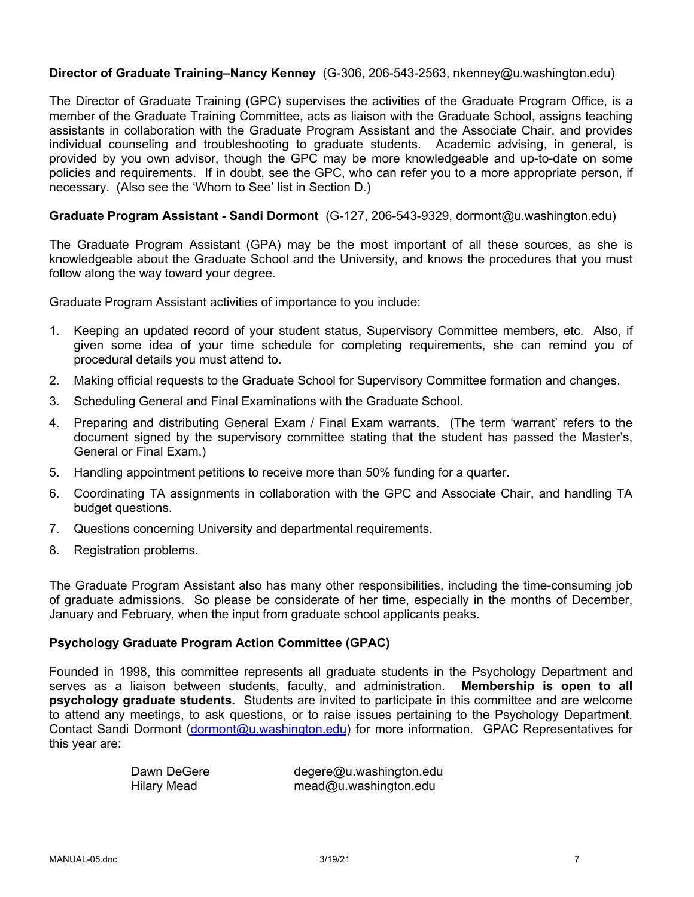**Director of Graduate Training–Nancy Kenney** (G-306, 206-543-2563, nkenney@u.washington.edu)

The Director of Graduate Training (GPC) supervises the activities of the Graduate Program Office, is a member of the Graduate Training Committee, acts as liaison with the Graduate School, assigns teaching assistants in collaboration with the Graduate Program Assistant and the Associate Chair, and provides individual counseling and troubleshooting to graduate students. Academic advising, in general, is provided by you own advisor, though the GPC may be more knowledgeable and up-to-date on some policies and requirements. If in doubt, see the GPC, who can refer you to a more appropriate person, if necessary. (Also see the 'Whom to See' list in Section D.)

**Graduate Program Assistant - Sandi Dormont** (G-127, 206-543-9329, dormont@u.washington.edu)

The Graduate Program Assistant (GPA) may be the most important of all these sources, as she is knowledgeable about the Graduate School and the University, and knows the procedures that you must follow along the way toward your degree.

Graduate Program Assistant activities of importance to you include:

1. Keeping an updated record of your student status, Supervisory Committee members, etc. Also, if given some idea of your time schedule for completing requirements, she can remind you of procedural details you must attend to.
2. Making official requests to the Graduate School for Supervisory Committee formation and changes.
3. Scheduling General and Final Examinations with the Graduate School.
4. Preparing and distributing General Exam / Final Exam warrants. (The term 'warrant' refers to the document signed by the supervisory committee stating that the student has passed the Master's, General or Final Exam.)
5. Handling appointment petitions to receive more than 50% funding for a quarter.
6. Coordinating TA assignments in collaboration with the GPC and Associate Chair, and handling TA budget questions.
7. Questions concerning University and departmental requirements.
8. Registration problems.

The Graduate Program Assistant also has many other responsibilities, including the time-consuming job of graduate admissions. So please be considerate of her time, especially in the months of December, January and February, when the input from graduate school applicants peaks.

**Psychology Graduate Program Action Committee (GPAC)**

Founded in 1998, this committee represents all graduate students in the Psychology Department and serves as a liaison between students, faculty, and administration. **Membership is open to all psychology graduate students.** Students are invited to participate in this committee and are welcome to attend any meetings, to ask questions, or to raise issues pertaining to the Psychology Department. Contact Sandi Dormont (dormont@u.washington.edu) for more information. GPAC Representatives for this year are:

| | |
|---|---|
| Dawn DeGere | degere@u.washington.edu |
| Hilary Mead | mead@u.washington.edu |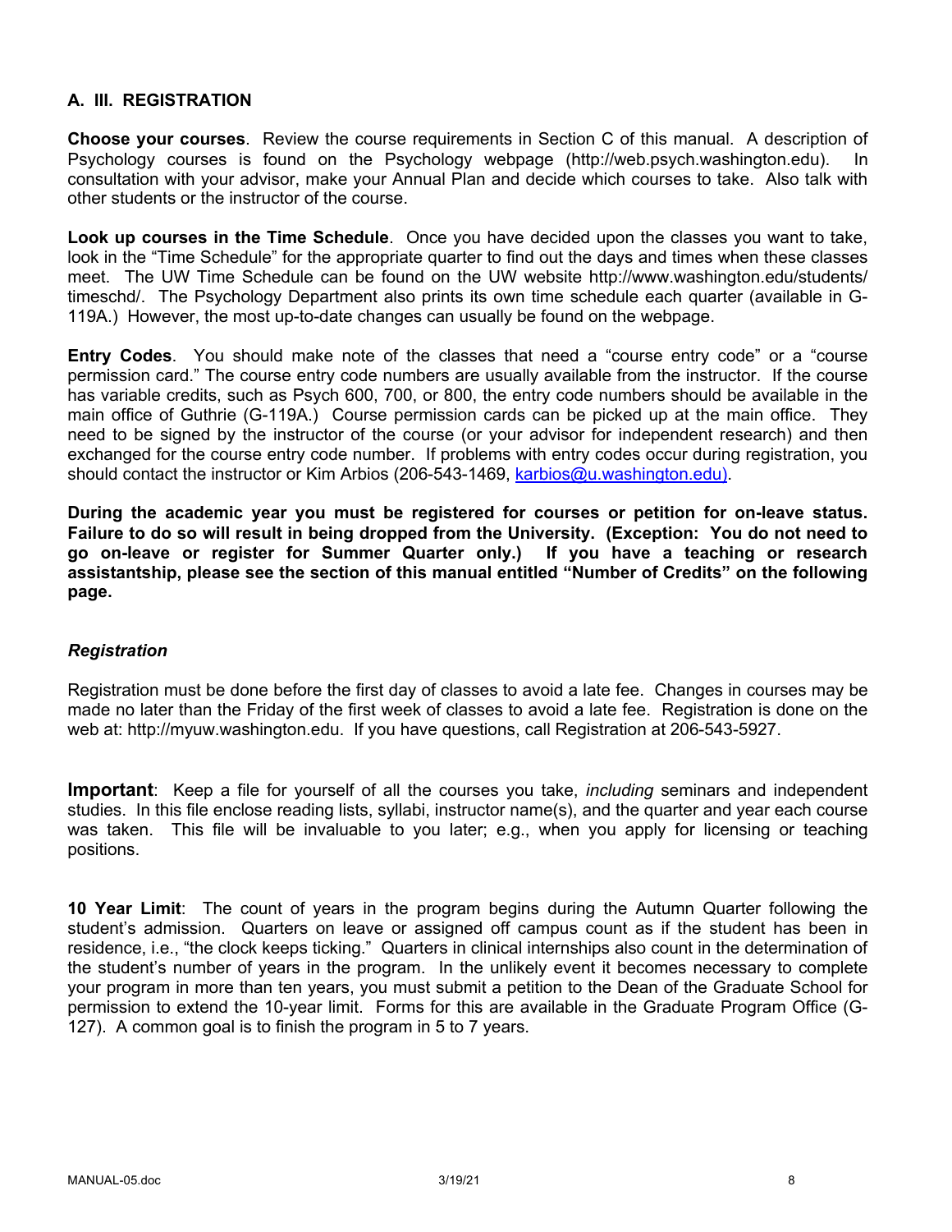## A. III. REGISTRATION

**Choose your courses**. Review the course requirements in Section C of this manual. A description of Psychology courses is found on the Psychology webpage (http://web.psych.washington.edu). In consultation with your advisor, make your Annual Plan and decide which courses to take. Also talk with other students or the instructor of the course.

**Look up courses in the Time Schedule**. Once you have decided upon the classes you want to take, look in the "Time Schedule" for the appropriate quarter to find out the days and times when these classes meet. The UW Time Schedule can be found on the UW website http://www.washington.edu/students/timeschd/. The Psychology Department also prints its own time schedule each quarter (available in G-119A.) However, the most up-to-date changes can usually be found on the webpage.

**Entry Codes**. You should make note of the classes that need a "course entry code" or a "course permission card." The course entry code numbers are usually available from the instructor. If the course has variable credits, such as Psych 600, 700, or 800, the entry code numbers should be available in the main office of Guthrie (G-119A.) Course permission cards can be picked up at the main office. They need to be signed by the instructor of the course (or your advisor for independent research) and then exchanged for the course entry code number. If problems with entry codes occur during registration, you should contact the instructor or Kim Arbios (206-543-1469, karbios@u.washington.edu).

**During the academic year you must be registered for courses or petition for on-leave status. Failure to do so will result in being dropped from the University. (Exception: You do not need to go on-leave or register for Summer Quarter only.) If you have a teaching or research assistantship, please see the section of this manual entitled "Number of Credits" on the following page.**

### *Registration*

Registration must be done before the first day of classes to avoid a late fee. Changes in courses may be made no later than the Friday of the first week of classes to avoid a late fee. Registration is done on the web at: http://myuw.washington.edu. If you have questions, call Registration at 206-543-5927.

**Important**: Keep a file for yourself of all the courses you take, *including* seminars and independent studies. In this file enclose reading lists, syllabi, instructor name(s), and the quarter and year each course was taken. This file will be invaluable to you later; e.g., when you apply for licensing or teaching positions.

**10 Year Limit**: The count of years in the program begins during the Autumn Quarter following the student's admission. Quarters on leave or assigned off campus count as if the student has been in residence, i.e., "the clock keeps ticking." Quarters in clinical internships also count in the determination of the student's number of years in the program. In the unlikely event it becomes necessary to complete your program in more than ten years, you must submit a petition to the Dean of the Graduate School for permission to extend the 10-year limit. Forms for this are available in the Graduate Program Office (G-127). A common goal is to finish the program in 5 to 7 years.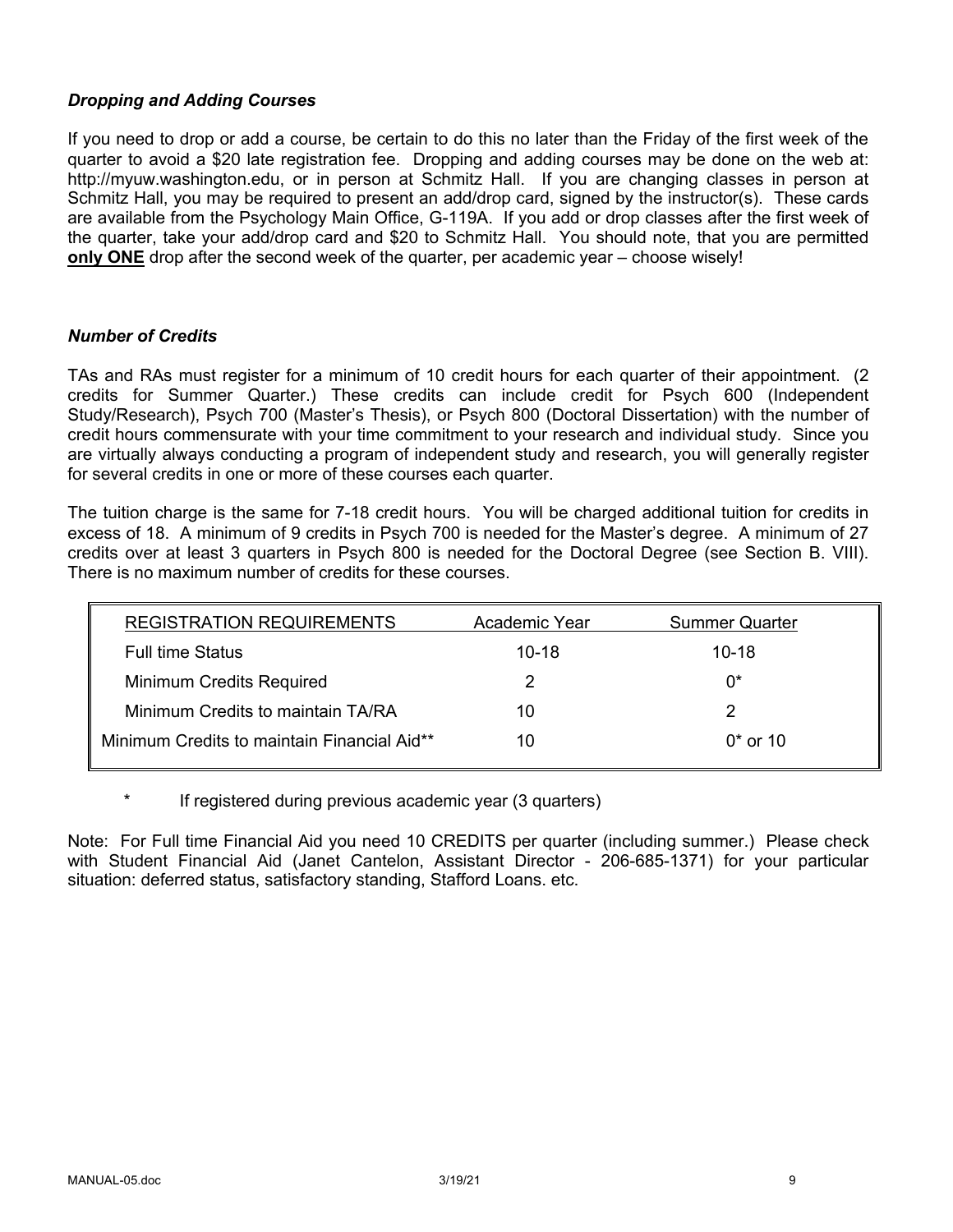### *Dropping and Adding Courses*

If you need to drop or add a course, be certain to do this no later than the Friday of the first week of the quarter to avoid a $20 late registration fee. Dropping and adding courses may be done on the web at: http://myuw.washington.edu, or in person at Schmitz Hall. If you are changing classes in person at Schmitz Hall, you may be required to present an add/drop card, signed by the instructor(s). These cards are available from the Psychology Main Office, G-119A. If you add or drop classes after the first week of the quarter, take your add/drop card and $20 to Schmitz Hall. You should note, that you are permitted **only ONE** drop after the second week of the quarter, per academic year – choose wisely!

### *Number of Credits*

TAs and RAs must register for a minimum of 10 credit hours for each quarter of their appointment. (2 credits for Summer Quarter.) These credits can include credit for Psych 600 (Independent Study/Research), Psych 700 (Master's Thesis), or Psych 800 (Doctoral Dissertation) with the number of credit hours commensurate with your time commitment to your research and individual study. Since you are virtually always conducting a program of independent study and research, you will generally register for several credits in one or more of these courses each quarter.

The tuition charge is the same for 7-18 credit hours. You will be charged additional tuition for credits in excess of 18. A minimum of 9 credits in Psych 700 is needed for the Master's degree. A minimum of 27 credits over at least 3 quarters in Psych 800 is needed for the Doctoral Degree (see Section B. VIII). There is no maximum number of credits for these courses.

| REGISTRATION REQUIREMENTS | Academic Year | Summer Quarter |
|---|---|---|
| Full time Status | 10-18 | 10-18 |
| Minimum Credits Required | 2 | 0* |
| Minimum Credits to maintain TA/RA | 10 | 2 |
| Minimum Credits to maintain Financial Aid** | 10 | 0* or 10 |

\* If registered during previous academic year (3 quarters)

Note: For Full time Financial Aid you need 10 CREDITS per quarter (including summer.) Please check with Student Financial Aid (Janet Cantelon, Assistant Director - 206-685-1371) for your particular situation: deferred status, satisfactory standing, Stafford Loans. etc.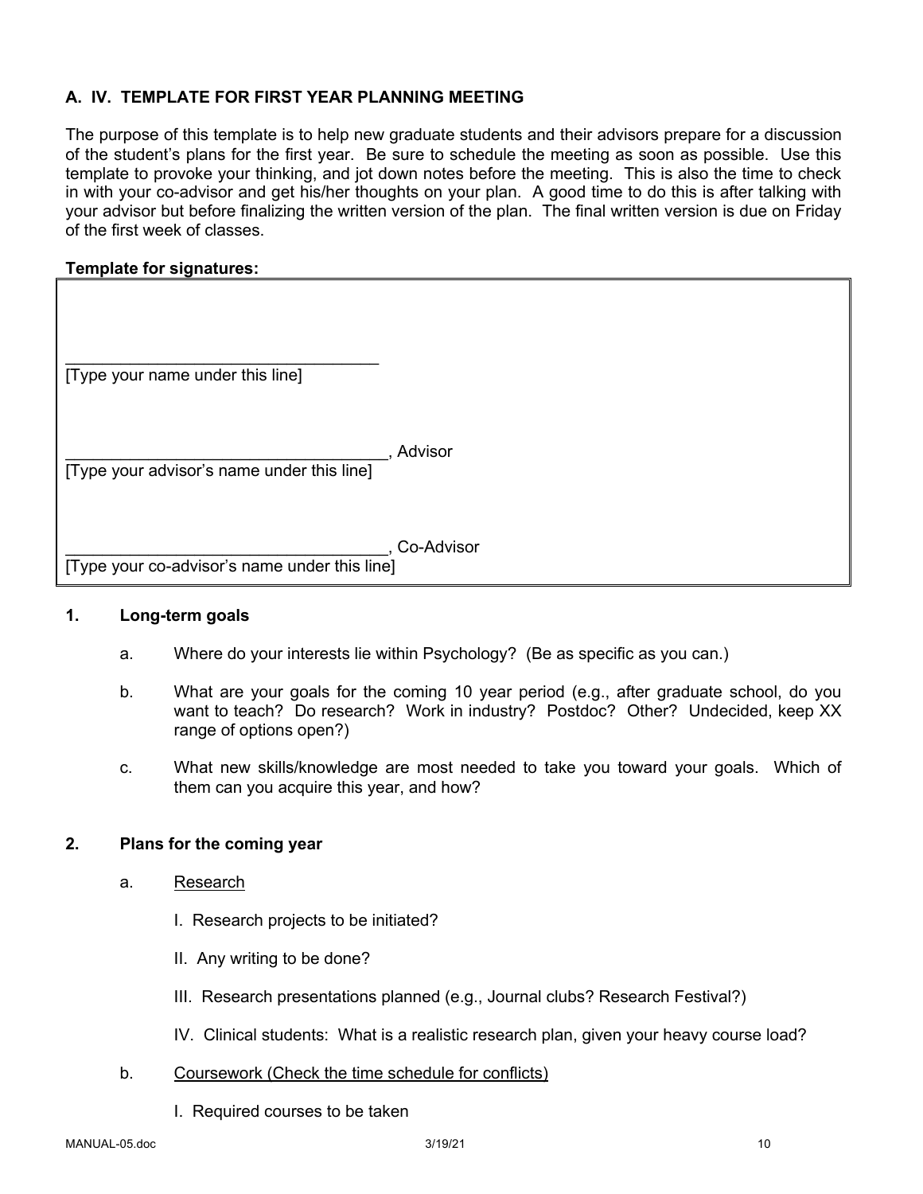## A. IV. TEMPLATE FOR FIRST YEAR PLANNING MEETING

The purpose of this template is to help new graduate students and their advisors prepare for a discussion of the student's plans for the first year. Be sure to schedule the meeting as soon as possible. Use this template to provoke your thinking, and jot down notes before the meeting. This is also the time to check in with your co-advisor and get his/her thoughts on your plan. A good time to do this is after talking with your advisor but before finalizing the written version of the plan. The final written version is due on Friday of the first week of classes.

**Template for signatures:**

___________________________________
[Type your name under this line]

___________________________________, Advisor
[Type your advisor's name under this line]

___________________________________, Co-Advisor
[Type your co-advisor's name under this line]

**1. Long-term goals**

a. Where do your interests lie within Psychology? (Be as specific as you can.)

b. What are your goals for the coming 10 year period (e.g., after graduate school, do you want to teach? Do research? Work in industry? Postdoc? Other? Undecided, keep XX range of options open?)

c. What new skills/knowledge are most needed to take you toward your goals. Which of them can you acquire this year, and how?

**2. Plans for the coming year**

a. <u>Research</u>

I. Research projects to be initiated?

II. Any writing to be done?

III. Research presentations planned (e.g., Journal clubs? Research Festival?)

IV. Clinical students: What is a realistic research plan, given your heavy course load?

b. <u>Coursework (Check the time schedule for conflicts)</u>

I. Required courses to be taken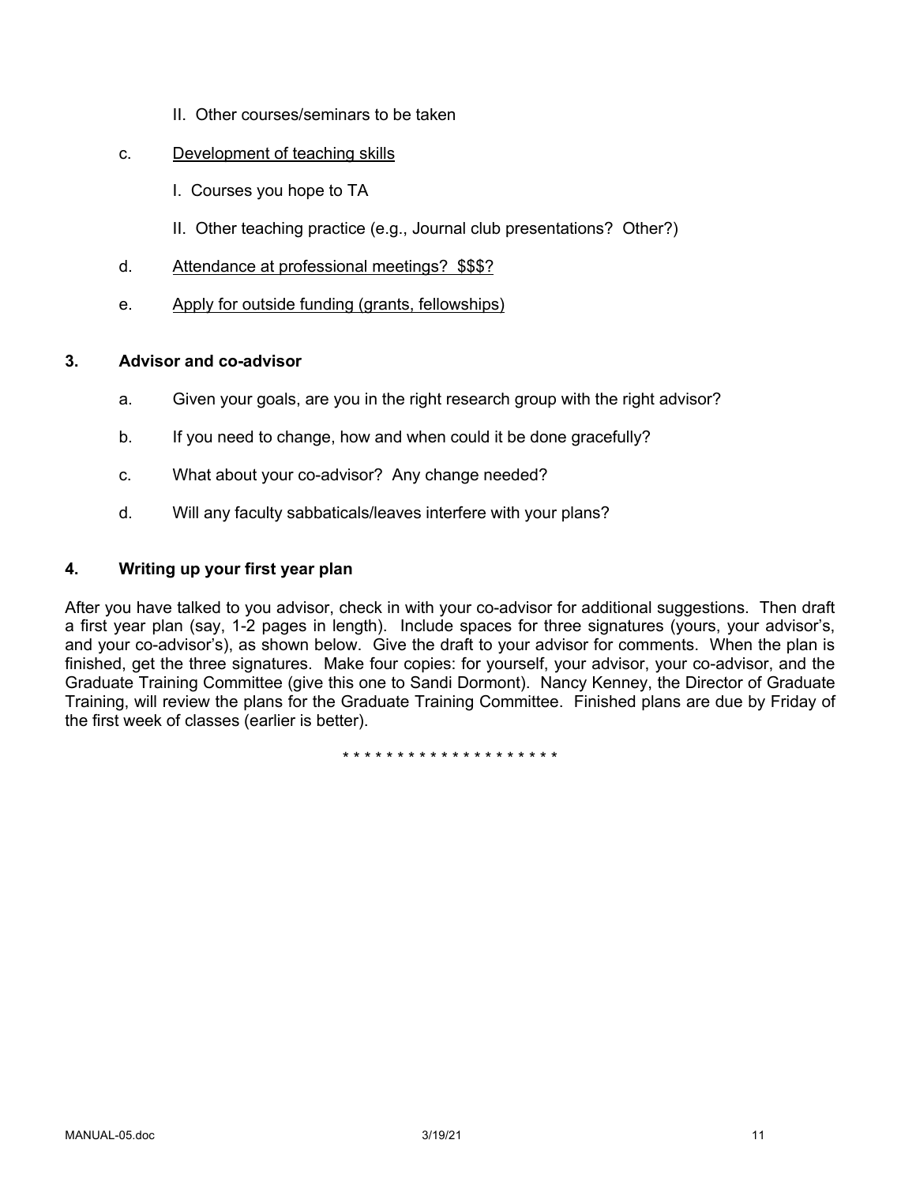II. Other courses/seminars to be taken

c. <u>Development of teaching skills</u>

I. Courses you hope to TA

II. Other teaching practice (e.g., Journal club presentations? Other?)

d. <u>Attendance at professional meetings? $$$?</u>

e. <u>Apply for outside funding (grants, fellowships)</u>

### 3. Advisor and co-advisor

a. Given your goals, are you in the right research group with the right advisor?

b. If you need to change, how and when could it be done gracefully?

c. What about your co-advisor? Any change needed?

d. Will any faculty sabbaticals/leaves interfere with your plans?

### 4. Writing up your first year plan

After you have talked to you advisor, check in with your co-advisor for additional suggestions. Then draft a first year plan (say, 1-2 pages in length). Include spaces for three signatures (yours, your advisor's, and your co-advisor's), as shown below. Give the draft to your advisor for comments. When the plan is finished, get the three signatures. Make four copies: for yourself, your advisor, your co-advisor, and the Graduate Training Committee (give this one to Sandi Dormont). Nancy Kenney, the Director of Graduate Training, will review the plans for the Graduate Training Committee. Finished plans are due by Friday of the first week of classes (earlier is better).

* * * * * * * * * * * * * * * * * * * *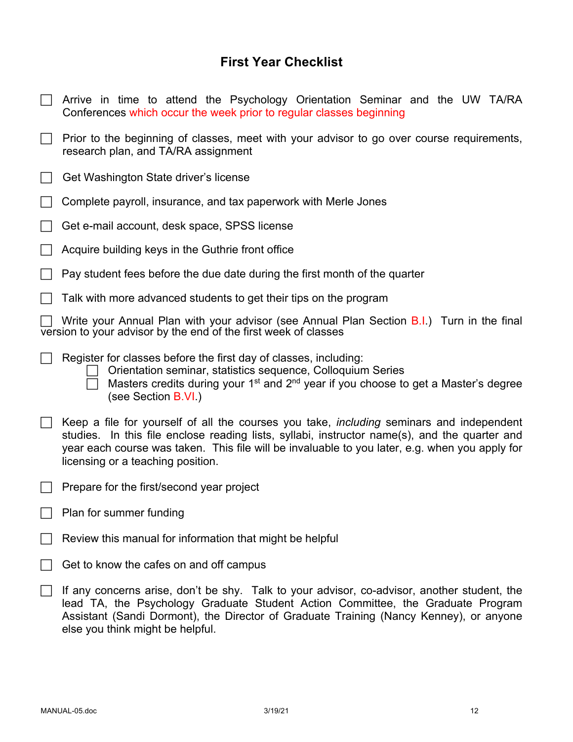# First Year Checklist

- [ ] Arrive in time to attend the Psychology Orientation Seminar and the UW TA/RA Conferences which occur the week prior to regular classes beginning
- [ ] Prior to the beginning of classes, meet with your advisor to go over course requirements, research plan, and TA/RA assignment
- [ ] Get Washington State driver's license
- [ ] Complete payroll, insurance, and tax paperwork with Merle Jones
- [ ] Get e-mail account, desk space, SPSS license
- [ ] Acquire building keys in the Guthrie front office
- [ ] Pay student fees before the due date during the first month of the quarter
- [ ] Talk with more advanced students to get their tips on the program
- [ ] Write your Annual Plan with your advisor (see Annual Plan Section B.I.) Turn in the final version to your advisor by the end of the first week of classes
- [ ] Register for classes before the first day of classes, including:
  - [ ] Orientation seminar, statistics sequence, Colloquium Series
  - [ ] Masters credits during your 1st and 2nd year if you choose to get a Master's degree (see Section B.VI.)
- [ ] Keep a file for yourself of all the courses you take, *including* seminars and independent studies. In this file enclose reading lists, syllabi, instructor name(s), and the quarter and year each course was taken. This file will be invaluable to you later, e.g. when you apply for licensing or a teaching position.
- [ ] Prepare for the first/second year project
- [ ] Plan for summer funding
- [ ] Review this manual for information that might be helpful
- [ ] Get to know the cafes on and off campus
- [ ] If any concerns arise, don't be shy. Talk to your advisor, co-advisor, another student, the lead TA, the Psychology Graduate Student Action Committee, the Graduate Program Assistant (Sandi Dormont), the Director of Graduate Training (Nancy Kenney), or anyone else you think might be helpful.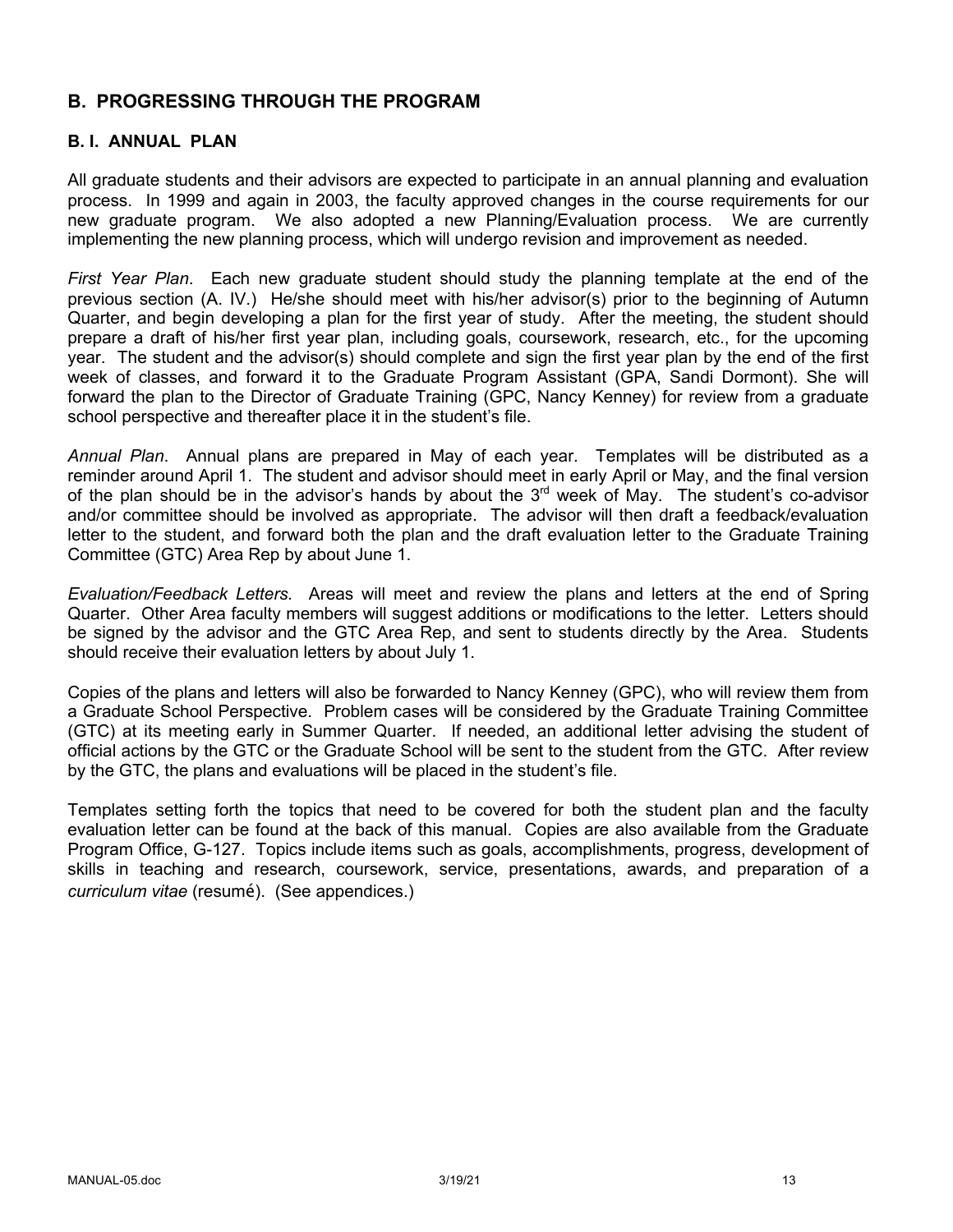## B. PROGRESSING THROUGH THE PROGRAM

### B. I. ANNUAL PLAN

All graduate students and their advisors are expected to participate in an annual planning and evaluation process. In 1999 and again in 2003, the faculty approved changes in the course requirements for our new graduate program. We also adopted a new Planning/Evaluation process. We are currently implementing the new planning process, which will undergo revision and improvement as needed.

*First Year Plan*. Each new graduate student should study the planning template at the end of the previous section (A. IV.) He/she should meet with his/her advisor(s) prior to the beginning of Autumn Quarter, and begin developing a plan for the first year of study. After the meeting, the student should prepare a draft of his/her first year plan, including goals, coursework, research, etc., for the upcoming year. The student and the advisor(s) should complete and sign the first year plan by the end of the first week of classes, and forward it to the Graduate Program Assistant (GPA, Sandi Dormont). She will forward the plan to the Director of Graduate Training (GPC, Nancy Kenney) for review from a graduate school perspective and thereafter place it in the student's file.

*Annual Plan*. Annual plans are prepared in May of each year. Templates will be distributed as a reminder around April 1. The student and advisor should meet in early April or May, and the final version of the plan should be in the advisor's hands by about the 3rd week of May. The student's co-advisor and/or committee should be involved as appropriate. The advisor will then draft a feedback/evaluation letter to the student, and forward both the plan and the draft evaluation letter to the Graduate Training Committee (GTC) Area Rep by about June 1.

*Evaluation/Feedback Letters.* Areas will meet and review the plans and letters at the end of Spring Quarter. Other Area faculty members will suggest additions or modifications to the letter. Letters should be signed by the advisor and the GTC Area Rep, and sent to students directly by the Area. Students should receive their evaluation letters by about July 1.

Copies of the plans and letters will also be forwarded to Nancy Kenney (GPC), who will review them from a Graduate School Perspective. Problem cases will be considered by the Graduate Training Committee (GTC) at its meeting early in Summer Quarter. If needed, an additional letter advising the student of official actions by the GTC or the Graduate School will be sent to the student from the GTC. After review by the GTC, the plans and evaluations will be placed in the student's file.

Templates setting forth the topics that need to be covered for both the student plan and the faculty evaluation letter can be found at the back of this manual. Copies are also available from the Graduate Program Office, G-127. Topics include items such as goals, accomplishments, progress, development of skills in teaching and research, coursework, service, presentations, awards, and preparation of a *curriculum vitae* (resumé). (See appendices.)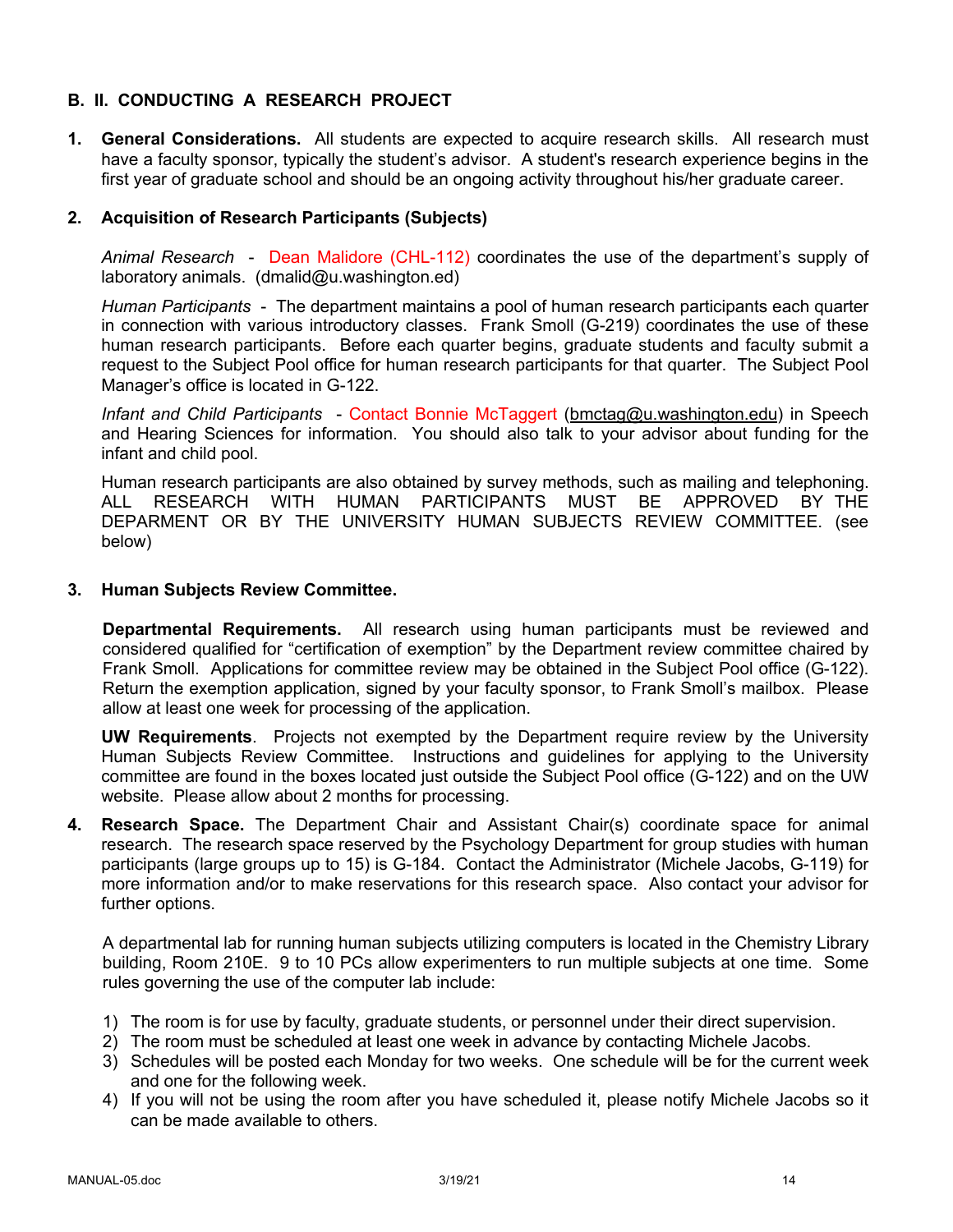## B. II. CONDUCTING A RESEARCH PROJECT

1. **General Considerations.** All students are expected to acquire research skills. All research must have a faculty sponsor, typically the student's advisor. A student's research experience begins in the first year of graduate school and should be an ongoing activity throughout his/her graduate career.

2. **Acquisition of Research Participants (Subjects)**

   *Animal Research* - Dean Malidore (CHL-112) coordinates the use of the department's supply of laboratory animals. (dmalid@u.washington.ed)

   *Human Participants* - The department maintains a pool of human research participants each quarter in connection with various introductory classes. Frank Smoll (G-219) coordinates the use of these human research participants. Before each quarter begins, graduate students and faculty submit a request to the Subject Pool office for human research participants for that quarter. The Subject Pool Manager's office is located in G-122.

   *Infant and Child Participants* - Contact Bonnie McTaggert (bmctag@u.washington.edu) in Speech and Hearing Sciences for information. You should also talk to your advisor about funding for the infant and child pool.

   Human research participants are also obtained by survey methods, such as mailing and telephoning. ALL RESEARCH WITH HUMAN PARTICIPANTS MUST BE APPROVED BY THE DEPARMENT OR BY THE UNIVERSITY HUMAN SUBJECTS REVIEW COMMITTEE. (see below)

3. **Human Subjects Review Committee.**

   **Departmental Requirements.** All research using human participants must be reviewed and considered qualified for "certification of exemption" by the Department review committee chaired by Frank Smoll. Applications for committee review may be obtained in the Subject Pool office (G-122). Return the exemption application, signed by your faculty sponsor, to Frank Smoll's mailbox. Please allow at least one week for processing of the application.

   **UW Requirements**. Projects not exempted by the Department require review by the University Human Subjects Review Committee. Instructions and guidelines for applying to the University committee are found in the boxes located just outside the Subject Pool office (G-122) and on the UW website. Please allow about 2 months for processing.

4. **Research Space.** The Department Chair and Assistant Chair(s) coordinate space for animal research. The research space reserved by the Psychology Department for group studies with human participants (large groups up to 15) is G-184. Contact the Administrator (Michele Jacobs, G-119) for more information and/or to make reservations for this research space. Also contact your advisor for further options.

   A departmental lab for running human subjects utilizing computers is located in the Chemistry Library building, Room 210E. 9 to 10 PCs allow experimenters to run multiple subjects at one time. Some rules governing the use of the computer lab include:

   1) The room is for use by faculty, graduate students, or personnel under their direct supervision.
   2) The room must be scheduled at least one week in advance by contacting Michele Jacobs.
   3) Schedules will be posted each Monday for two weeks. One schedule will be for the current week and one for the following week.
   4) If you will not be using the room after you have scheduled it, please notify Michele Jacobs so it can be made available to others.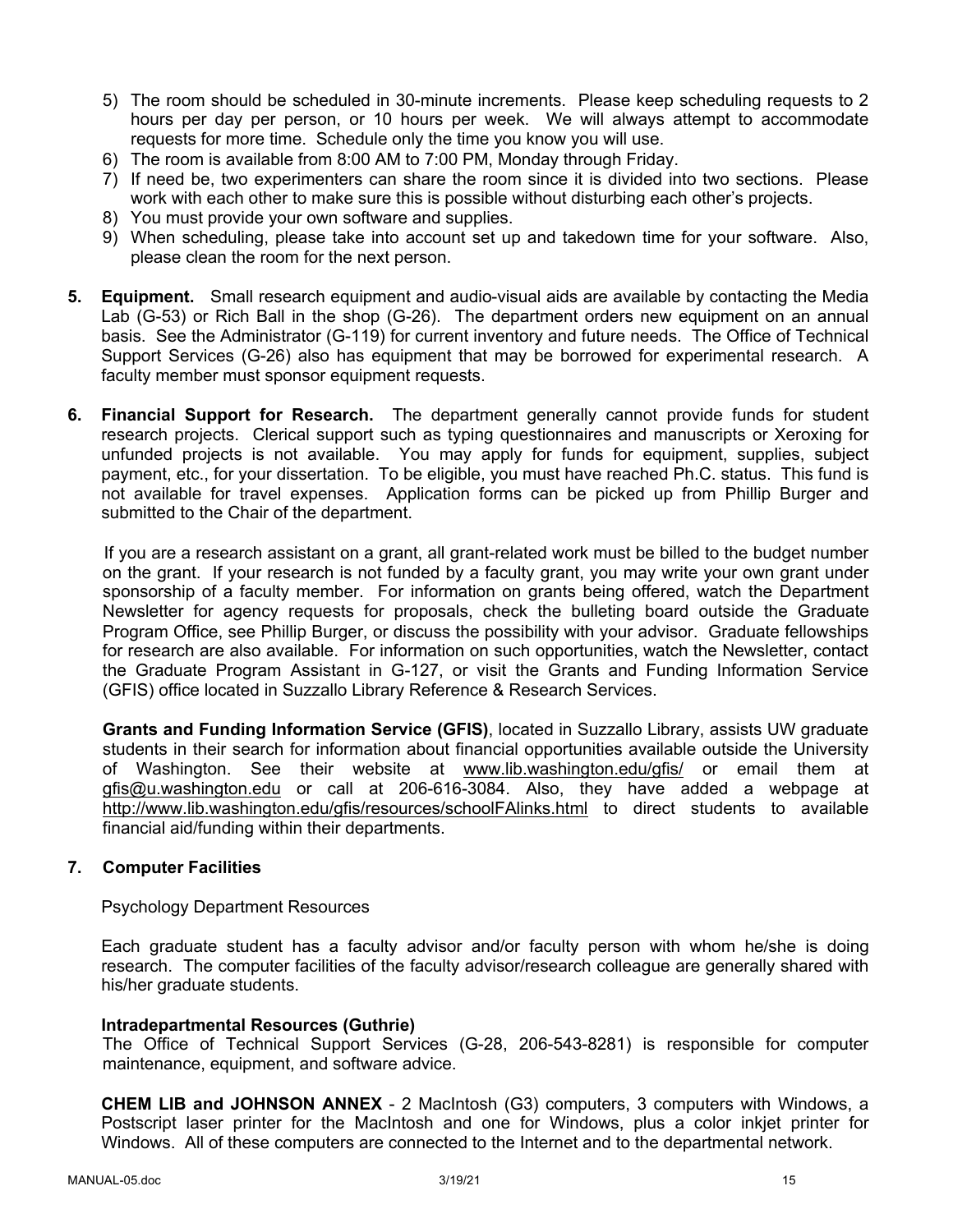5) The room should be scheduled in 30-minute increments. Please keep scheduling requests to 2 hours per day per person, or 10 hours per week. We will always attempt to accommodate requests for more time. Schedule only the time you know you will use.
6) The room is available from 8:00 AM to 7:00 PM, Monday through Friday.
7) If need be, two experimenters can share the room since it is divided into two sections. Please work with each other to make sure this is possible without disturbing each other's projects.
8) You must provide your own software and supplies.
9) When scheduling, please take into account set up and takedown time for your software. Also, please clean the room for the next person.

**5. Equipment.** Small research equipment and audio-visual aids are available by contacting the Media Lab (G-53) or Rich Ball in the shop (G-26). The department orders new equipment on an annual basis. See the Administrator (G-119) for current inventory and future needs. The Office of Technical Support Services (G-26) also has equipment that may be borrowed for experimental research. A faculty member must sponsor equipment requests.

**6. Financial Support for Research.** The department generally cannot provide funds for student research projects. Clerical support such as typing questionnaires and manuscripts or Xeroxing for unfunded projects is not available. You may apply for funds for equipment, supplies, subject payment, etc., for your dissertation. To be eligible, you must have reached Ph.C. status. This fund is not available for travel expenses. Application forms can be picked up from Phillip Burger and submitted to the Chair of the department.

If you are a research assistant on a grant, all grant-related work must be billed to the budget number on the grant. If your research is not funded by a faculty grant, you may write your own grant under sponsorship of a faculty member. For information on grants being offered, watch the Department Newsletter for agency requests for proposals, check the bulleting board outside the Graduate Program Office, see Phillip Burger, or discuss the possibility with your advisor. Graduate fellowships for research are also available. For information on such opportunities, watch the Newsletter, contact the Graduate Program Assistant in G-127, or visit the Grants and Funding Information Service (GFIS) office located in Suzzallo Library Reference & Research Services.

**Grants and Funding Information Service (GFIS)**, located in Suzzallo Library, assists UW graduate students in their search for information about financial opportunities available outside the University of Washington. See their website at www.lib.washington.edu/gfis/ or email them at gfis@u.washington.edu or call at 206-616-3084. Also, they have added a webpage at http://www.lib.washington.edu/gfis/resources/schoolFAlinks.html to direct students to available financial aid/funding within their departments.

**7. Computer Facilities**

Psychology Department Resources

Each graduate student has a faculty advisor and/or faculty person with whom he/she is doing research. The computer facilities of the faculty advisor/research colleague are generally shared with his/her graduate students.

**Intradepartmental Resources (Guthrie)**

The Office of Technical Support Services (G-28, 206-543-8281) is responsible for computer maintenance, equipment, and software advice.

**CHEM LIB and JOHNSON ANNEX** - 2 MacIntosh (G3) computers, 3 computers with Windows, a Postscript laser printer for the MacIntosh and one for Windows, plus a color inkjet printer for Windows. All of these computers are connected to the Internet and to the departmental network.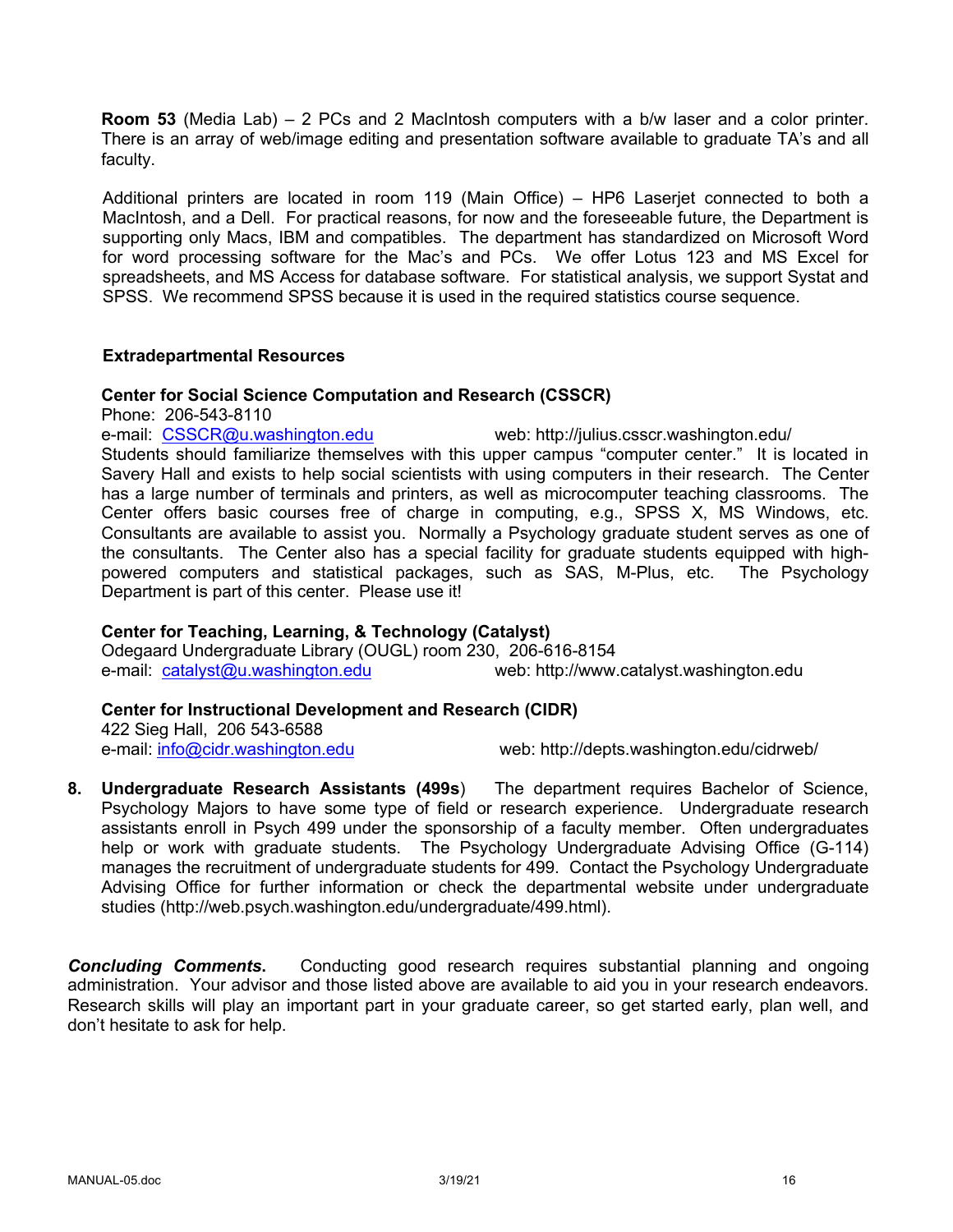**Room 53** (Media Lab) – 2 PCs and 2 MacIntosh computers with a b/w laser and a color printer. There is an array of web/image editing and presentation software available to graduate TA's and all faculty.

Additional printers are located in room 119 (Main Office) – HP6 Laserjet connected to both a MacIntosh, and a Dell. For practical reasons, for now and the foreseeable future, the Department is supporting only Macs, IBM and compatibles. The department has standardized on Microsoft Word for word processing software for the Mac's and PCs. We offer Lotus 123 and MS Excel for spreadsheets, and MS Access for database software. For statistical analysis, we support Systat and SPSS. We recommend SPSS because it is used in the required statistics course sequence.

**Extradepartmental Resources**

**Center for Social Science Computation and Research (CSSCR)**
Phone: 206-543-8110
e-mail: CSSCR@u.washington.edu web: http://julius.csscr.washington.edu/
Students should familiarize themselves with this upper campus "computer center." It is located in Savery Hall and exists to help social scientists with using computers in their research. The Center has a large number of terminals and printers, as well as microcomputer teaching classrooms. The Center offers basic courses free of charge in computing, e.g., SPSS X, MS Windows, etc. Consultants are available to assist you. Normally a Psychology graduate student serves as one of the consultants. The Center also has a special facility for graduate students equipped with high-powered computers and statistical packages, such as SAS, M-Plus, etc. The Psychology Department is part of this center. Please use it!

**Center for Teaching, Learning, & Technology (Catalyst)**
Odegaard Undergraduate Library (OUGL) room 230, 206-616-8154
e-mail: catalyst@u.washington.edu web: http://www.catalyst.washington.edu

**Center for Instructional Development and Research (CIDR)**
422 Sieg Hall, 206 543-6588
e-mail: info@cidr.washington.edu web: http://depts.washington.edu/cidrweb/

8. **Undergraduate Research Assistants (499s**) The department requires Bachelor of Science, Psychology Majors to have some type of field or research experience. Undergraduate research assistants enroll in Psych 499 under the sponsorship of a faculty member. Often undergraduates help or work with graduate students. The Psychology Undergraduate Advising Office (G-114) manages the recruitment of undergraduate students for 499. Contact the Psychology Undergraduate Advising Office for further information or check the departmental website under undergraduate studies (http://web.psych.washington.edu/undergraduate/499.html).

***Concluding Comments.*** Conducting good research requires substantial planning and ongoing administration. Your advisor and those listed above are available to aid you in your research endeavors. Research skills will play an important part in your graduate career, so get started early, plan well, and don't hesitate to ask for help.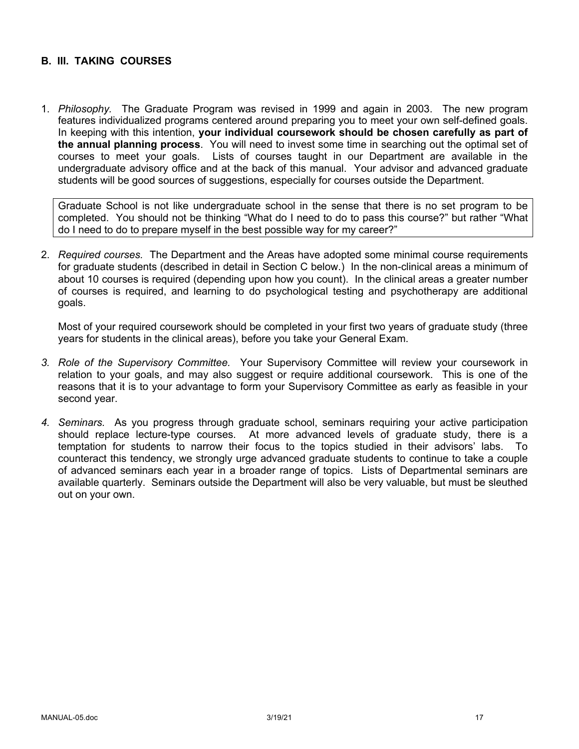## B. III. TAKING COURSES

1. *Philosophy.* The Graduate Program was revised in 1999 and again in 2003. The new program features individualized programs centered around preparing you to meet your own self-defined goals. In keeping with this intention, **your individual coursework should be chosen carefully as part of the annual planning process**. You will need to invest some time in searching out the optimal set of courses to meet your goals. Lists of courses taught in our Department are available in the undergraduate advisory office and at the back of this manual. Your advisor and advanced graduate students will be good sources of suggestions, especially for courses outside the Department.

   > Graduate School is not like undergraduate school in the sense that there is no set program to be completed. You should not be thinking "What do I need to do to pass this course?" but rather "What do I need to do to prepare myself in the best possible way for my career?"

2. *Required courses.* The Department and the Areas have adopted some minimal course requirements for graduate students (described in detail in Section C below.) In the non-clinical areas a minimum of about 10 courses is required (depending upon how you count). In the clinical areas a greater number of courses is required, and learning to do psychological testing and psychotherapy are additional goals.

   Most of your required coursework should be completed in your first two years of graduate study (three years for students in the clinical areas), before you take your General Exam.

3. *Role of the Supervisory Committee.* Your Supervisory Committee will review your coursework in relation to your goals, and may also suggest or require additional coursework. This is one of the reasons that it is to your advantage to form your Supervisory Committee as early as feasible in your second year.

4. *Seminars.* As you progress through graduate school, seminars requiring your active participation should replace lecture-type courses. At more advanced levels of graduate study, there is a temptation for students to narrow their focus to the topics studied in their advisors' labs. To counteract this tendency, we strongly urge advanced graduate students to continue to take a couple of advanced seminars each year in a broader range of topics. Lists of Departmental seminars are available quarterly. Seminars outside the Department will also be very valuable, but must be sleuthed out on your own.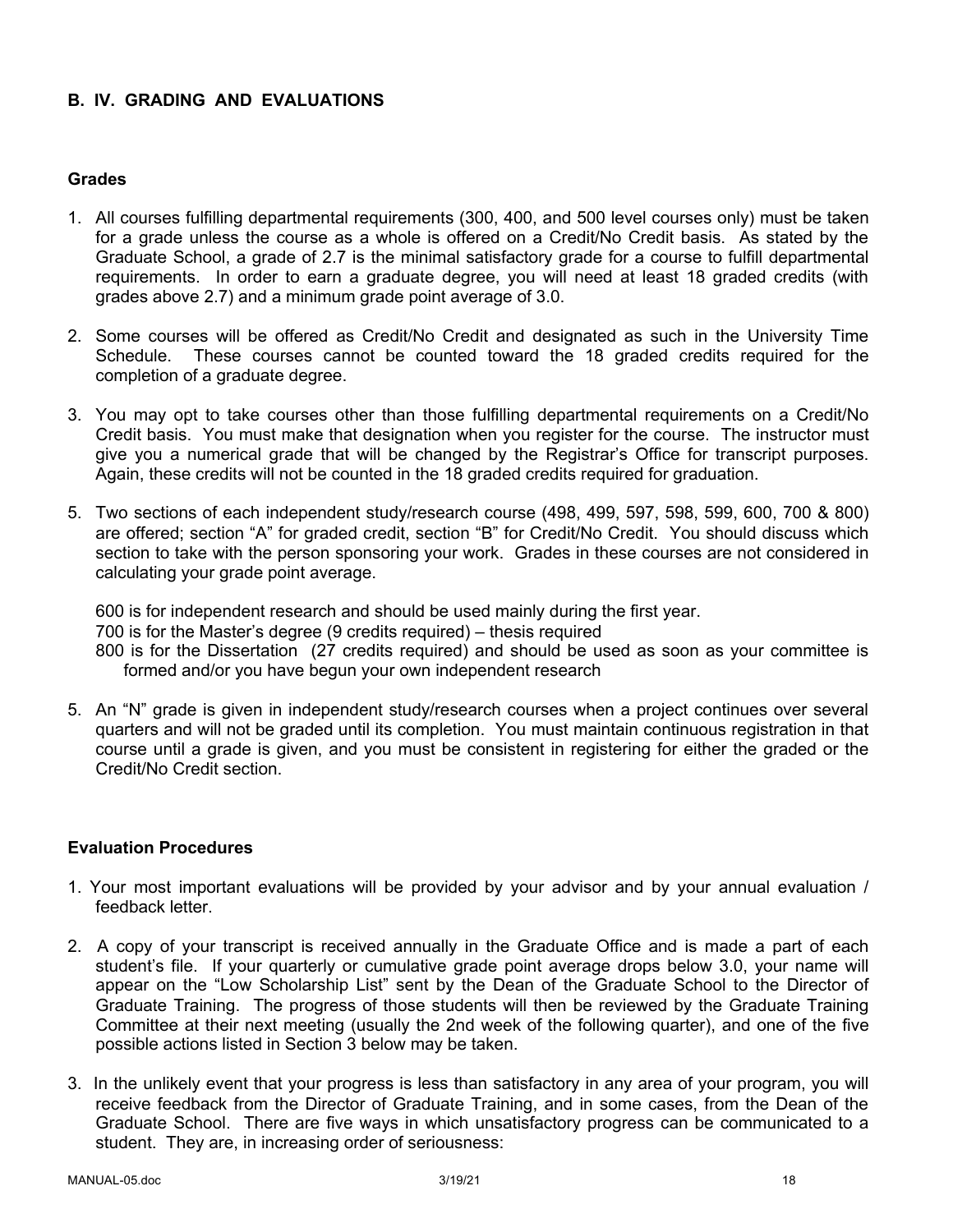## B. IV. GRADING AND EVALUATIONS

### Grades

1. All courses fulfilling departmental requirements (300, 400, and 500 level courses only) must be taken for a grade unless the course as a whole is offered on a Credit/No Credit basis. As stated by the Graduate School, a grade of 2.7 is the minimal satisfactory grade for a course to fulfill departmental requirements. In order to earn a graduate degree, you will need at least 18 graded credits (with grades above 2.7) and a minimum grade point average of 3.0.

2. Some courses will be offered as Credit/No Credit and designated as such in the University Time Schedule. These courses cannot be counted toward the 18 graded credits required for the completion of a graduate degree.

3. You may opt to take courses other than those fulfilling departmental requirements on a Credit/No Credit basis. You must make that designation when you register for the course. The instructor must give you a numerical grade that will be changed by the Registrar's Office for transcript purposes. Again, these credits will not be counted in the 18 graded credits required for graduation.

5. Two sections of each independent study/research course (498, 499, 597, 598, 599, 600, 700 & 800) are offered; section "A" for graded credit, section "B" for Credit/No Credit. You should discuss which section to take with the person sponsoring your work. Grades in these courses are not considered in calculating your grade point average.

   600 is for independent research and should be used mainly during the first year.
   700 is for the Master's degree (9 credits required) – thesis required
   800 is for the Dissertation (27 credits required) and should be used as soon as your committee is formed and/or you have begun your own independent research

5. An "N" grade is given in independent study/research courses when a project continues over several quarters and will not be graded until its completion. You must maintain continuous registration in that course until a grade is given, and you must be consistent in registering for either the graded or the Credit/No Credit section.

### Evaluation Procedures

1. Your most important evaluations will be provided by your advisor and by your annual evaluation / feedback letter.

2. A copy of your transcript is received annually in the Graduate Office and is made a part of each student's file. If your quarterly or cumulative grade point average drops below 3.0, your name will appear on the "Low Scholarship List" sent by the Dean of the Graduate School to the Director of Graduate Training. The progress of those students will then be reviewed by the Graduate Training Committee at their next meeting (usually the 2nd week of the following quarter), and one of the five possible actions listed in Section 3 below may be taken.

3. In the unlikely event that your progress is less than satisfactory in any area of your program, you will receive feedback from the Director of Graduate Training, and in some cases, from the Dean of the Graduate School. There are five ways in which unsatisfactory progress can be communicated to a student. They are, in increasing order of seriousness: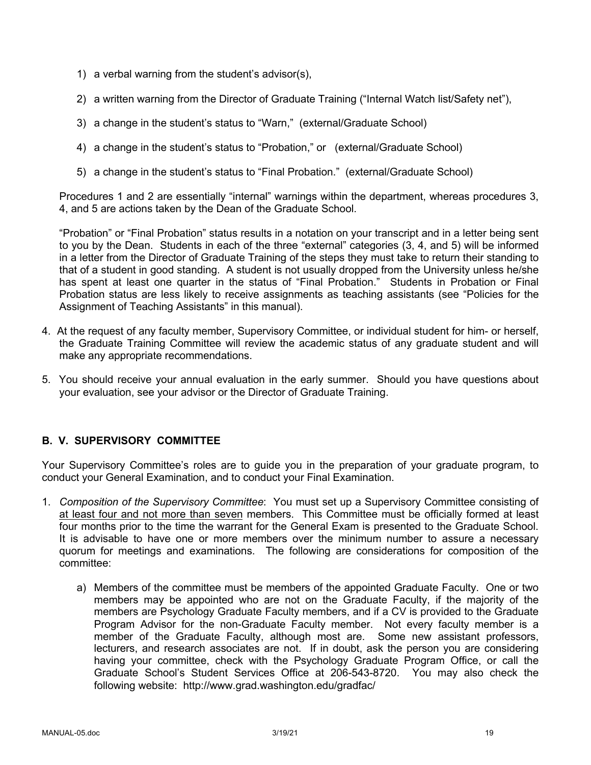1) a verbal warning from the student's advisor(s),

2) a written warning from the Director of Graduate Training ("Internal Watch list/Safety net"),

3) a change in the student's status to "Warn," (external/Graduate School)

4) a change in the student's status to "Probation," or (external/Graduate School)

5) a change in the student's status to "Final Probation." (external/Graduate School)

Procedures 1 and 2 are essentially "internal" warnings within the department, whereas procedures 3, 4, and 5 are actions taken by the Dean of the Graduate School.

"Probation" or "Final Probation" status results in a notation on your transcript and in a letter being sent to you by the Dean. Students in each of the three "external" categories (3, 4, and 5) will be informed in a letter from the Director of Graduate Training of the steps they must take to return their standing to that of a student in good standing. A student is not usually dropped from the University unless he/she has spent at least one quarter in the status of "Final Probation." Students in Probation or Final Probation status are less likely to receive assignments as teaching assistants (see "Policies for the Assignment of Teaching Assistants" in this manual).

4. At the request of any faculty member, Supervisory Committee, or individual student for him- or herself, the Graduate Training Committee will review the academic status of any graduate student and will make any appropriate recommendations.

5. You should receive your annual evaluation in the early summer. Should you have questions about your evaluation, see your advisor or the Director of Graduate Training.

## B. V. SUPERVISORY COMMITTEE

Your Supervisory Committee's roles are to guide you in the preparation of your graduate program, to conduct your General Examination, and to conduct your Final Examination.

1. *Composition of the Supervisory Committee*: You must set up a Supervisory Committee consisting of <u>at least four and not more than seven</u> members. This Committee must be officially formed at least four months prior to the time the warrant for the General Exam is presented to the Graduate School. It is advisable to have one or more members over the minimum number to assure a necessary quorum for meetings and examinations. The following are considerations for composition of the committee:

   a) Members of the committee must be members of the appointed Graduate Faculty. One or two members may be appointed who are not on the Graduate Faculty, if the majority of the members are Psychology Graduate Faculty members, and if a CV is provided to the Graduate Program Advisor for the non-Graduate Faculty member. Not every faculty member is a member of the Graduate Faculty, although most are. Some new assistant professors, lecturers, and research associates are not. If in doubt, ask the person you are considering having your committee, check with the Psychology Graduate Program Office, or call the Graduate School's Student Services Office at 206-543-8720. You may also check the following website: http://www.grad.washington.edu/gradfac/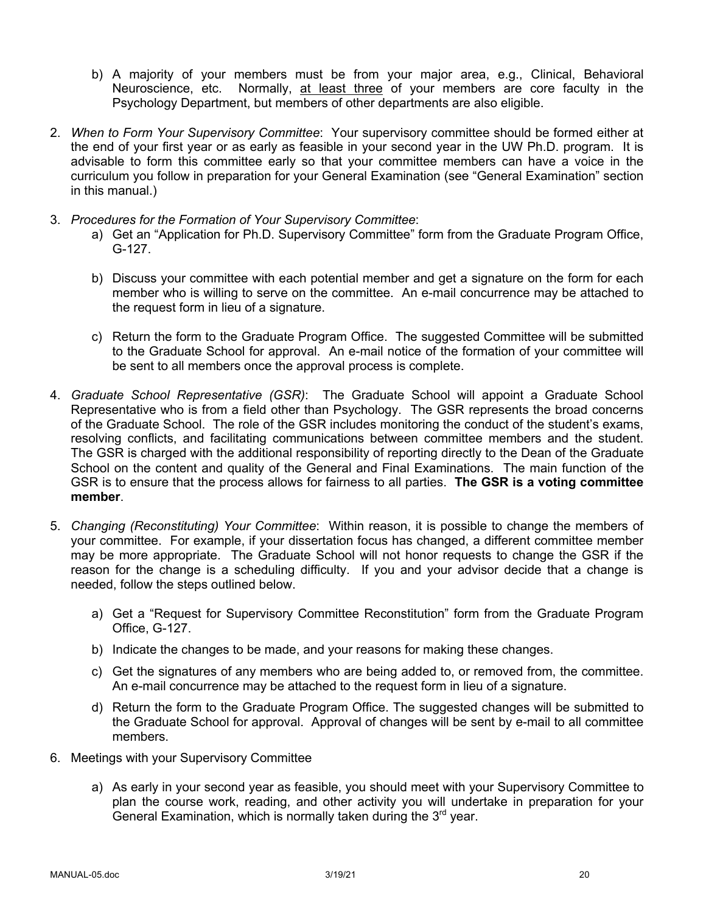b) A majority of your members must be from your major area, e.g., Clinical, Behavioral Neuroscience, etc. Normally, <u>at least three</u> of your members are core faculty in the Psychology Department, but members of other departments are also eligible.

2. *When to Form Your Supervisory Committee*: Your supervisory committee should be formed either at the end of your first year or as early as feasible in your second year in the UW Ph.D. program. It is advisable to form this committee early so that your committee members can have a voice in the curriculum you follow in preparation for your General Examination (see "General Examination" section in this manual.)

3. *Procedures for the Formation of Your Supervisory Committee*:
   a) Get an "Application for Ph.D. Supervisory Committee" form from the Graduate Program Office, G-127.

   b) Discuss your committee with each potential member and get a signature on the form for each member who is willing to serve on the committee. An e-mail concurrence may be attached to the request form in lieu of a signature.

   c) Return the form to the Graduate Program Office. The suggested Committee will be submitted to the Graduate School for approval. An e-mail notice of the formation of your committee will be sent to all members once the approval process is complete.

4. *Graduate School Representative (GSR)*: The Graduate School will appoint a Graduate School Representative who is from a field other than Psychology. The GSR represents the broad concerns of the Graduate School. The role of the GSR includes monitoring the conduct of the student's exams, resolving conflicts, and facilitating communications between committee members and the student. The GSR is charged with the additional responsibility of reporting directly to the Dean of the Graduate School on the content and quality of the General and Final Examinations. The main function of the GSR is to ensure that the process allows for fairness to all parties. **The GSR is a voting committee member**.

5. *Changing (Reconstituting) Your Committee*: Within reason, it is possible to change the members of your committee. For example, if your dissertation focus has changed, a different committee member may be more appropriate. The Graduate School will not honor requests to change the GSR if the reason for the change is a scheduling difficulty. If you and your advisor decide that a change is needed, follow the steps outlined below.

   a) Get a "Request for Supervisory Committee Reconstitution" form from the Graduate Program Office, G-127.
   b) Indicate the changes to be made, and your reasons for making these changes.
   c) Get the signatures of any members who are being added to, or removed from, the committee. An e-mail concurrence may be attached to the request form in lieu of a signature.
   d) Return the form to the Graduate Program Office. The suggested changes will be submitted to the Graduate School for approval. Approval of changes will be sent by e-mail to all committee members.

6. Meetings with your Supervisory Committee

   a) As early in your second year as feasible, you should meet with your Supervisory Committee to plan the course work, reading, and other activity you will undertake in preparation for your General Examination, which is normally taken during the 3rd year.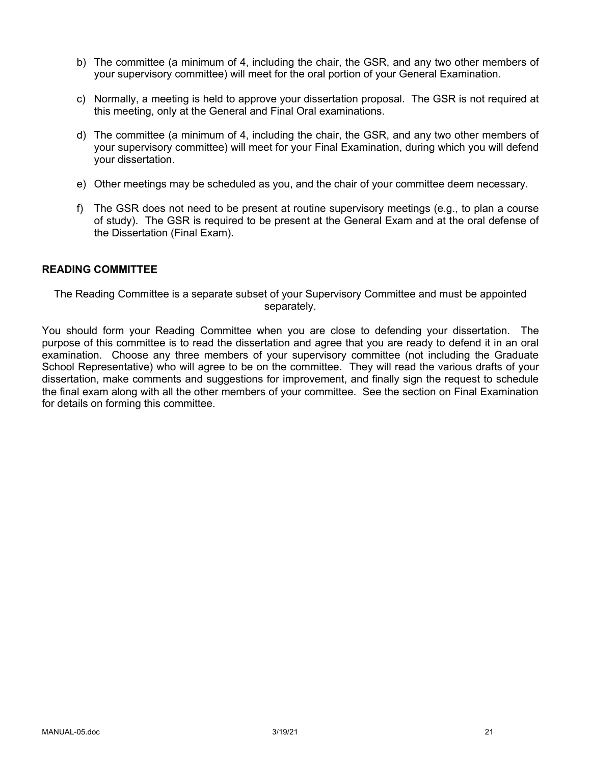b) The committee (a minimum of 4, including the chair, the GSR, and any two other members of your supervisory committee) will meet for the oral portion of your General Examination.

c) Normally, a meeting is held to approve your dissertation proposal. The GSR is not required at this meeting, only at the General and Final Oral examinations.

d) The committee (a minimum of 4, including the chair, the GSR, and any two other members of your supervisory committee) will meet for your Final Examination, during which you will defend your dissertation.

e) Other meetings may be scheduled as you, and the chair of your committee deem necessary.

f) The GSR does not need to be present at routine supervisory meetings (e.g., to plan a course of study). The GSR is required to be present at the General Exam and at the oral defense of the Dissertation (Final Exam).

**READING COMMITTEE**

The Reading Committee is a separate subset of your Supervisory Committee and must be appointed separately.

You should form your Reading Committee when you are close to defending your dissertation. The purpose of this committee is to read the dissertation and agree that you are ready to defend it in an oral examination. Choose any three members of your supervisory committee (not including the Graduate School Representative) who will agree to be on the committee. They will read the various drafts of your dissertation, make comments and suggestions for improvement, and finally sign the request to schedule the final exam along with all the other members of your committee. See the section on Final Examination for details on forming this committee.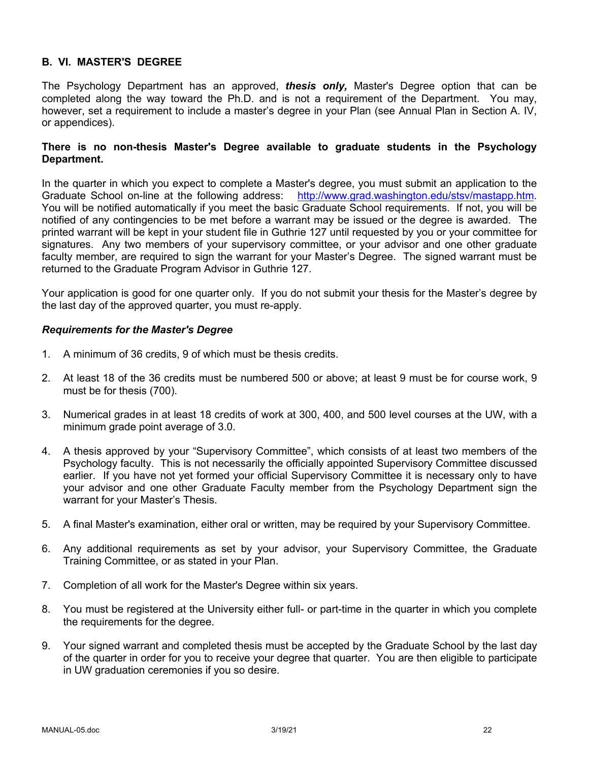## B. VI. MASTER'S DEGREE

The Psychology Department has an approved, ***thesis only,*** Master's Degree option that can be completed along the way toward the Ph.D. and is not a requirement of the Department. You may, however, set a requirement to include a master's degree in your Plan (see Annual Plan in Section A. IV, or appendices).

**There is no non-thesis Master's Degree available to graduate students in the Psychology Department.**

In the quarter in which you expect to complete a Master's degree, you must submit an application to the Graduate School on-line at the following address: http://www.grad.washington.edu/stsv/mastapp.htm. You will be notified automatically if you meet the basic Graduate School requirements. If not, you will be notified of any contingencies to be met before a warrant may be issued or the degree is awarded. The printed warrant will be kept in your student file in Guthrie 127 until requested by you or your committee for signatures. Any two members of your supervisory committee, or your advisor and one other graduate faculty member, are required to sign the warrant for your Master's Degree. The signed warrant must be returned to the Graduate Program Advisor in Guthrie 127.

Your application is good for one quarter only. If you do not submit your thesis for the Master's degree by the last day of the approved quarter, you must re-apply.

### *Requirements for the Master's Degree*

1. A minimum of 36 credits, 9 of which must be thesis credits.
2. At least 18 of the 36 credits must be numbered 500 or above; at least 9 must be for course work, 9 must be for thesis (700).
3. Numerical grades in at least 18 credits of work at 300, 400, and 500 level courses at the UW, with a minimum grade point average of 3.0.
4. A thesis approved by your "Supervisory Committee", which consists of at least two members of the Psychology faculty. This is not necessarily the officially appointed Supervisory Committee discussed earlier. If you have not yet formed your official Supervisory Committee it is necessary only to have your advisor and one other Graduate Faculty member from the Psychology Department sign the warrant for your Master's Thesis.
5. A final Master's examination, either oral or written, may be required by your Supervisory Committee.
6. Any additional requirements as set by your advisor, your Supervisory Committee, the Graduate Training Committee, or as stated in your Plan.
7. Completion of all work for the Master's Degree within six years.
8. You must be registered at the University either full- or part-time in the quarter in which you complete the requirements for the degree.
9. Your signed warrant and completed thesis must be accepted by the Graduate School by the last day of the quarter in order for you to receive your degree that quarter. You are then eligible to participate in UW graduation ceremonies if you so desire.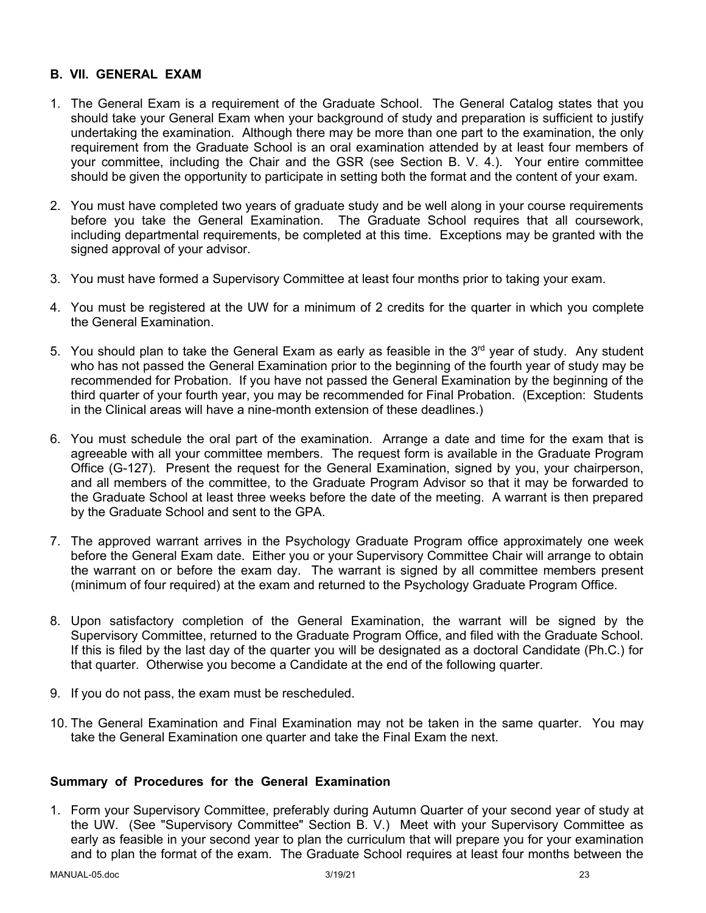## B. VII. GENERAL EXAM

1. The General Exam is a requirement of the Graduate School. The General Catalog states that you should take your General Exam when your background of study and preparation is sufficient to justify undertaking the examination. Although there may be more than one part to the examination, the only requirement from the Graduate School is an oral examination attended by at least four members of your committee, including the Chair and the GSR (see Section B. V. 4.). Your entire committee should be given the opportunity to participate in setting both the format and the content of your exam.

2. You must have completed two years of graduate study and be well along in your course requirements before you take the General Examination. The Graduate School requires that all coursework, including departmental requirements, be completed at this time. Exceptions may be granted with the signed approval of your advisor.

3. You must have formed a Supervisory Committee at least four months prior to taking your exam.

4. You must be registered at the UW for a minimum of 2 credits for the quarter in which you complete the General Examination.

5. You should plan to take the General Exam as early as feasible in the 3rd year of study. Any student who has not passed the General Examination prior to the beginning of the fourth year of study may be recommended for Probation. If you have not passed the General Examination by the beginning of the third quarter of your fourth year, you may be recommended for Final Probation. (Exception: Students in the Clinical areas will have a nine-month extension of these deadlines.)

6. You must schedule the oral part of the examination. Arrange a date and time for the exam that is agreeable with all your committee members. The request form is available in the Graduate Program Office (G-127). Present the request for the General Examination, signed by you, your chairperson, and all members of the committee, to the Graduate Program Advisor so that it may be forwarded to the Graduate School at least three weeks before the date of the meeting. A warrant is then prepared by the Graduate School and sent to the GPA.

7. The approved warrant arrives in the Psychology Graduate Program office approximately one week before the General Exam date. Either you or your Supervisory Committee Chair will arrange to obtain the warrant on or before the exam day. The warrant is signed by all committee members present (minimum of four required) at the exam and returned to the Psychology Graduate Program Office.

8. Upon satisfactory completion of the General Examination, the warrant will be signed by the Supervisory Committee, returned to the Graduate Program Office, and filed with the Graduate School. If this is filed by the last day of the quarter you will be designated as a doctoral Candidate (Ph.C.) for that quarter. Otherwise you become a Candidate at the end of the following quarter.

9. If you do not pass, the exam must be rescheduled.

10. The General Examination and Final Examination may not be taken in the same quarter. You may take the General Examination one quarter and take the Final Exam the next.

### Summary of Procedures for the General Examination

1. Form your Supervisory Committee, preferably during Autumn Quarter of your second year of study at the UW. (See "Supervisory Committee" Section B. V.) Meet with your Supervisory Committee as early as feasible in your second year to plan the curriculum that will prepare you for your examination and to plan the format of the exam. The Graduate School requires at least four months between the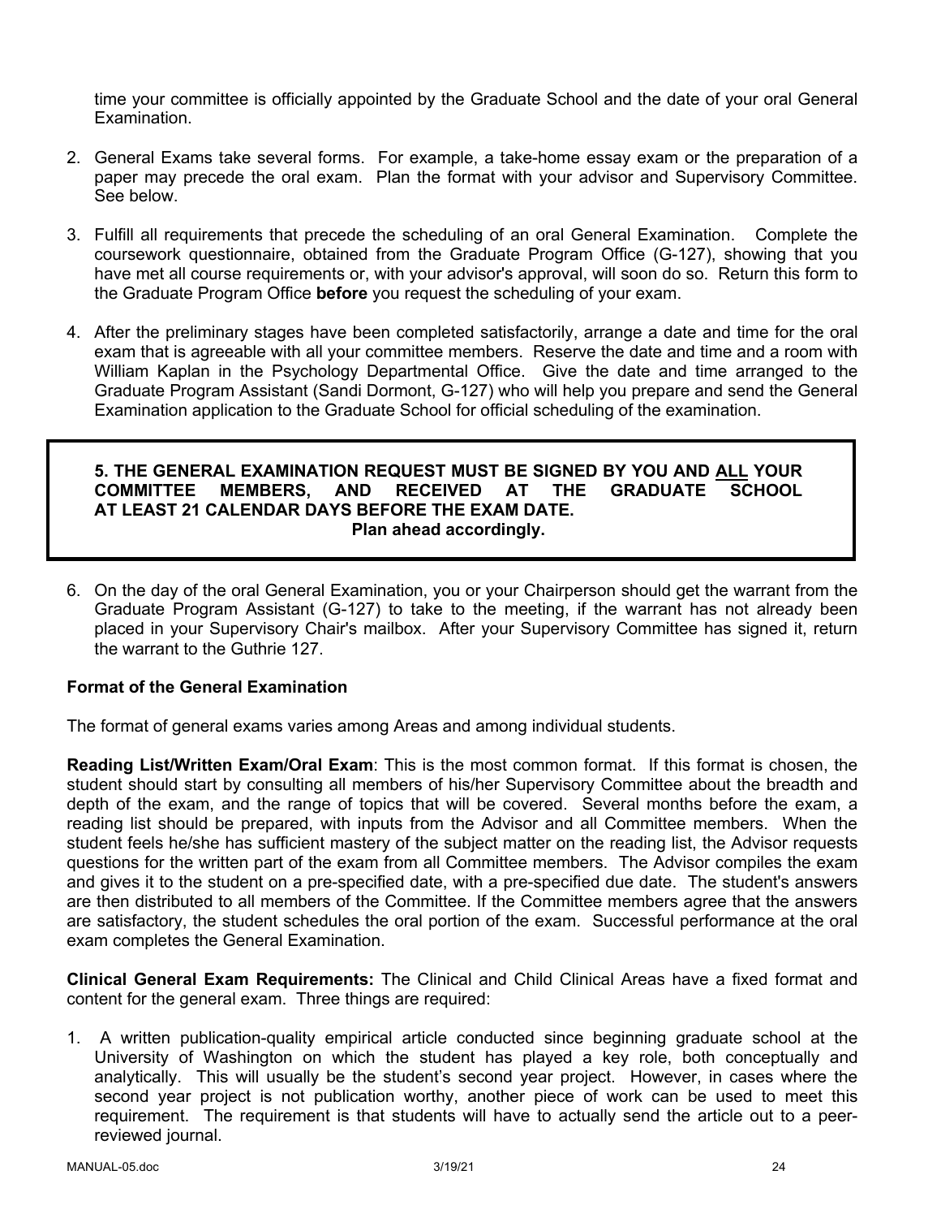time your committee is officially appointed by the Graduate School and the date of your oral General Examination.

2. General Exams take several forms. For example, a take-home essay exam or the preparation of a paper may precede the oral exam. Plan the format with your advisor and Supervisory Committee. See below.

3. Fulfill all requirements that precede the scheduling of an oral General Examination. Complete the coursework questionnaire, obtained from the Graduate Program Office (G-127), showing that you have met all course requirements or, with your advisor's approval, will soon do so. Return this form to the Graduate Program Office **before** you request the scheduling of your exam.

4. After the preliminary stages have been completed satisfactorily, arrange a date and time for the oral exam that is agreeable with all your committee members. Reserve the date and time and a room with William Kaplan in the Psychology Departmental Office. Give the date and time arranged to the Graduate Program Assistant (Sandi Dormont, G-127) who will help you prepare and send the General Examination application to the Graduate School for official scheduling of the examination.

**5. THE GENERAL EXAMINATION REQUEST MUST BE SIGNED BY YOU AND ALL YOUR COMMITTEE MEMBERS, AND RECEIVED AT THE GRADUATE SCHOOL AT LEAST 21 CALENDAR DAYS BEFORE THE EXAM DATE.**
**Plan ahead accordingly.**

6. On the day of the oral General Examination, you or your Chairperson should get the warrant from the Graduate Program Assistant (G-127) to take to the meeting, if the warrant has not already been placed in your Supervisory Chair's mailbox. After your Supervisory Committee has signed it, return the warrant to the Guthrie 127.

### Format of the General Examination

The format of general exams varies among Areas and among individual students.

**Reading List/Written Exam/Oral Exam**: This is the most common format. If this format is chosen, the student should start by consulting all members of his/her Supervisory Committee about the breadth and depth of the exam, and the range of topics that will be covered. Several months before the exam, a reading list should be prepared, with inputs from the Advisor and all Committee members. When the student feels he/she has sufficient mastery of the subject matter on the reading list, the Advisor requests questions for the written part of the exam from all Committee members. The Advisor compiles the exam and gives it to the student on a pre-specified date, with a pre-specified due date. The student's answers are then distributed to all members of the Committee. If the Committee members agree that the answers are satisfactory, the student schedules the oral portion of the exam. Successful performance at the oral exam completes the General Examination.

**Clinical General Exam Requirements:** The Clinical and Child Clinical Areas have a fixed format and content for the general exam. Three things are required:

1. A written publication-quality empirical article conducted since beginning graduate school at the University of Washington on which the student has played a key role, both conceptually and analytically. This will usually be the student's second year project. However, in cases where the second year project is not publication worthy, another piece of work can be used to meet this requirement. The requirement is that students will have to actually send the article out to a peer-reviewed journal.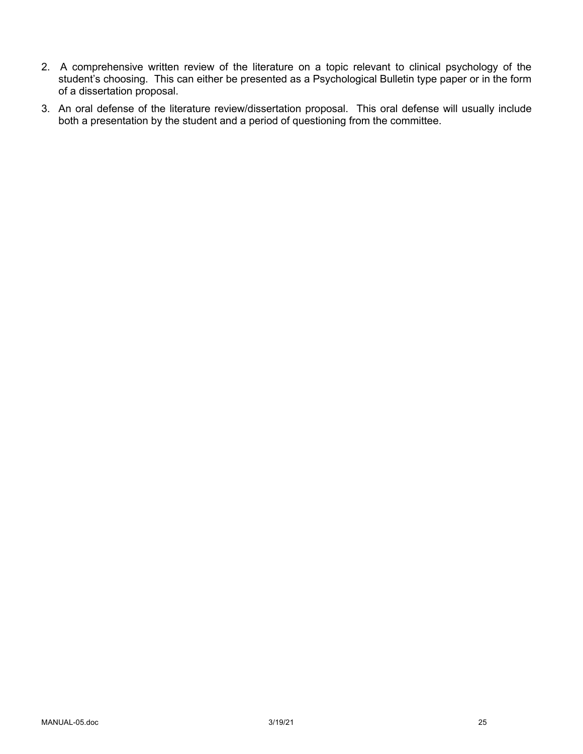2. A comprehensive written review of the literature on a topic relevant to clinical psychology of the student's choosing. This can either be presented as a Psychological Bulletin type paper or in the form of a dissertation proposal.
3. An oral defense of the literature review/dissertation proposal. This oral defense will usually include both a presentation by the student and a period of questioning from the committee.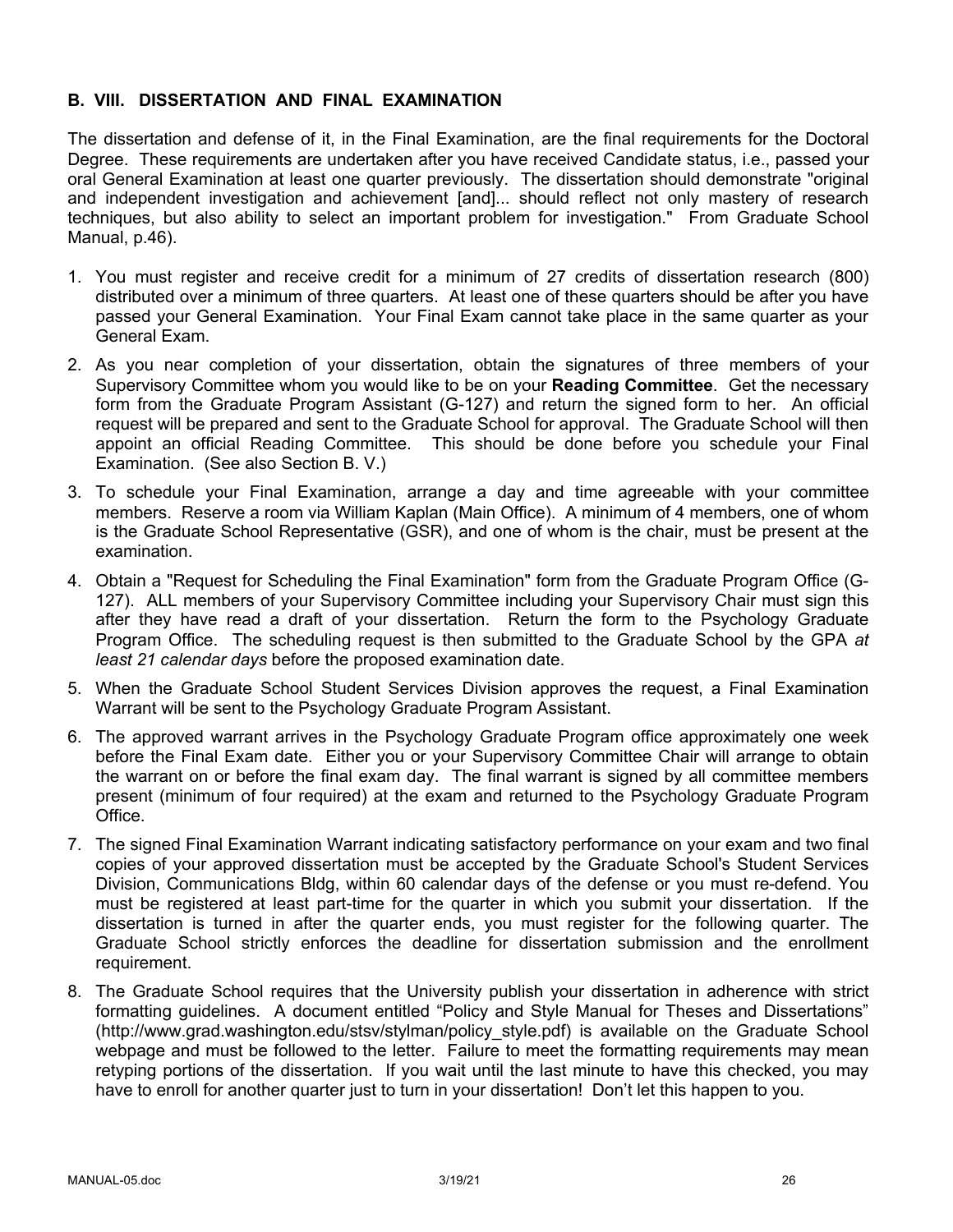## B. VIII. DISSERTATION AND FINAL EXAMINATION

The dissertation and defense of it, in the Final Examination, are the final requirements for the Doctoral Degree. These requirements are undertaken after you have received Candidate status, i.e., passed your oral General Examination at least one quarter previously. The dissertation should demonstrate "original and independent investigation and achievement [and]... should reflect not only mastery of research techniques, but also ability to select an important problem for investigation." From Graduate School Manual, p.46).

1. You must register and receive credit for a minimum of 27 credits of dissertation research (800) distributed over a minimum of three quarters. At least one of these quarters should be after you have passed your General Examination. Your Final Exam cannot take place in the same quarter as your General Exam.
2. As you near completion of your dissertation, obtain the signatures of three members of your Supervisory Committee whom you would like to be on your **Reading Committee**. Get the necessary form from the Graduate Program Assistant (G-127) and return the signed form to her. An official request will be prepared and sent to the Graduate School for approval. The Graduate School will then appoint an official Reading Committee. This should be done before you schedule your Final Examination. (See also Section B. V.)
3. To schedule your Final Examination, arrange a day and time agreeable with your committee members. Reserve a room via William Kaplan (Main Office). A minimum of 4 members, one of whom is the Graduate School Representative (GSR), and one of whom is the chair, must be present at the examination.
4. Obtain a "Request for Scheduling the Final Examination" form from the Graduate Program Office (G-127). ALL members of your Supervisory Committee including your Supervisory Chair must sign this after they have read a draft of your dissertation. Return the form to the Psychology Graduate Program Office. The scheduling request is then submitted to the Graduate School by the GPA *at least 21 calendar days* before the proposed examination date.
5. When the Graduate School Student Services Division approves the request, a Final Examination Warrant will be sent to the Psychology Graduate Program Assistant.
6. The approved warrant arrives in the Psychology Graduate Program office approximately one week before the Final Exam date. Either you or your Supervisory Committee Chair will arrange to obtain the warrant on or before the final exam day. The final warrant is signed by all committee members present (minimum of four required) at the exam and returned to the Psychology Graduate Program Office.
7. The signed Final Examination Warrant indicating satisfactory performance on your exam and two final copies of your approved dissertation must be accepted by the Graduate School's Student Services Division, Communications Bldg, within 60 calendar days of the defense or you must re-defend. You must be registered at least part-time for the quarter in which you submit your dissertation. If the dissertation is turned in after the quarter ends, you must register for the following quarter. The Graduate School strictly enforces the deadline for dissertation submission and the enrollment requirement.
8. The Graduate School requires that the University publish your dissertation in adherence with strict formatting guidelines. A document entitled "Policy and Style Manual for Theses and Dissertations" (http://www.grad.washington.edu/stsv/stylman/policy_style.pdf) is available on the Graduate School webpage and must be followed to the letter. Failure to meet the formatting requirements may mean retyping portions of the dissertation. If you wait until the last minute to have this checked, you may have to enroll for another quarter just to turn in your dissertation! Don't let this happen to you.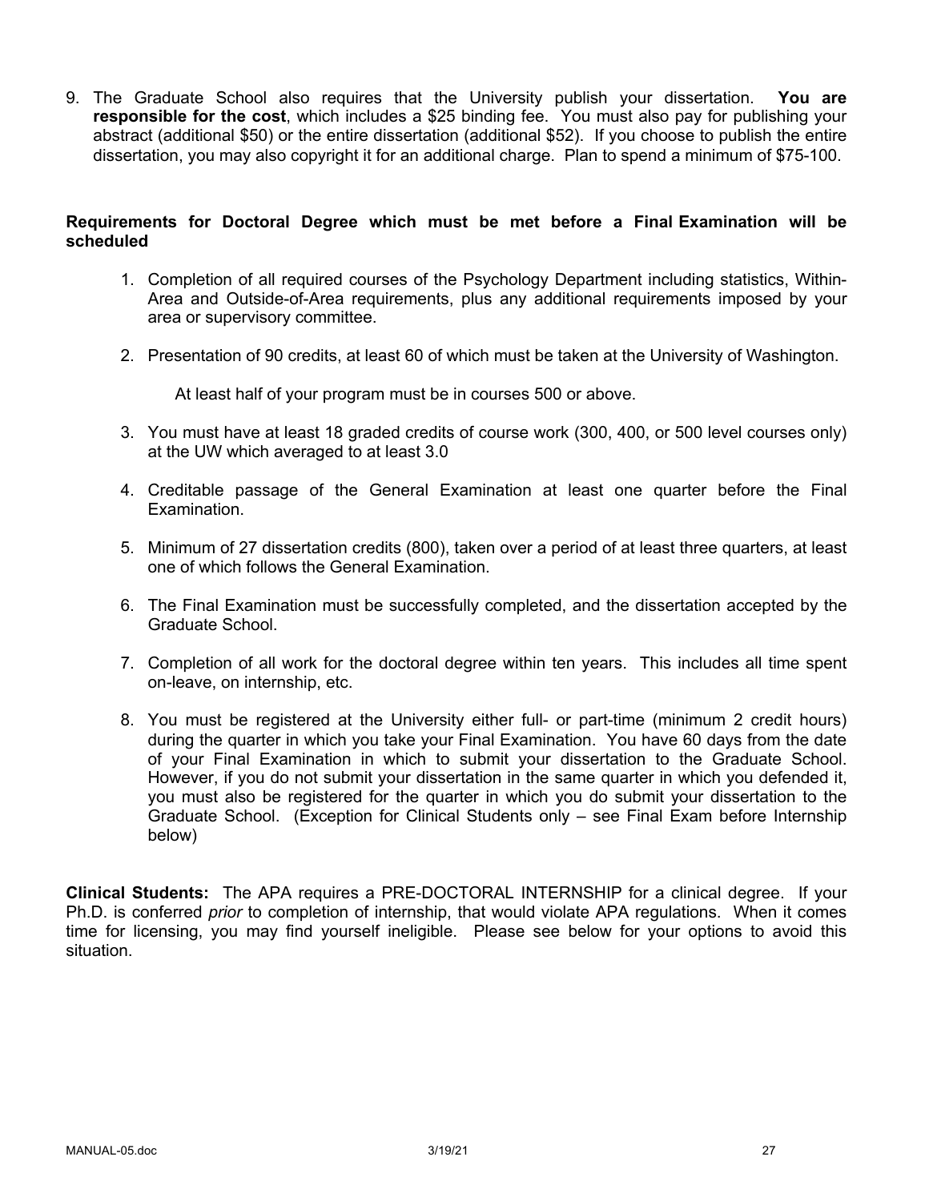9. The Graduate School also requires that the University publish your dissertation. **You are responsible for the cost**, which includes a $25 binding fee. You must also pay for publishing your abstract (additional $50) or the entire dissertation (additional $52). If you choose to publish the entire dissertation, you may also copyright it for an additional charge. Plan to spend a minimum of $75-100.

**Requirements for Doctoral Degree which must be met before a Final Examination will be scheduled**

1. Completion of all required courses of the Psychology Department including statistics, Within-Area and Outside-of-Area requirements, plus any additional requirements imposed by your area or supervisory committee.

2. Presentation of 90 credits, at least 60 of which must be taken at the University of Washington.

   At least half of your program must be in courses 500 or above.

3. You must have at least 18 graded credits of course work (300, 400, or 500 level courses only) at the UW which averaged to at least 3.0

4. Creditable passage of the General Examination at least one quarter before the Final Examination.

5. Minimum of 27 dissertation credits (800), taken over a period of at least three quarters, at least one of which follows the General Examination.

6. The Final Examination must be successfully completed, and the dissertation accepted by the Graduate School.

7. Completion of all work for the doctoral degree within ten years. This includes all time spent on-leave, on internship, etc.

8. You must be registered at the University either full- or part-time (minimum 2 credit hours) during the quarter in which you take your Final Examination. You have 60 days from the date of your Final Examination in which to submit your dissertation to the Graduate School. However, if you do not submit your dissertation in the same quarter in which you defended it, you must also be registered for the quarter in which you do submit your dissertation to the Graduate School. (Exception for Clinical Students only – see Final Exam before Internship below)

**Clinical Students:** The APA requires a PRE-DOCTORAL INTERNSHIP for a clinical degree. If your Ph.D. is conferred *prior* to completion of internship, that would violate APA regulations. When it comes time for licensing, you may find yourself ineligible. Please see below for your options to avoid this situation.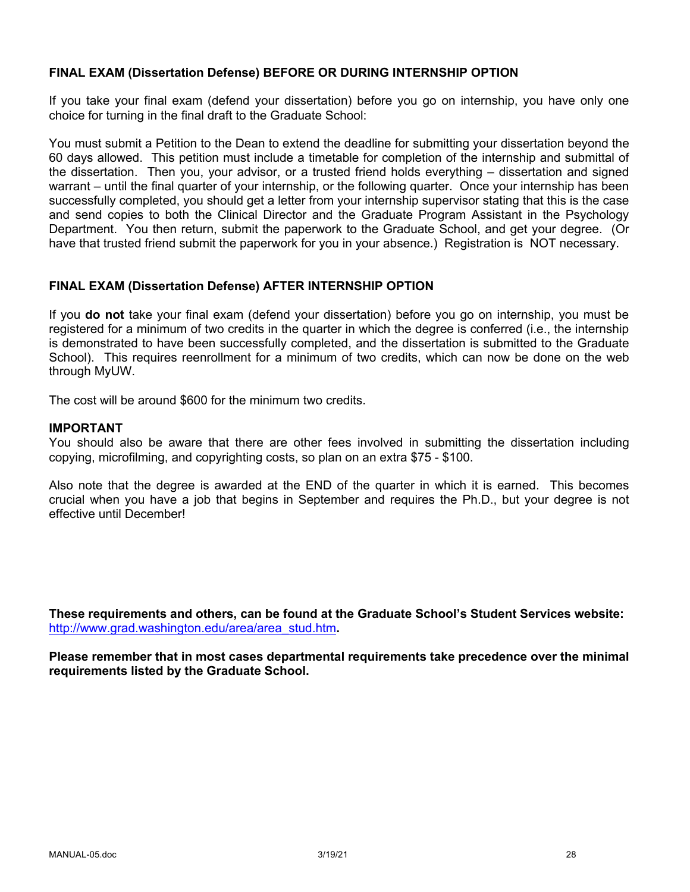### FINAL EXAM (Dissertation Defense) BEFORE OR DURING INTERNSHIP OPTION

If you take your final exam (defend your dissertation) before you go on internship, you have only one choice for turning in the final draft to the Graduate School:

You must submit a Petition to the Dean to extend the deadline for submitting your dissertation beyond the 60 days allowed. This petition must include a timetable for completion of the internship and submittal of the dissertation. Then you, your advisor, or a trusted friend holds everything – dissertation and signed warrant – until the final quarter of your internship, or the following quarter. Once your internship has been successfully completed, you should get a letter from your internship supervisor stating that this is the case and send copies to both the Clinical Director and the Graduate Program Assistant in the Psychology Department. You then return, submit the paperwork to the Graduate School, and get your degree. (Or have that trusted friend submit the paperwork for you in your absence.) Registration is NOT necessary.

### FINAL EXAM (Dissertation Defense) AFTER INTERNSHIP OPTION

If you **do not** take your final exam (defend your dissertation) before you go on internship, you must be registered for a minimum of two credits in the quarter in which the degree is conferred (i.e., the internship is demonstrated to have been successfully completed, and the dissertation is submitted to the Graduate School). This requires reenrollment for a minimum of two credits, which can now be done on the web through MyUW.

The cost will be around $600 for the minimum two credits.

**IMPORTANT**

You should also be aware that there are other fees involved in submitting the dissertation including copying, microfilming, and copyrighting costs, so plan on an extra $75 - $100.

Also note that the degree is awarded at the END of the quarter in which it is earned. This becomes crucial when you have a job that begins in September and requires the Ph.D., but your degree is not effective until December!

**These requirements and others, can be found at the Graduate School's Student Services website:** http://www.grad.washington.edu/area/area_stud.htm**.**

**Please remember that in most cases departmental requirements take precedence over the minimal requirements listed by the Graduate School.**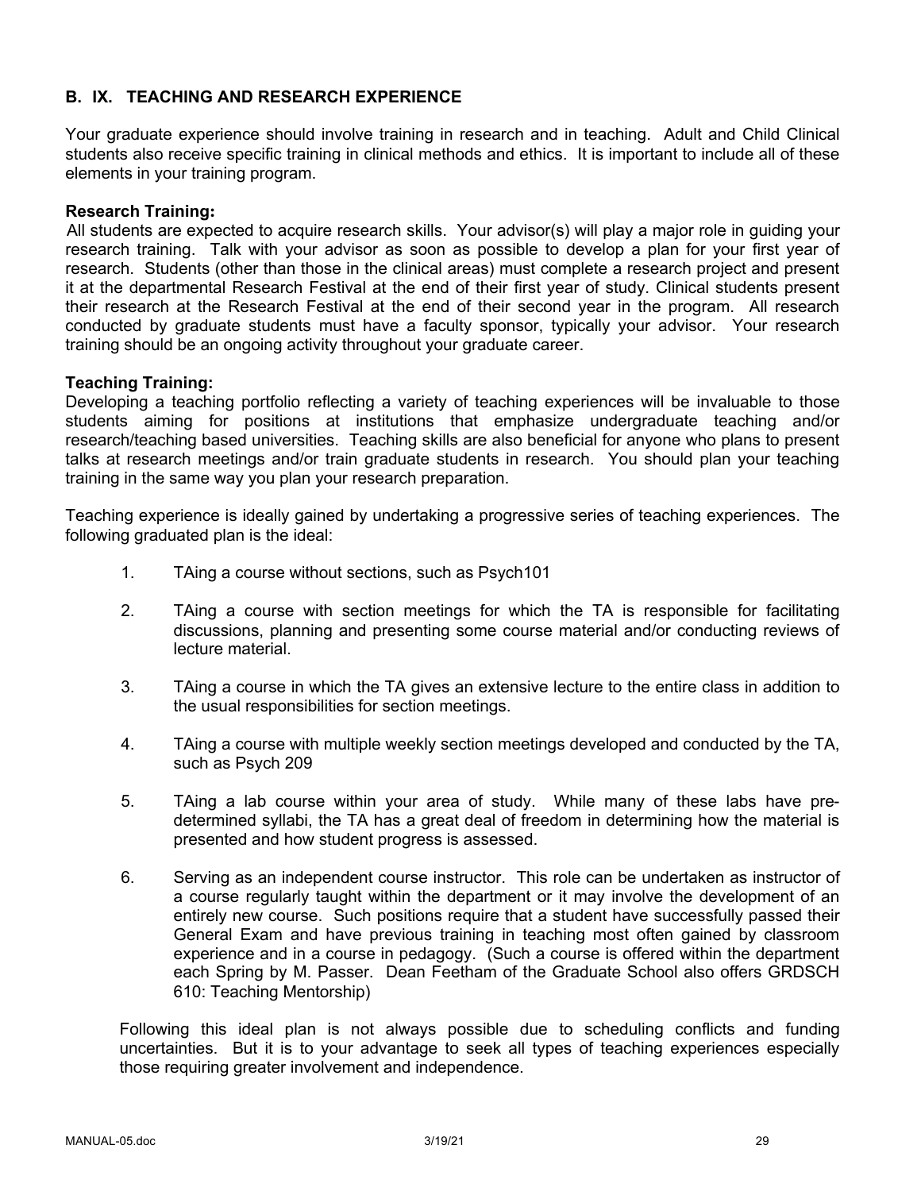## B. IX. TEACHING AND RESEARCH EXPERIENCE

Your graduate experience should involve training in research and in teaching. Adult and Child Clinical students also receive specific training in clinical methods and ethics. It is important to include all of these elements in your training program.

**Research Training:**
All students are expected to acquire research skills. Your advisor(s) will play a major role in guiding your research training. Talk with your advisor as soon as possible to develop a plan for your first year of research. Students (other than those in the clinical areas) must complete a research project and present it at the departmental Research Festival at the end of their first year of study. Clinical students present their research at the Research Festival at the end of their second year in the program. All research conducted by graduate students must have a faculty sponsor, typically your advisor. Your research training should be an ongoing activity throughout your graduate career.

**Teaching Training:**
Developing a teaching portfolio reflecting a variety of teaching experiences will be invaluable to those students aiming for positions at institutions that emphasize undergraduate teaching and/or research/teaching based universities. Teaching skills are also beneficial for anyone who plans to present talks at research meetings and/or train graduate students in research. You should plan your teaching training in the same way you plan your research preparation.

Teaching experience is ideally gained by undertaking a progressive series of teaching experiences. The following graduated plan is the ideal:

1. TAing a course without sections, such as Psych101
2. TAing a course with section meetings for which the TA is responsible for facilitating discussions, planning and presenting some course material and/or conducting reviews of lecture material.
3. TAing a course in which the TA gives an extensive lecture to the entire class in addition to the usual responsibilities for section meetings.
4. TAing a course with multiple weekly section meetings developed and conducted by the TA, such as Psych 209
5. TAing a lab course within your area of study. While many of these labs have pre-determined syllabi, the TA has a great deal of freedom in determining how the material is presented and how student progress is assessed.
6. Serving as an independent course instructor. This role can be undertaken as instructor of a course regularly taught within the department or it may involve the development of an entirely new course. Such positions require that a student have successfully passed their General Exam and have previous training in teaching most often gained by classroom experience and in a course in pedagogy. (Such a course is offered within the department each Spring by M. Passer. Dean Feetham of the Graduate School also offers GRDSCH 610: Teaching Mentorship)

Following this ideal plan is not always possible due to scheduling conflicts and funding uncertainties. But it is to your advantage to seek all types of teaching experiences especially those requiring greater involvement and independence.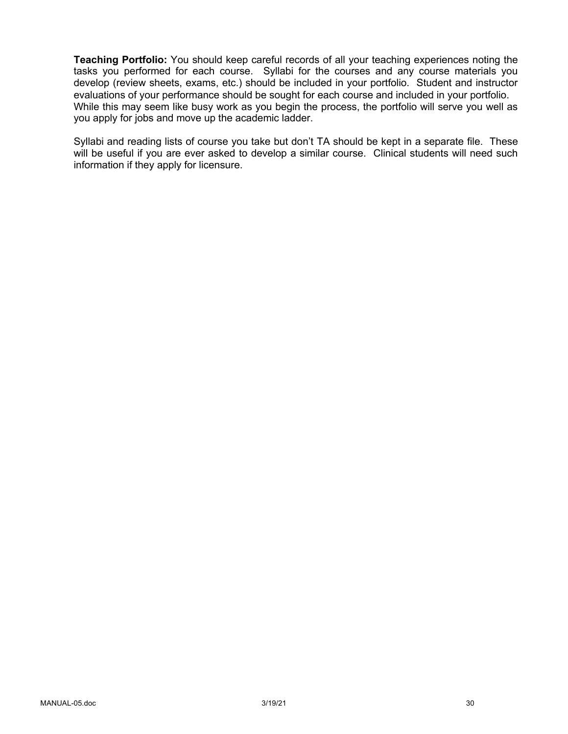**Teaching Portfolio:** You should keep careful records of all your teaching experiences noting the tasks you performed for each course. Syllabi for the courses and any course materials you develop (review sheets, exams, etc.) should be included in your portfolio. Student and instructor evaluations of your performance should be sought for each course and included in your portfolio. While this may seem like busy work as you begin the process, the portfolio will serve you well as you apply for jobs and move up the academic ladder.

Syllabi and reading lists of course you take but don't TA should be kept in a separate file. These will be useful if you are ever asked to develop a similar course. Clinical students will need such information if they apply for licensure.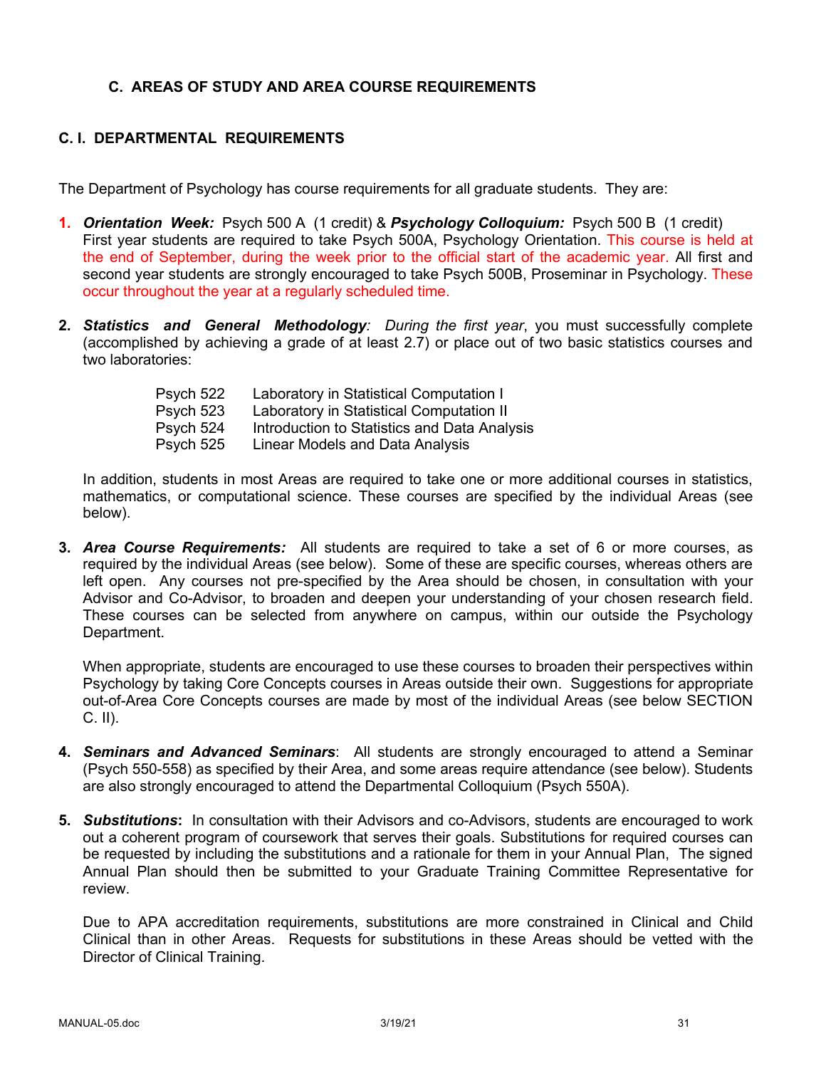### C. AREAS OF STUDY AND AREA COURSE REQUIREMENTS

### C. I. DEPARTMENTAL REQUIREMENTS

The Department of Psychology has course requirements for all graduate students. They are:

1. ***Orientation Week:*** Psych 500 A (1 credit) & ***Psychology Colloquium:*** Psych 500 B (1 credit) First year students are required to take Psych 500A, Psychology Orientation. This course is held at the end of September, during the week prior to the official start of the academic year. All first and second year students are strongly encouraged to take Psych 500B, Proseminar in Psychology. These occur throughout the year at a regularly scheduled time.

2. ***Statistics and General Methodology**: During the first year*, you must successfully complete (accomplished by achieving a grade of at least 2.7) or place out of two basic statistics courses and two laboratories:

   | | |
   |---|---|
   | Psych 522 | Laboratory in Statistical Computation I |
   | Psych 523 | Laboratory in Statistical Computation II |
   | Psych 524 | Introduction to Statistics and Data Analysis |
   | Psych 525 | Linear Models and Data Analysis |

   In addition, students in most Areas are required to take one or more additional courses in statistics, mathematics, or computational science. These courses are specified by the individual Areas (see below).

3. ***Area Course Requirements:*** All students are required to take a set of 6 or more courses, as required by the individual Areas (see below). Some of these are specific courses, whereas others are left open. Any courses not pre-specified by the Area should be chosen, in consultation with your Advisor and Co-Advisor, to broaden and deepen your understanding of your chosen research field. These courses can be selected from anywhere on campus, within our outside the Psychology Department.

   When appropriate, students are encouraged to use these courses to broaden their perspectives within Psychology by taking Core Concepts courses in Areas outside their own. Suggestions for appropriate out-of-Area Core Concepts courses are made by most of the individual Areas (see below SECTION C. II).

4. ***Seminars and Advanced Seminars***: All students are strongly encouraged to attend a Seminar (Psych 550-558) as specified by their Area, and some areas require attendance (see below). Students are also strongly encouraged to attend the Departmental Colloquium (Psych 550A).

5. ***Substitutions*****:** In consultation with their Advisors and co-Advisors, students are encouraged to work out a coherent program of coursework that serves their goals. Substitutions for required courses can be requested by including the substitutions and a rationale for them in your Annual Plan, The signed Annual Plan should then be submitted to your Graduate Training Committee Representative for review.

   Due to APA accreditation requirements, substitutions are more constrained in Clinical and Child Clinical than in other Areas. Requests for substitutions in these Areas should be vetted with the Director of Clinical Training.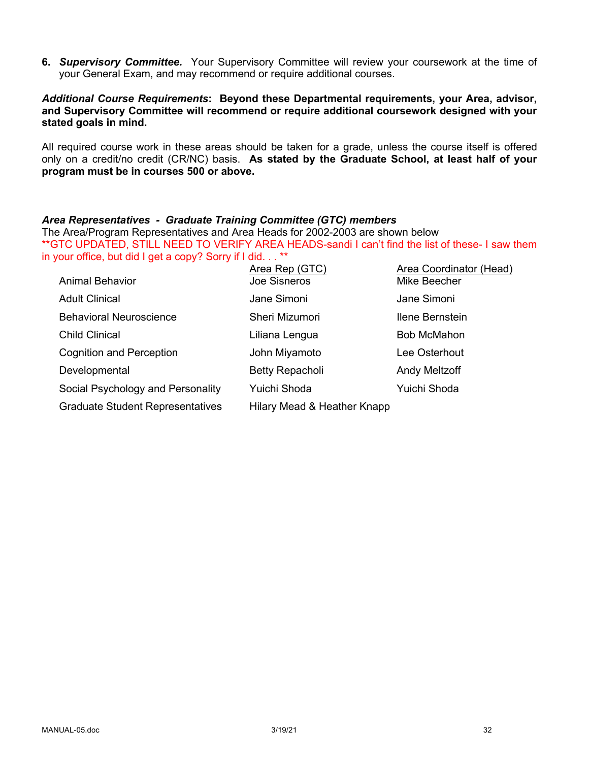6. ***Supervisory Committee.*** Your Supervisory Committee will review your coursework at the time of your General Exam, and may recommend or require additional courses.

***Additional Course Requirements*: Beyond these Departmental requirements, your Area, advisor, and Supervisory Committee will recommend or require additional coursework designed with your stated goals in mind.**

All required course work in these areas should be taken for a grade, unless the course itself is offered only on a credit/no credit (CR/NC) basis. **As stated by the Graduate School, at least half of your program must be in courses 500 or above.**

***Area Representatives - Graduate Training Committee (GTC) members***

The Area/Program Representatives and Area Heads for 2002-2003 are shown below
**GTC UPDATED, STILL NEED TO VERIFY AREA HEADS-sandi I can't find the list of these- I saw them in your office, but did I get a copy? Sorry if I did. . . **

| | Area Rep (GTC) | Area Coordinator (Head) |
|---|---|---|
| Animal Behavior | Joe Sisneros | Mike Beecher |
| Adult Clinical | Jane Simoni | Jane Simoni |
| Behavioral Neuroscience | Sheri Mizumori | Ilene Bernstein |
| Child Clinical | Liliana Lengua | Bob McMahon |
| Cognition and Perception | John Miyamoto | Lee Osterhout |
| Developmental | Betty Repacholi | Andy Meltzoff |
| Social Psychology and Personality | Yuichi Shoda | Yuichi Shoda |
| Graduate Student Representatives | Hilary Mead & Heather Knapp | |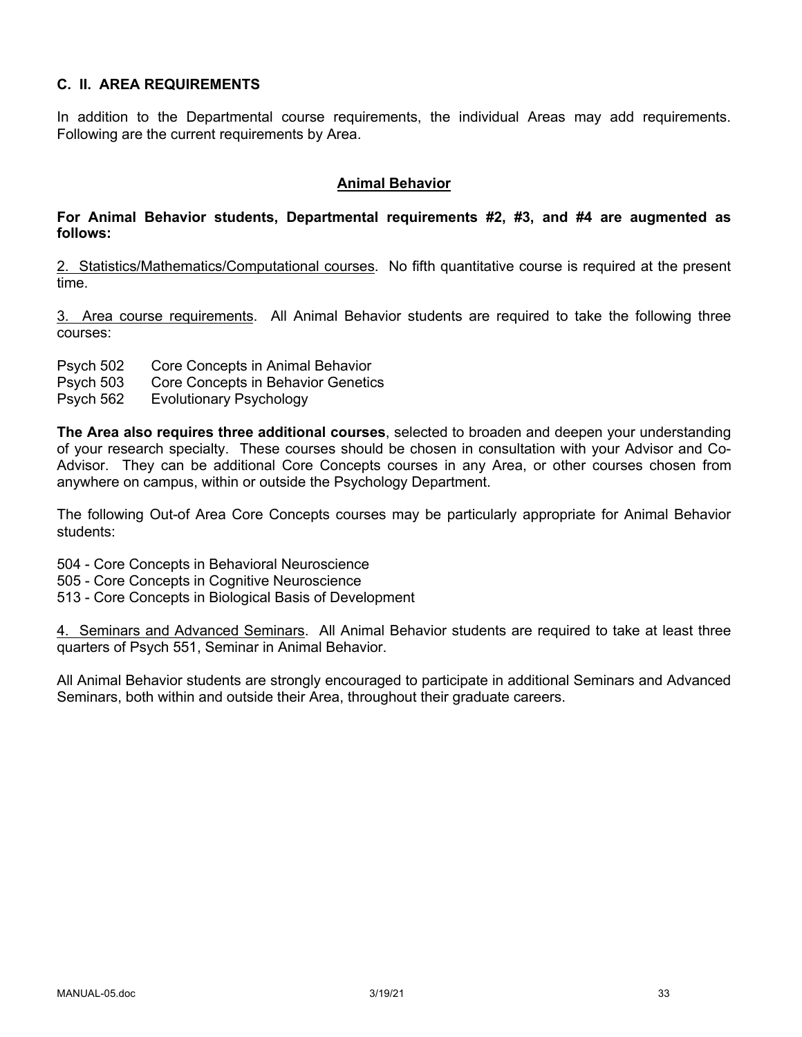## C. II. AREA REQUIREMENTS

In addition to the Departmental course requirements, the individual Areas may add requirements. Following are the current requirements by Area.

### Animal Behavior

**For Animal Behavior students, Departmental requirements #2, #3, and #4 are augmented as follows:**

2. Statistics/Mathematics/Computational courses. No fifth quantitative course is required at the present time.

3. Area course requirements. All Animal Behavior students are required to take the following three courses:

Psych 502 Core Concepts in Animal Behavior
Psych 503 Core Concepts in Behavior Genetics
Psych 562 Evolutionary Psychology

**The Area also requires three additional courses**, selected to broaden and deepen your understanding of your research specialty. These courses should be chosen in consultation with your Advisor and Co-Advisor. They can be additional Core Concepts courses in any Area, or other courses chosen from anywhere on campus, within or outside the Psychology Department.

The following Out-of Area Core Concepts courses may be particularly appropriate for Animal Behavior students:

504 - Core Concepts in Behavioral Neuroscience
505 - Core Concepts in Cognitive Neuroscience
513 - Core Concepts in Biological Basis of Development

4. Seminars and Advanced Seminars. All Animal Behavior students are required to take at least three quarters of Psych 551, Seminar in Animal Behavior.

All Animal Behavior students are strongly encouraged to participate in additional Seminars and Advanced Seminars, both within and outside their Area, throughout their graduate careers.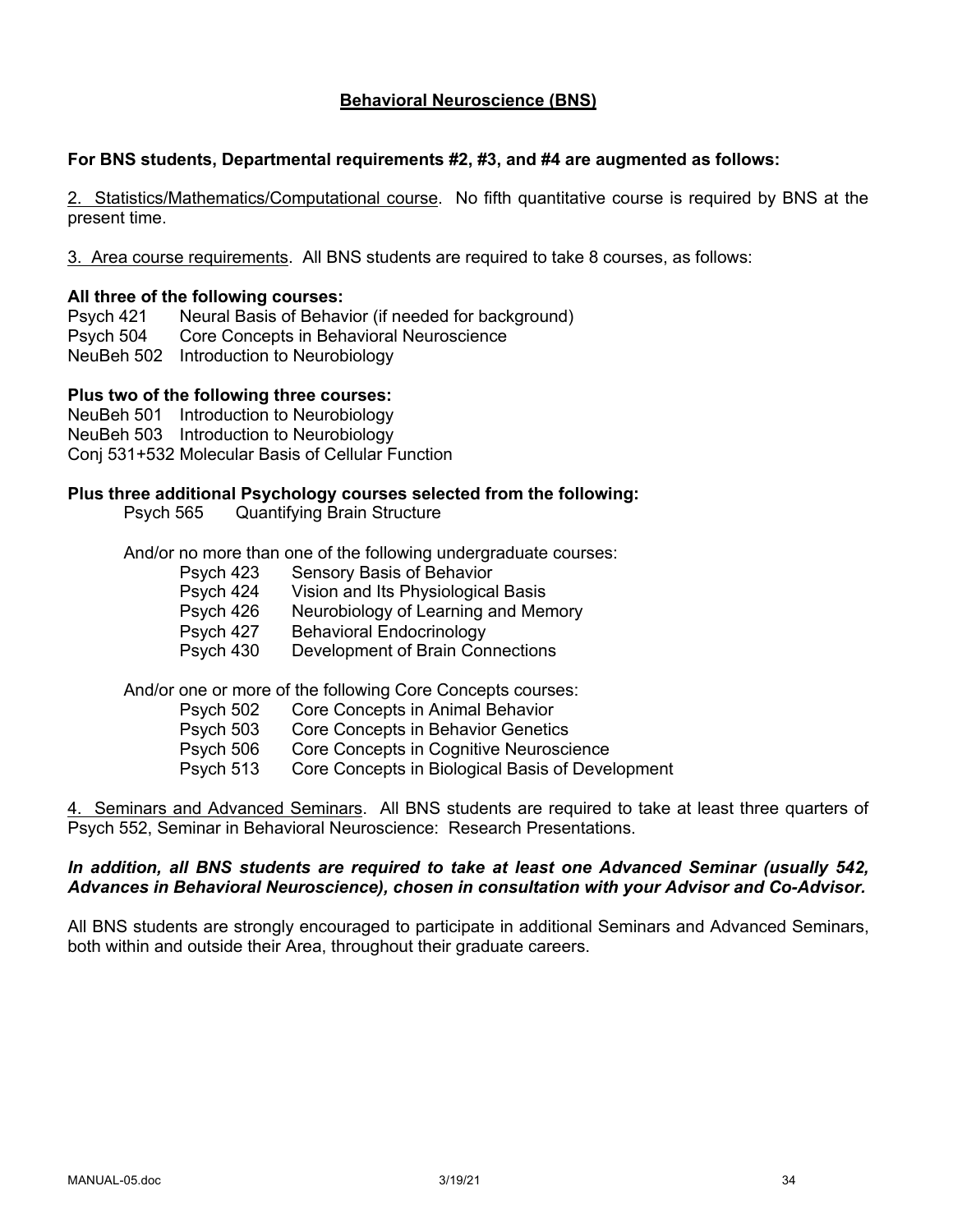## Behavioral Neuroscience (BNS)

**For BNS students, Departmental requirements #2, #3, and #4 are augmented as follows:**

2. Statistics/Mathematics/Computational course. No fifth quantitative course is required by BNS at the present time.

3. Area course requirements. All BNS students are required to take 8 courses, as follows:

**All three of the following courses:**

Psych 421 Neural Basis of Behavior (if needed for background)
Psych 504 Core Concepts in Behavioral Neuroscience
NeuBeh 502 Introduction to Neurobiology

**Plus two of the following three courses:**

NeuBeh 501 Introduction to Neurobiology
NeuBeh 503 Introduction to Neurobiology
Conj 531+532 Molecular Basis of Cellular Function

**Plus three additional Psychology courses selected from the following:**

Psych 565 Quantifying Brain Structure

And/or no more than one of the following undergraduate courses:

- Psych 423 Sensory Basis of Behavior
- Psych 424 Vision and Its Physiological Basis
- Psych 426 Neurobiology of Learning and Memory
- Psych 427 Behavioral Endocrinology
- Psych 430 Development of Brain Connections

And/or one or more of the following Core Concepts courses:

- Psych 502 Core Concepts in Animal Behavior
- Psych 503 Core Concepts in Behavior Genetics
- Psych 506 Core Concepts in Cognitive Neuroscience
- Psych 513 Core Concepts in Biological Basis of Development

4. Seminars and Advanced Seminars. All BNS students are required to take at least three quarters of Psych 552, Seminar in Behavioral Neuroscience: Research Presentations.

***In addition, all BNS students are required to take at least one Advanced Seminar (usually 542, Advances in Behavioral Neuroscience), chosen in consultation with your Advisor and Co-Advisor.***

All BNS students are strongly encouraged to participate in additional Seminars and Advanced Seminars, both within and outside their Area, throughout their graduate careers.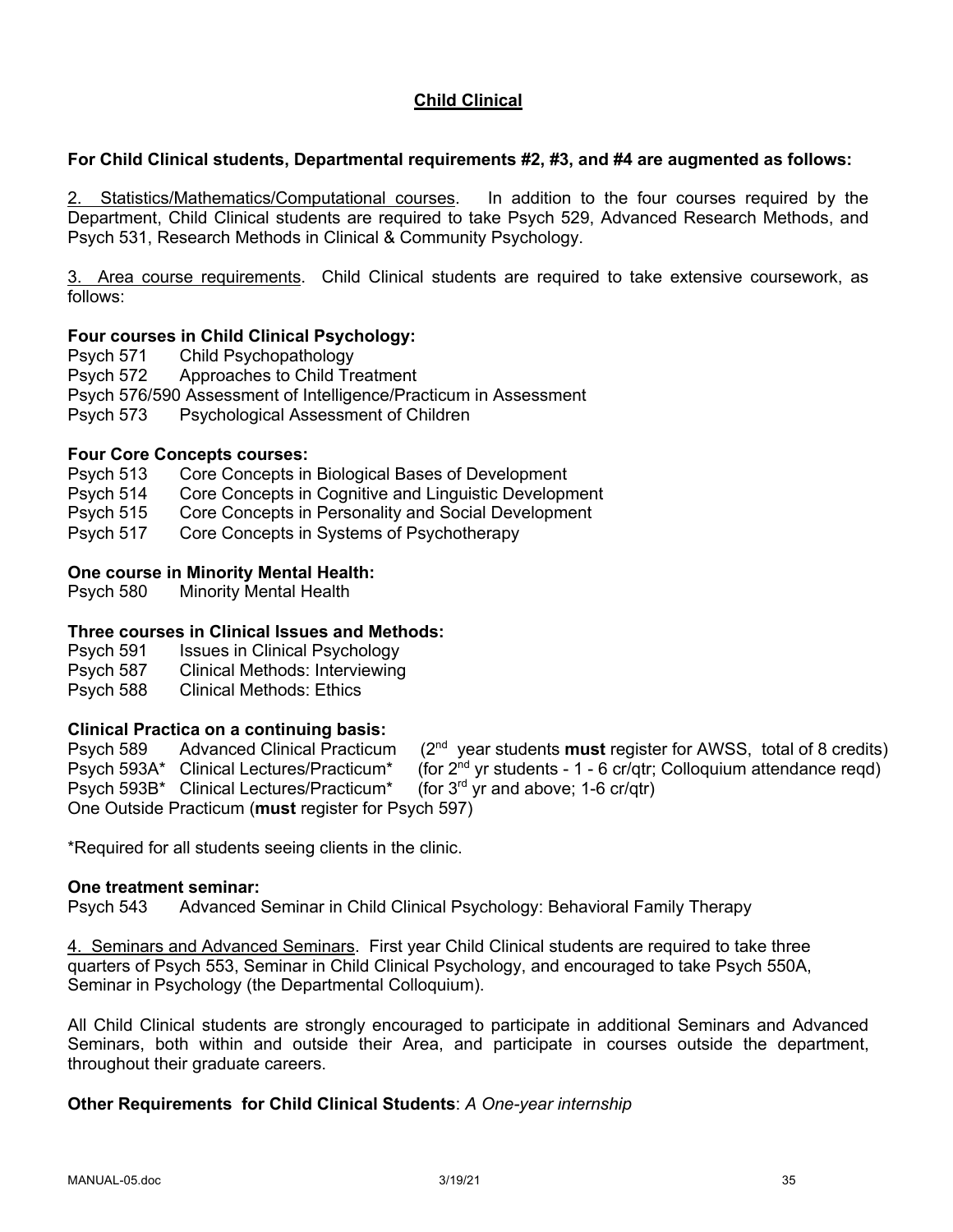## Child Clinical

**For Child Clinical students, Departmental requirements #2, #3, and #4 are augmented as follows:**

2. Statistics/Mathematics/Computational courses. In addition to the four courses required by the Department, Child Clinical students are required to take Psych 529, Advanced Research Methods, and Psych 531, Research Methods in Clinical & Community Psychology.

3. Area course requirements. Child Clinical students are required to take extensive coursework, as follows:

**Four courses in Child Clinical Psychology:**

Psych 571 Child Psychopathology
Psych 572 Approaches to Child Treatment
Psych 576/590 Assessment of Intelligence/Practicum in Assessment
Psych 573 Psychological Assessment of Children

**Four Core Concepts courses:**

Psych 513 Core Concepts in Biological Bases of Development
Psych 514 Core Concepts in Cognitive and Linguistic Development
Psych 515 Core Concepts in Personality and Social Development
Psych 517 Core Concepts in Systems of Psychotherapy

**One course in Minority Mental Health:**

Psych 580 Minority Mental Health

**Three courses in Clinical Issues and Methods:**

Psych 591 Issues in Clinical Psychology
Psych 587 Clinical Methods: Interviewing
Psych 588 Clinical Methods: Ethics

**Clinical Practica on a continuing basis:**

Psych 589 Advanced Clinical Practicum (2nd year students **must** register for AWSS, total of 8 credits)
Psych 593A* Clinical Lectures/Practicum* (for 2nd yr students - 1 - 6 cr/qtr; Colloquium attendance reqd)
Psych 593B* Clinical Lectures/Practicum* (for 3rd yr and above; 1-6 cr/qtr)
One Outside Practicum (**must** register for Psych 597)

*Required for all students seeing clients in the clinic.

**One treatment seminar:**

Psych 543 Advanced Seminar in Child Clinical Psychology: Behavioral Family Therapy

4. Seminars and Advanced Seminars. First year Child Clinical students are required to take three quarters of Psych 553, Seminar in Child Clinical Psychology, and encouraged to take Psych 550A, Seminar in Psychology (the Departmental Colloquium).

All Child Clinical students are strongly encouraged to participate in additional Seminars and Advanced Seminars, both within and outside their Area, and participate in courses outside the department, throughout their graduate careers.

**Other Requirements for Child Clinical Students**: *A One-year internship*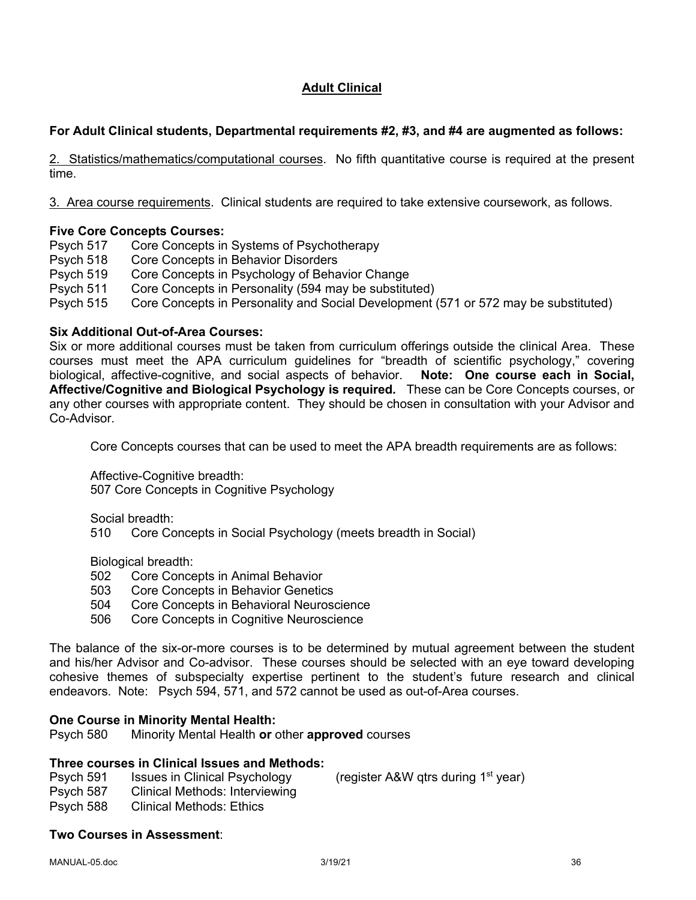## Adult Clinical

**For Adult Clinical students, Departmental requirements #2, #3, and #4 are augmented as follows:**

2. Statistics/mathematics/computational courses. No fifth quantitative course is required at the present time.

3. Area course requirements. Clinical students are required to take extensive coursework, as follows.

**Five Core Concepts Courses:**

Psych 517 Core Concepts in Systems of Psychotherapy
Psych 518 Core Concepts in Behavior Disorders
Psych 519 Core Concepts in Psychology of Behavior Change
Psych 511 Core Concepts in Personality (594 may be substituted)
Psych 515 Core Concepts in Personality and Social Development (571 or 572 may be substituted)

**Six Additional Out-of-Area Courses:**

Six or more additional courses must be taken from curriculum offerings outside the clinical Area. These courses must meet the APA curriculum guidelines for "breadth of scientific psychology," covering biological, affective-cognitive, and social aspects of behavior. **Note: One course each in Social, Affective/Cognitive and Biological Psychology is required.** These can be Core Concepts courses, or any other courses with appropriate content. They should be chosen in consultation with your Advisor and Co-Advisor.

Core Concepts courses that can be used to meet the APA breadth requirements are as follows:

Affective-Cognitive breadth:
507 Core Concepts in Cognitive Psychology

Social breadth:
510 Core Concepts in Social Psychology (meets breadth in Social)

Biological breadth:
502 Core Concepts in Animal Behavior
503 Core Concepts in Behavior Genetics
504 Core Concepts in Behavioral Neuroscience
506 Core Concepts in Cognitive Neuroscience

The balance of the six-or-more courses is to be determined by mutual agreement between the student and his/her Advisor and Co-advisor. These courses should be selected with an eye toward developing cohesive themes of subspecialty expertise pertinent to the student's future research and clinical endeavors. Note: Psych 594, 571, and 572 cannot be used as out-of-Area courses.

**One Course in Minority Mental Health:**

Psych 580 Minority Mental Health **or** other **approved** courses

**Three courses in Clinical Issues and Methods:**

Psych 591 Issues in Clinical Psychology (register A&W qtrs during 1st year)
Psych 587 Clinical Methods: Interviewing
Psych 588 Clinical Methods: Ethics

**Two Courses in Assessment**: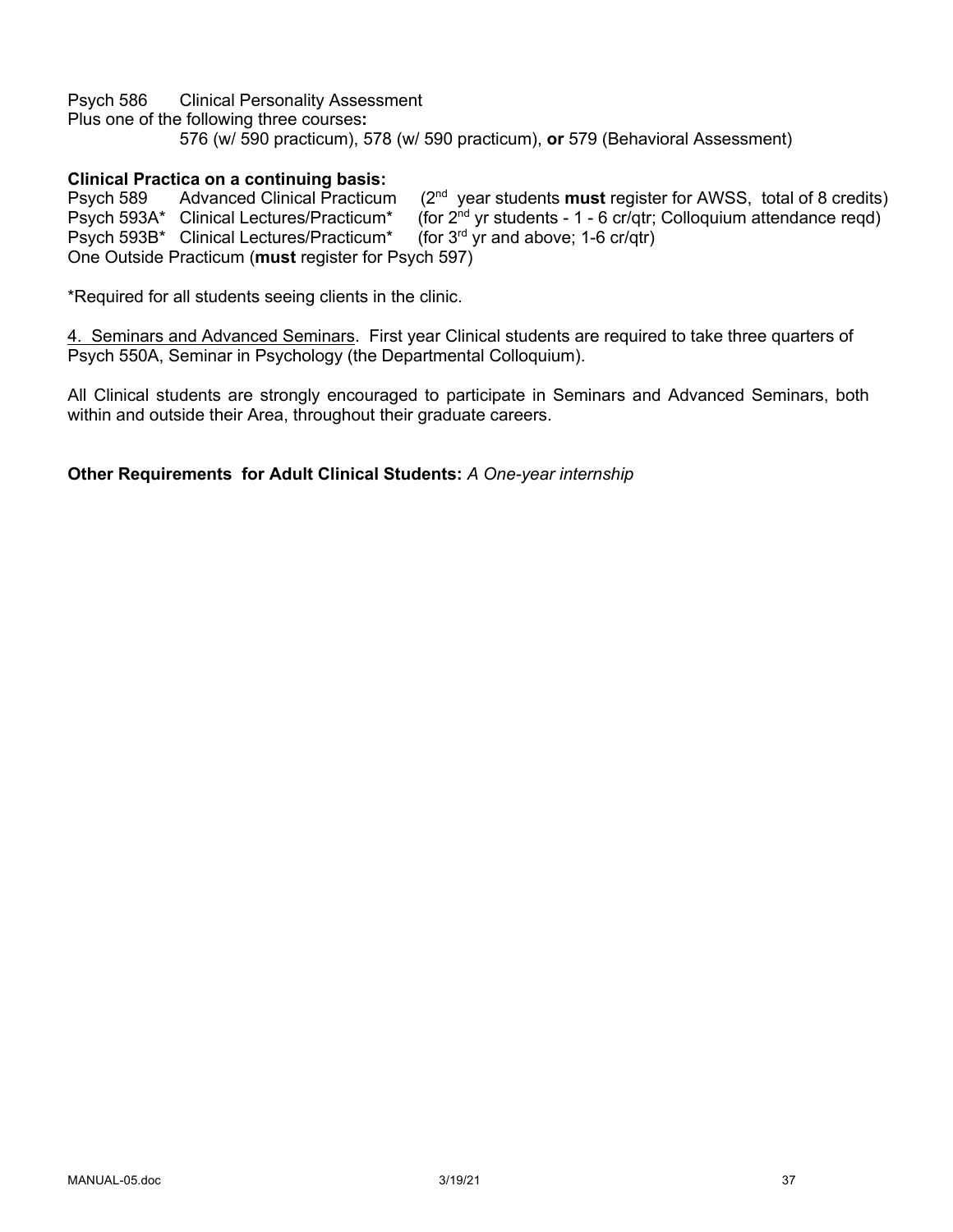Psych 586 Clinical Personality Assessment

Plus one of the following three courses**:**

576 (w/ 590 practicum), 578 (w/ 590 practicum), **or** 579 (Behavioral Assessment)

**Clinical Practica on a continuing basis:**

Psych 589 Advanced Clinical Practicum (2nd year students **must** register for AWSS, total of 8 credits)
Psych 593A* Clinical Lectures/Practicum* (for 2nd yr students - 1 - 6 cr/qtr; Colloquium attendance reqd)
Psych 593B* Clinical Lectures/Practicum* (for 3rd yr and above; 1-6 cr/qtr)
One Outside Practicum (**must** register for Psych 597)

*Required for all students seeing clients in the clinic.

<u>4. Seminars and Advanced Seminars</u>. First year Clinical students are required to take three quarters of Psych 550A, Seminar in Psychology (the Departmental Colloquium).

All Clinical students are strongly encouraged to participate in Seminars and Advanced Seminars, both within and outside their Area, throughout their graduate careers.

**Other Requirements for Adult Clinical Students:** *A One-year internship*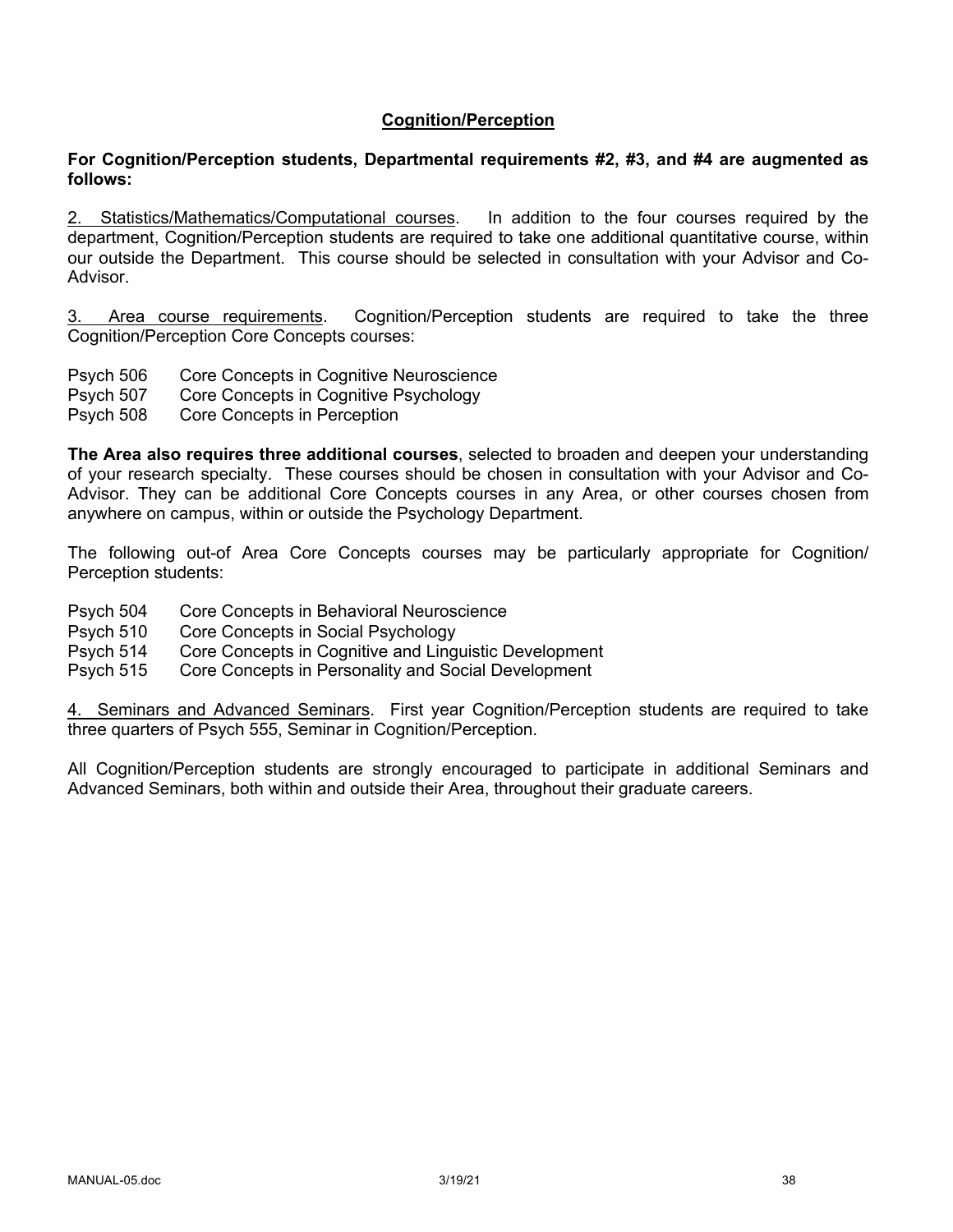## Cognition/Perception

**For Cognition/Perception students, Departmental requirements #2, #3, and #4 are augmented as follows:**

2. Statistics/Mathematics/Computational courses. In addition to the four courses required by the department, Cognition/Perception students are required to take one additional quantitative course, within our outside the Department. This course should be selected in consultation with your Advisor and Co-Advisor.

3. Area course requirements. Cognition/Perception students are required to take the three Cognition/Perception Core Concepts courses:

Psych 506 Core Concepts in Cognitive Neuroscience
Psych 507 Core Concepts in Cognitive Psychology
Psych 508 Core Concepts in Perception

**The Area also requires three additional courses**, selected to broaden and deepen your understanding of your research specialty. These courses should be chosen in consultation with your Advisor and Co-Advisor. They can be additional Core Concepts courses in any Area, or other courses chosen from anywhere on campus, within or outside the Psychology Department.

The following out-of Area Core Concepts courses may be particularly appropriate for Cognition/ Perception students:

Psych 504 Core Concepts in Behavioral Neuroscience
Psych 510 Core Concepts in Social Psychology
Psych 514 Core Concepts in Cognitive and Linguistic Development
Psych 515 Core Concepts in Personality and Social Development

4. Seminars and Advanced Seminars. First year Cognition/Perception students are required to take three quarters of Psych 555, Seminar in Cognition/Perception.

All Cognition/Perception students are strongly encouraged to participate in additional Seminars and Advanced Seminars, both within and outside their Area, throughout their graduate careers.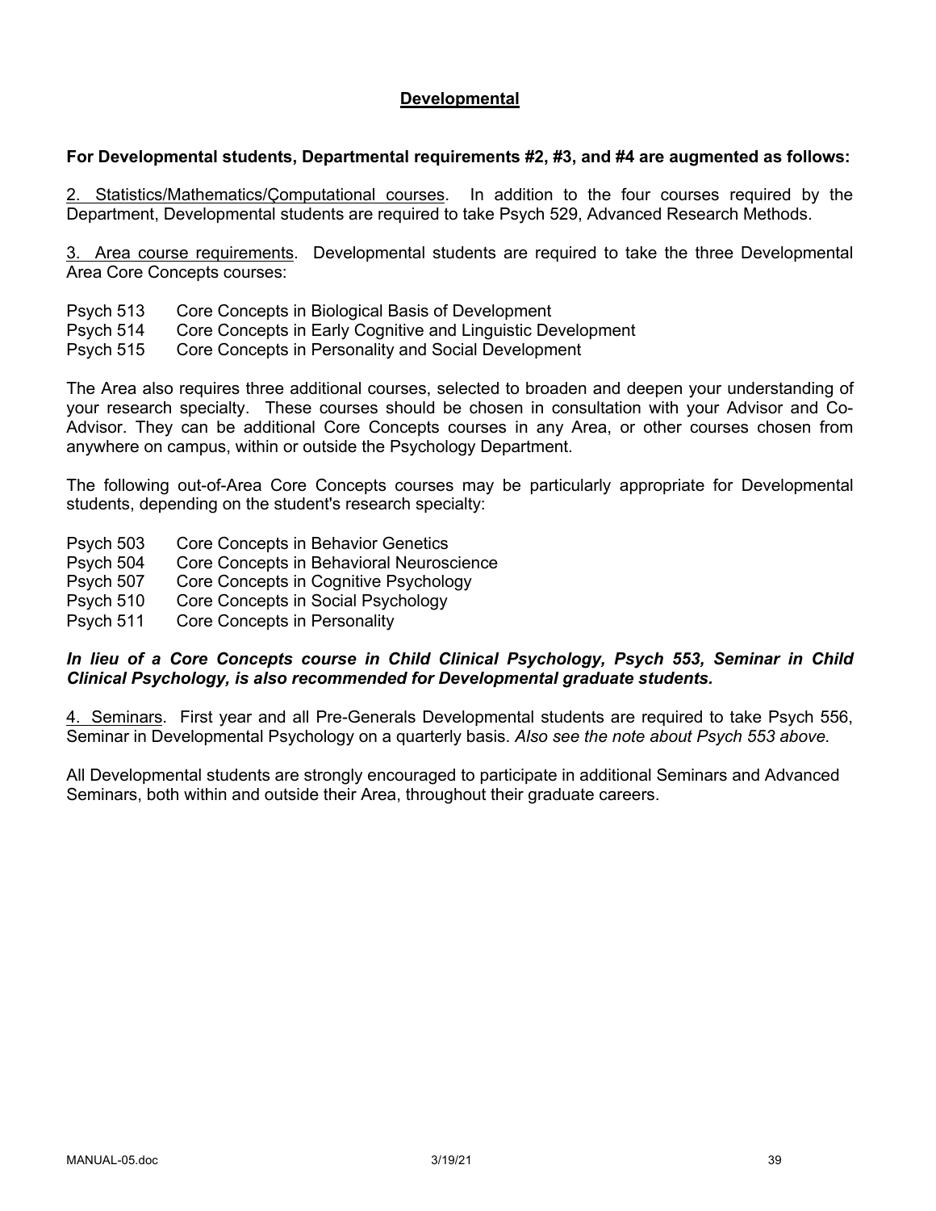## Developmental

**For Developmental students, Departmental requirements #2, #3, and #4 are augmented as follows:**

2. Statistics/Mathematics/Çomputational courses. In addition to the four courses required by the Department, Developmental students are required to take Psych 529, Advanced Research Methods.

3. Area course requirements. Developmental students are required to take the three Developmental Area Core Concepts courses:

Psych 513 Core Concepts in Biological Basis of Development
Psych 514 Core Concepts in Early Cognitive and Linguistic Development
Psych 515 Core Concepts in Personality and Social Development

The Area also requires three additional courses, selected to broaden and deepen your understanding of your research specialty. These courses should be chosen in consultation with your Advisor and Co-Advisor. They can be additional Core Concepts courses in any Area, or other courses chosen from anywhere on campus, within or outside the Psychology Department.

The following out-of-Area Core Concepts courses may be particularly appropriate for Developmental students, depending on the student's research specialty:

Psych 503 Core Concepts in Behavior Genetics
Psych 504 Core Concepts in Behavioral Neuroscience
Psych 507 Core Concepts in Cognitive Psychology
Psych 510 Core Concepts in Social Psychology
Psych 511 Core Concepts in Personality

***In lieu of a Core Concepts course in Child Clinical Psychology, Psych 553, Seminar in Child Clinical Psychology, is also recommended for Developmental graduate students.***

4. Seminars. First year and all Pre-Generals Developmental students are required to take Psych 556, Seminar in Developmental Psychology on a quarterly basis. *Also see the note about Psych 553 above.*

All Developmental students are strongly encouraged to participate in additional Seminars and Advanced Seminars, both within and outside their Area, throughout their graduate careers.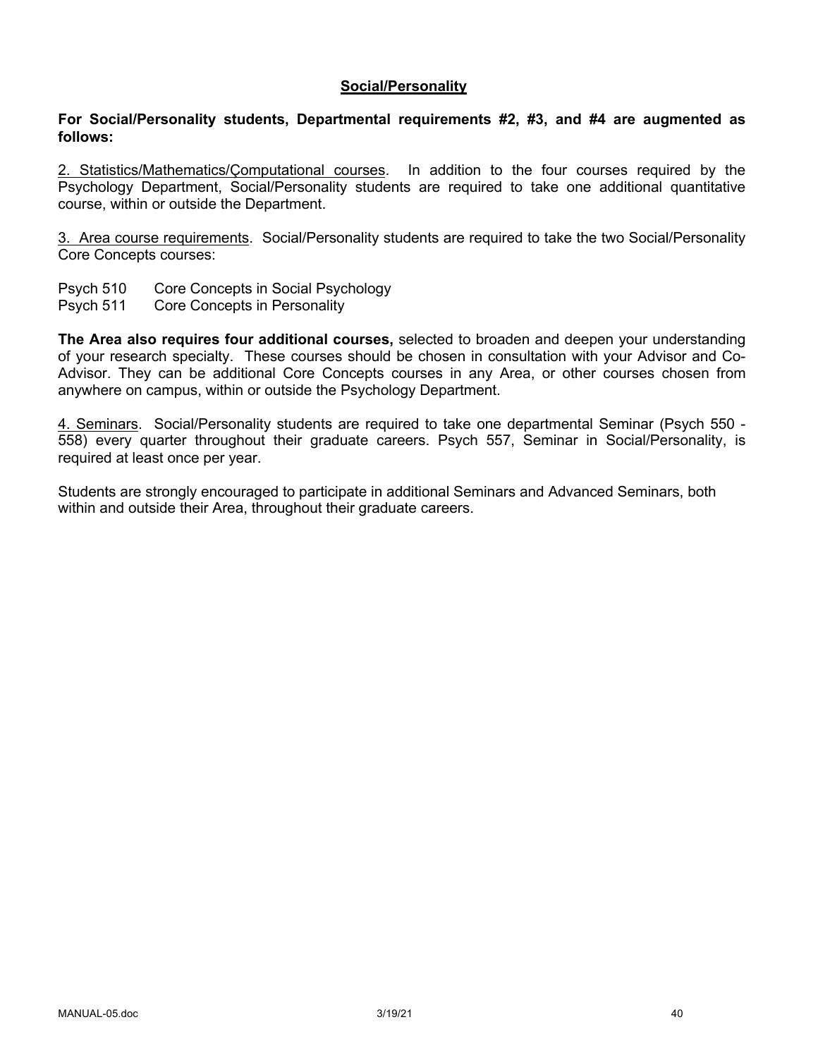## Social/Personality

**For Social/Personality students, Departmental requirements #2, #3, and #4 are augmented as follows:**

2. Statistics/Mathematics/Çomputational courses. In addition to the four courses required by the Psychology Department, Social/Personality students are required to take one additional quantitative course, within or outside the Department.

3. Area course requirements. Social/Personality students are required to take the two Social/Personality Core Concepts courses:

Psych 510 Core Concepts in Social Psychology
Psych 511 Core Concepts in Personality

**The Area also requires four additional courses,** selected to broaden and deepen your understanding of your research specialty. These courses should be chosen in consultation with your Advisor and Co-Advisor. They can be additional Core Concepts courses in any Area, or other courses chosen from anywhere on campus, within or outside the Psychology Department.

4. Seminars. Social/Personality students are required to take one departmental Seminar (Psych 550 - 558) every quarter throughout their graduate careers. Psych 557, Seminar in Social/Personality, is required at least once per year.

Students are strongly encouraged to participate in additional Seminars and Advanced Seminars, both within and outside their Area, throughout their graduate careers.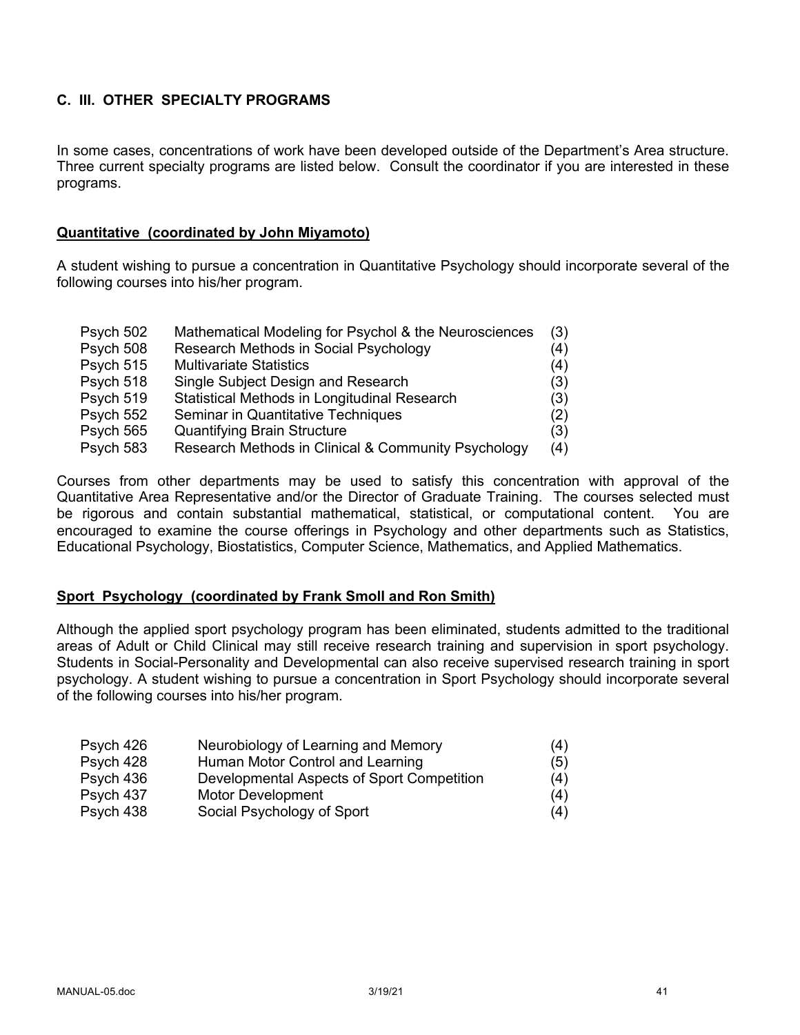## C. III. OTHER SPECIALTY PROGRAMS

In some cases, concentrations of work have been developed outside of the Department's Area structure. Three current specialty programs are listed below. Consult the coordinator if you are interested in these programs.

### Quantitative (coordinated by John Miyamoto)

A student wishing to pursue a concentration in Quantitative Psychology should incorporate several of the following courses into his/her program.

| | | |
|---|---|---|
| Psych 502 | Mathematical Modeling for Psychol & the Neurosciences | (3) |
| Psych 508 | Research Methods in Social Psychology | (4) |
| Psych 515 | Multivariate Statistics | (4) |
| Psych 518 | Single Subject Design and Research | (3) |
| Psych 519 | Statistical Methods in Longitudinal Research | (3) |
| Psych 552 | Seminar in Quantitative Techniques | (2) |
| Psych 565 | Quantifying Brain Structure | (3) |
| Psych 583 | Research Methods in Clinical & Community Psychology | (4) |

Courses from other departments may be used to satisfy this concentration with approval of the Quantitative Area Representative and/or the Director of Graduate Training. The courses selected must be rigorous and contain substantial mathematical, statistical, or computational content. You are encouraged to examine the course offerings in Psychology and other departments such as Statistics, Educational Psychology, Biostatistics, Computer Science, Mathematics, and Applied Mathematics.

### Sport Psychology (coordinated by Frank Smoll and Ron Smith)

Although the applied sport psychology program has been eliminated, students admitted to the traditional areas of Adult or Child Clinical may still receive research training and supervision in sport psychology. Students in Social-Personality and Developmental can also receive supervised research training in sport psychology. A student wishing to pursue a concentration in Sport Psychology should incorporate several of the following courses into his/her program.

| | | |
|---|---|---|
| Psych 426 | Neurobiology of Learning and Memory | (4) |
| Psych 428 | Human Motor Control and Learning | (5) |
| Psych 436 | Developmental Aspects of Sport Competition | (4) |
| Psych 437 | Motor Development | (4) |
| Psych 438 | Social Psychology of Sport | (4) |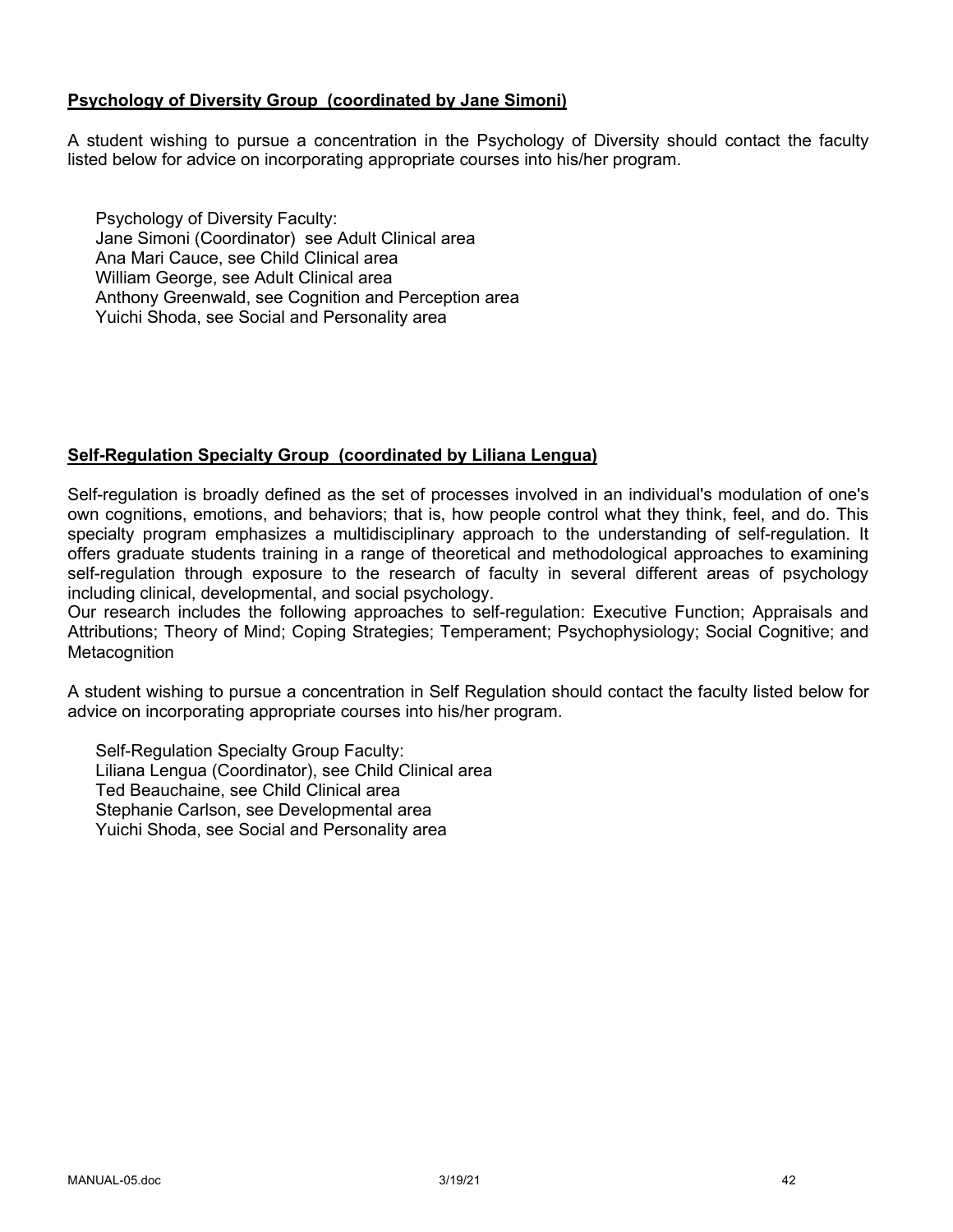## Psychology of Diversity Group (coordinated by Jane Simoni)

A student wishing to pursue a concentration in the Psychology of Diversity should contact the faculty listed below for advice on incorporating appropriate courses into his/her program.

Psychology of Diversity Faculty:
Jane Simoni (Coordinator) see Adult Clinical area
Ana Mari Cauce, see Child Clinical area
William George, see Adult Clinical area
Anthony Greenwald, see Cognition and Perception area
Yuichi Shoda, see Social and Personality area

## Self-Regulation Specialty Group (coordinated by Liliana Lengua)

Self-regulation is broadly defined as the set of processes involved in an individual's modulation of one's own cognitions, emotions, and behaviors; that is, how people control what they think, feel, and do. This specialty program emphasizes a multidisciplinary approach to the understanding of self-regulation. It offers graduate students training in a range of theoretical and methodological approaches to examining self-regulation through exposure to the research of faculty in several different areas of psychology including clinical, developmental, and social psychology.
Our research includes the following approaches to self-regulation: Executive Function; Appraisals and Attributions; Theory of Mind; Coping Strategies; Temperament; Psychophysiology; Social Cognitive; and Metacognition

A student wishing to pursue a concentration in Self Regulation should contact the faculty listed below for advice on incorporating appropriate courses into his/her program.

Self-Regulation Specialty Group Faculty:
Liliana Lengua (Coordinator), see Child Clinical area
Ted Beauchaine, see Child Clinical area
Stephanie Carlson, see Developmental area
Yuichi Shoda, see Social and Personality area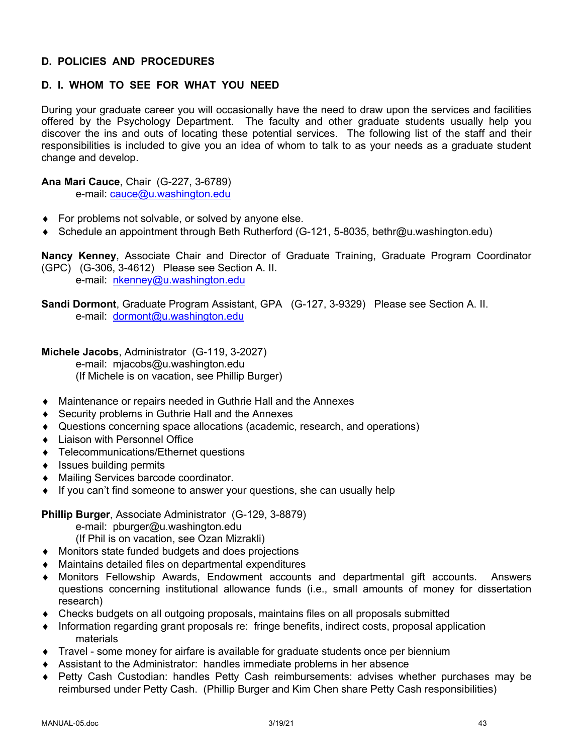## D. POLICIES AND PROCEDURES

### D. I. WHOM TO SEE FOR WHAT YOU NEED

During your graduate career you will occasionally have the need to draw upon the services and facilities offered by the Psychology Department. The faculty and other graduate students usually help you discover the ins and outs of locating these potential services. The following list of the staff and their responsibilities is included to give you an idea of whom to talk to as your needs as a graduate student change and develop.

**Ana Mari Cauce**, Chair (G-227, 3-6789)
e-mail: cauce@u.washington.edu

- For problems not solvable, or solved by anyone else.
- Schedule an appointment through Beth Rutherford (G-121, 5-8035, bethr@u.washington.edu)

**Nancy Kenney**, Associate Chair and Director of Graduate Training, Graduate Program Coordinator (GPC) (G-306, 3-4612) Please see Section A. II.
e-mail: nkenney@u.washington.edu

**Sandi Dormont**, Graduate Program Assistant, GPA (G-127, 3-9329) Please see Section A. II.
e-mail: dormont@u.washington.edu

**Michele Jacobs**, Administrator (G-119, 3-2027)
e-mail: mjacobs@u.washington.edu
(If Michele is on vacation, see Phillip Burger)

- Maintenance or repairs needed in Guthrie Hall and the Annexes
- Security problems in Guthrie Hall and the Annexes
- Questions concerning space allocations (academic, research, and operations)
- Liaison with Personnel Office
- Telecommunications/Ethernet questions
- Issues building permits
- Mailing Services barcode coordinator.
- If you can't find someone to answer your questions, she can usually help

**Phillip Burger**, Associate Administrator (G-129, 3-8879)
e-mail: pburger@u.washington.edu
(If Phil is on vacation, see Ozan Mizrakli)

- Monitors state funded budgets and does projections
- Maintains detailed files on departmental expenditures
- Monitors Fellowship Awards, Endowment accounts and departmental gift accounts. Answers questions concerning institutional allowance funds (i.e., small amounts of money for dissertation research)
- Checks budgets on all outgoing proposals, maintains files on all proposals submitted
- Information regarding grant proposals re: fringe benefits, indirect costs, proposal application materials
- Travel - some money for airfare is available for graduate students once per biennium
- Assistant to the Administrator: handles immediate problems in her absence
- Petty Cash Custodian: handles Petty Cash reimbursements: advises whether purchases may be reimbursed under Petty Cash. (Phillip Burger and Kim Chen share Petty Cash responsibilities)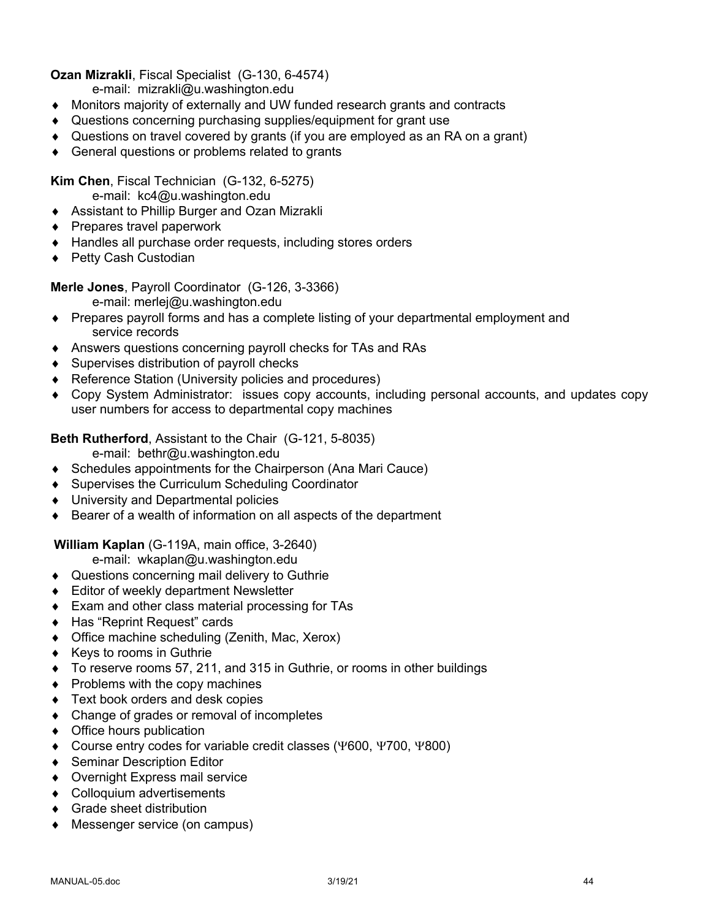**Ozan Mizrakli**, Fiscal Specialist (G-130, 6-4574)
e-mail: mizrakli@u.washington.edu

- Monitors majority of externally and UW funded research grants and contracts
- Questions concerning purchasing supplies/equipment for grant use
- Questions on travel covered by grants (if you are employed as an RA on a grant)
- General questions or problems related to grants

**Kim Chen**, Fiscal Technician (G-132, 6-5275)
e-mail: kc4@u.washington.edu

- Assistant to Phillip Burger and Ozan Mizrakli
- Prepares travel paperwork
- Handles all purchase order requests, including stores orders
- Petty Cash Custodian

**Merle Jones**, Payroll Coordinator (G-126, 3-3366)
e-mail: merlej@u.washington.edu

- Prepares payroll forms and has a complete listing of your departmental employment and service records
- Answers questions concerning payroll checks for TAs and RAs
- Supervises distribution of payroll checks
- Reference Station (University policies and procedures)
- Copy System Administrator: issues copy accounts, including personal accounts, and updates copy user numbers for access to departmental copy machines

**Beth Rutherford**, Assistant to the Chair (G-121, 5-8035)
e-mail: bethr@u.washington.edu

- Schedules appointments for the Chairperson (Ana Mari Cauce)
- Supervises the Curriculum Scheduling Coordinator
- University and Departmental policies
- Bearer of a wealth of information on all aspects of the department

**William Kaplan** (G-119A, main office, 3-2640)
e-mail: wkaplan@u.washington.edu

- Questions concerning mail delivery to Guthrie
- Editor of weekly department Newsletter
- Exam and other class material processing for TAs
- Has "Reprint Request" cards
- Office machine scheduling (Zenith, Mac, Xerox)
- Keys to rooms in Guthrie
- To reserve rooms 57, 211, and 315 in Guthrie, or rooms in other buildings
- Problems with the copy machines
- Text book orders and desk copies
- Change of grades or removal of incompletes
- Office hours publication
- Course entry codes for variable credit classes (Ψ600, Ψ700, Ψ800)
- Seminar Description Editor
- Overnight Express mail service
- Colloquium advertisements
- Grade sheet distribution
- Messenger service (on campus)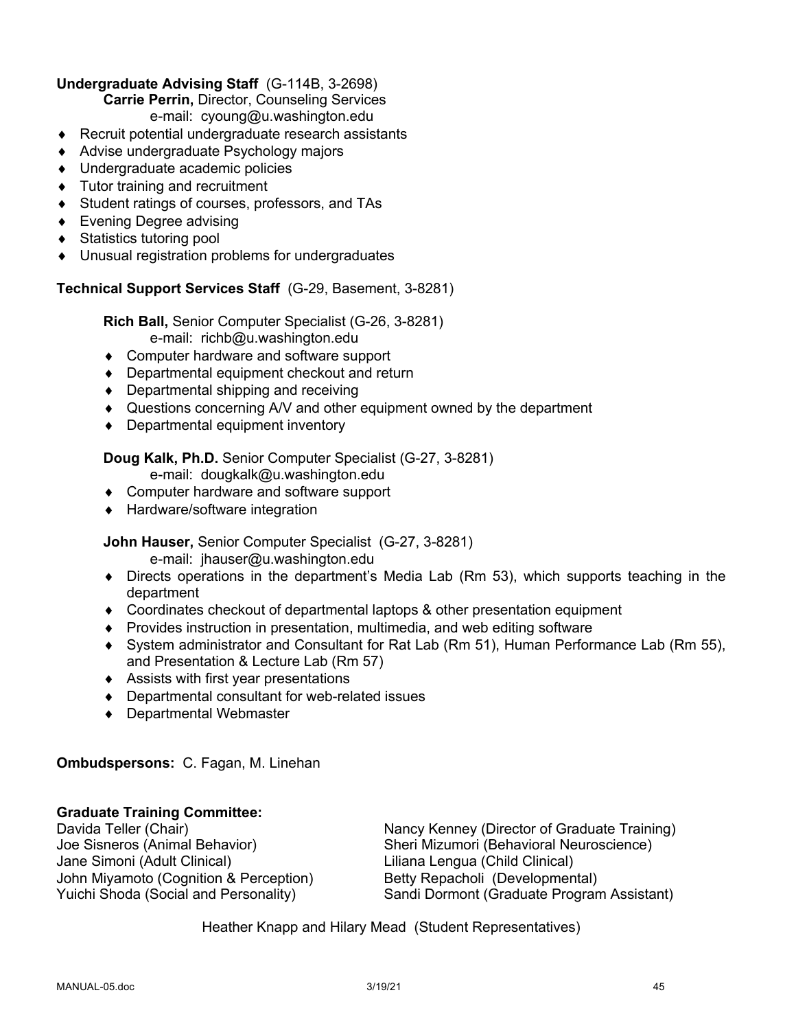**Undergraduate Advising Staff** (G-114B, 3-2698)

**Carrie Perrin,** Director, Counseling Services
e-mail: cyoung@u.washington.edu

- Recruit potential undergraduate research assistants
- Advise undergraduate Psychology majors
- Undergraduate academic policies
- Tutor training and recruitment
- Student ratings of courses, professors, and TAs
- Evening Degree advising
- Statistics tutoring pool
- Unusual registration problems for undergraduates

**Technical Support Services Staff** (G-29, Basement, 3-8281)

**Rich Ball,** Senior Computer Specialist (G-26, 3-8281)
e-mail: richb@u.washington.edu

- Computer hardware and software support
- Departmental equipment checkout and return
- Departmental shipping and receiving
- Questions concerning A/V and other equipment owned by the department
- Departmental equipment inventory

**Doug Kalk, Ph.D.** Senior Computer Specialist (G-27, 3-8281)
e-mail: dougkalk@u.washington.edu

- Computer hardware and software support
- Hardware/software integration

**John Hauser,** Senior Computer Specialist (G-27, 3-8281)
e-mail: jhauser@u.washington.edu

- Directs operations in the department's Media Lab (Rm 53), which supports teaching in the department
- Coordinates checkout of departmental laptops & other presentation equipment
- Provides instruction in presentation, multimedia, and web editing software
- System administrator and Consultant for Rat Lab (Rm 51), Human Performance Lab (Rm 55), and Presentation & Lecture Lab (Rm 57)
- Assists with first year presentations
- Departmental consultant for web-related issues
- Departmental Webmaster

**Ombudspersons:** C. Fagan, M. Linehan

**Graduate Training Committee:**

Davida Teller (Chair)
Joe Sisneros (Animal Behavior)
Jane Simoni (Adult Clinical)
John Miyamoto (Cognition & Perception)
Yuichi Shoda (Social and Personality)
Nancy Kenney (Director of Graduate Training)
Sheri Mizumori (Behavioral Neuroscience)
Liliana Lengua (Child Clinical)
Betty Repacholi (Developmental)
Sandi Dormont (Graduate Program Assistant)

Heather Knapp and Hilary Mead (Student Representatives)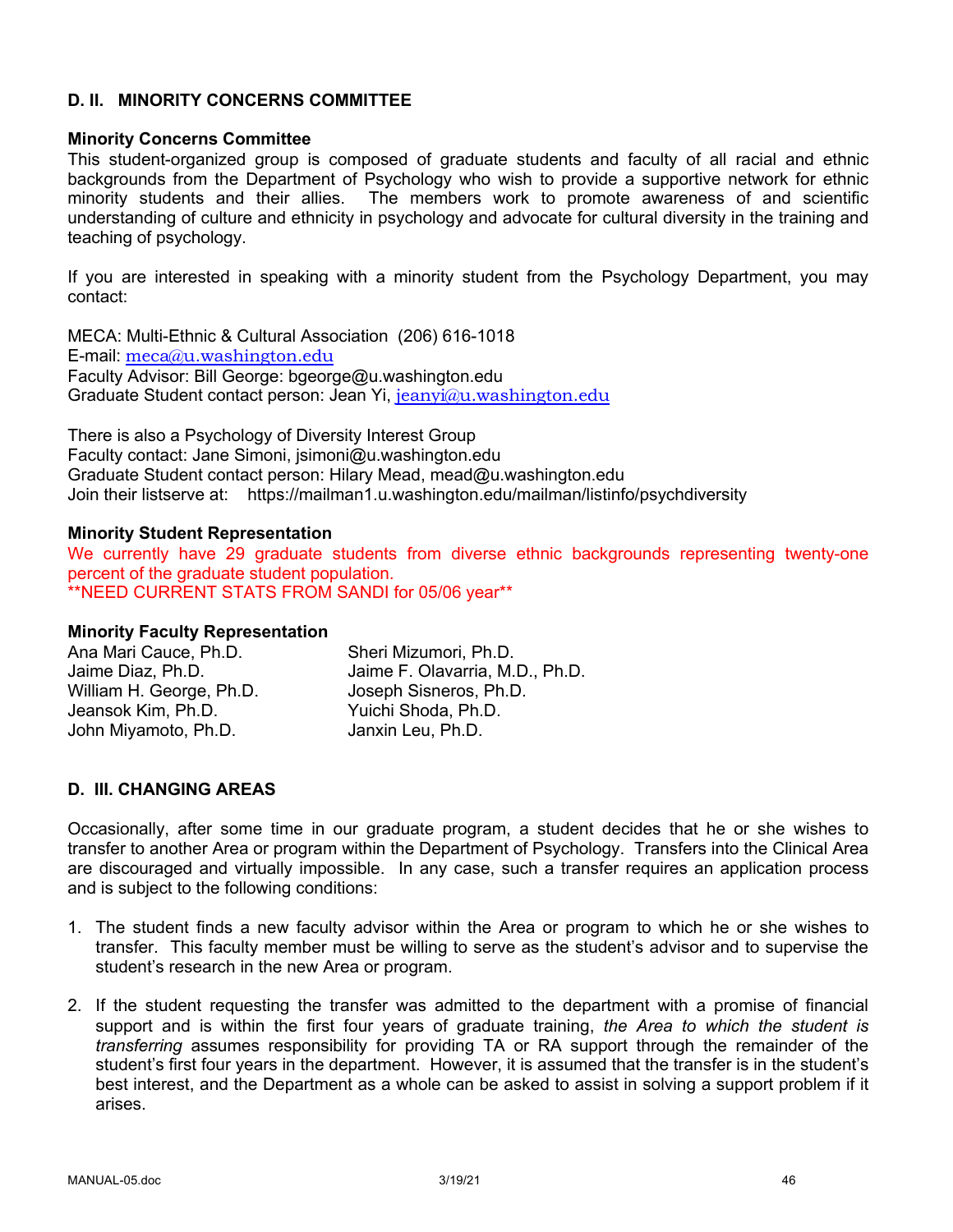## D. II. MINORITY CONCERNS COMMITTEE

### Minority Concerns Committee

This student-organized group is composed of graduate students and faculty of all racial and ethnic backgrounds from the Department of Psychology who wish to provide a supportive network for ethnic minority students and their allies. The members work to promote awareness of and scientific understanding of culture and ethnicity in psychology and advocate for cultural diversity in the training and teaching of psychology.

If you are interested in speaking with a minority student from the Psychology Department, you may contact:

MECA: Multi-Ethnic & Cultural Association (206) 616-1018
E-mail: meca@u.washington.edu
Faculty Advisor: Bill George: bgeorge@u.washington.edu
Graduate Student contact person: Jean Yi, jeanyi@u.washington.edu

There is also a Psychology of Diversity Interest Group
Faculty contact: Jane Simoni, jsimoni@u.washington.edu
Graduate Student contact person: Hilary Mead, mead@u.washington.edu
Join their listserve at: https://mailman1.u.washington.edu/mailman/listinfo/psychdiversity

### Minority Student Representation

We currently have 29 graduate students from diverse ethnic backgrounds representing twenty-one percent of the graduate student population.
**NEED CURRENT STATS FROM SANDI for 05/06 year**

### Minority Faculty Representation

Ana Mari Cauce, Ph.D.
Jaime Diaz, Ph.D.
William H. George, Ph.D.
Jeansok Kim, Ph.D.
John Miyamoto, Ph.D.
Sheri Mizumori, Ph.D.
Jaime F. Olavarria, M.D., Ph.D.
Joseph Sisneros, Ph.D.
Yuichi Shoda, Ph.D.
Janxin Leu, Ph.D.

## D. III. CHANGING AREAS

Occasionally, after some time in our graduate program, a student decides that he or she wishes to transfer to another Area or program within the Department of Psychology. Transfers into the Clinical Area are discouraged and virtually impossible. In any case, such a transfer requires an application process and is subject to the following conditions:

1. The student finds a new faculty advisor within the Area or program to which he or she wishes to transfer. This faculty member must be willing to serve as the student's advisor and to supervise the student's research in the new Area or program.

2. If the student requesting the transfer was admitted to the department with a promise of financial support and is within the first four years of graduate training, *the Area to which the student is transferring* assumes responsibility for providing TA or RA support through the remainder of the student's first four years in the department. However, it is assumed that the transfer is in the student's best interest, and the Department as a whole can be asked to assist in solving a support problem if it arises.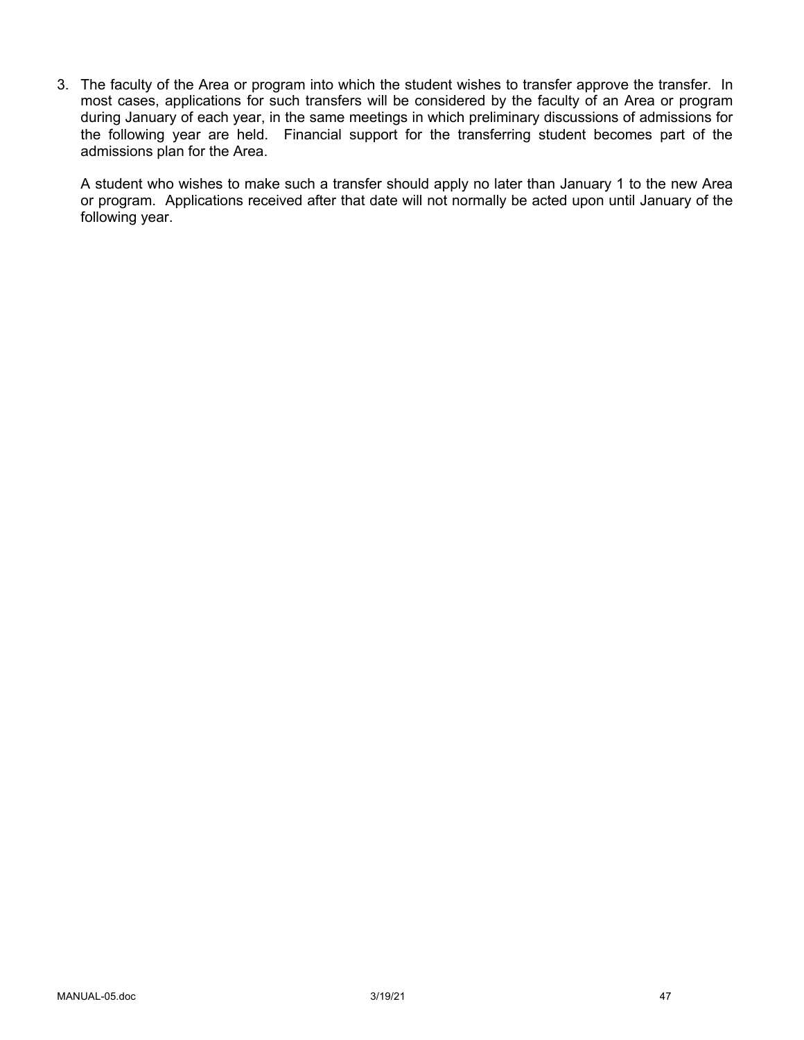3. The faculty of the Area or program into which the student wishes to transfer approve the transfer. In most cases, applications for such transfers will be considered by the faculty of an Area or program during January of each year, in the same meetings in which preliminary discussions of admissions for the following year are held. Financial support for the transferring student becomes part of the admissions plan for the Area.

   A student who wishes to make such a transfer should apply no later than January 1 to the new Area or program. Applications received after that date will not normally be acted upon until January of the following year.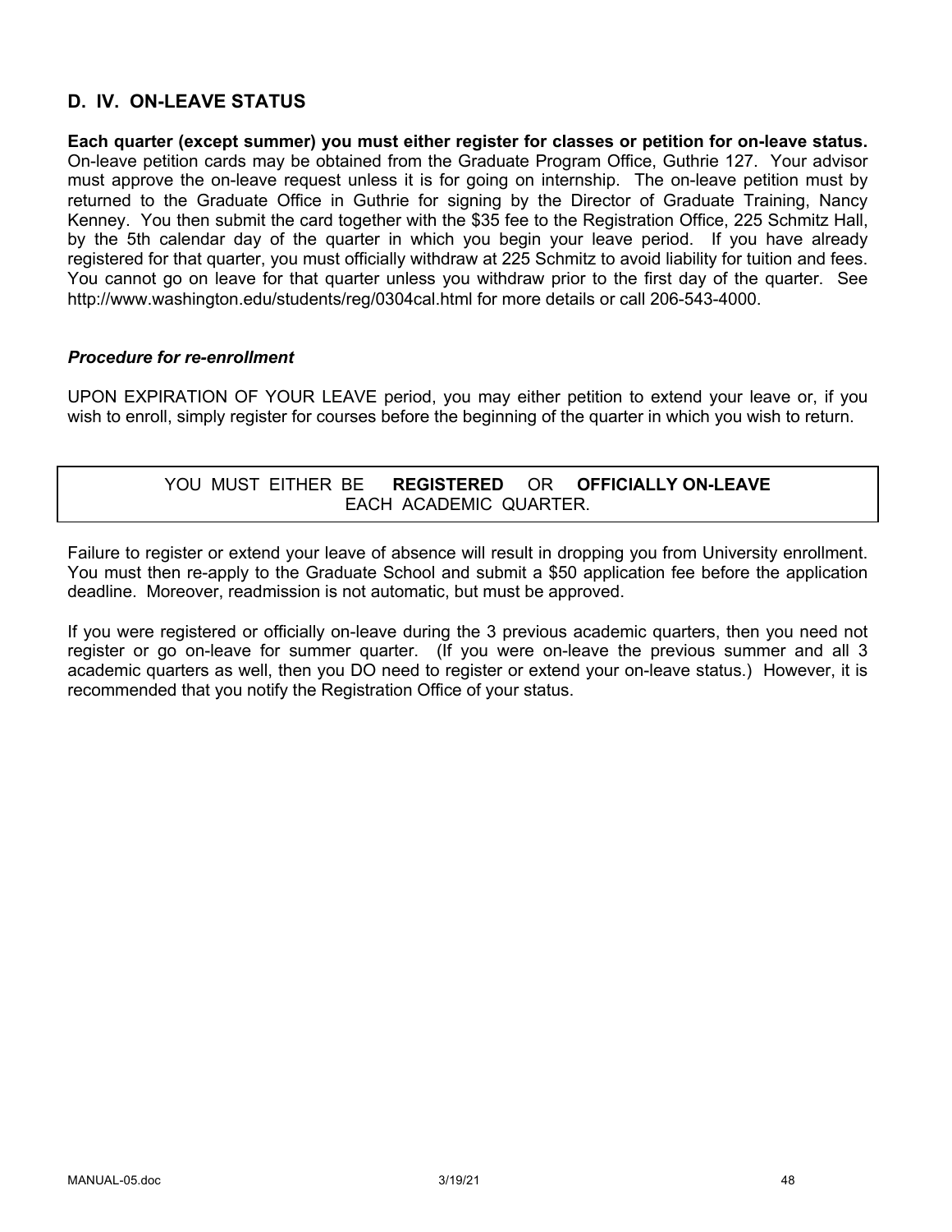## D. IV. ON-LEAVE STATUS

**Each quarter (except summer) you must either register for classes or petition for on-leave status.** On-leave petition cards may be obtained from the Graduate Program Office, Guthrie 127. Your advisor must approve the on-leave request unless it is for going on internship. The on-leave petition must by returned to the Graduate Office in Guthrie for signing by the Director of Graduate Training, Nancy Kenney. You then submit the card together with the $35 fee to the Registration Office, 225 Schmitz Hall, by the 5th calendar day of the quarter in which you begin your leave period. If you have already registered for that quarter, you must officially withdraw at 225 Schmitz to avoid liability for tuition and fees. You cannot go on leave for that quarter unless you withdraw prior to the first day of the quarter. See http://www.washington.edu/students/reg/0304cal.html for more details or call 206-543-4000.

### *Procedure for re-enrollment*

UPON EXPIRATION OF YOUR LEAVE period, you may either petition to extend your leave or, if you wish to enroll, simply register for courses before the beginning of the quarter in which you wish to return.

YOU MUST EITHER BE **REGISTERED** OR **OFFICIALLY ON-LEAVE** EACH ACADEMIC QUARTER.

Failure to register or extend your leave of absence will result in dropping you from University enrollment. You must then re-apply to the Graduate School and submit a $50 application fee before the application deadline. Moreover, readmission is not automatic, but must be approved.

If you were registered or officially on-leave during the 3 previous academic quarters, then you need not register or go on-leave for summer quarter. (If you were on-leave the previous summer and all 3 academic quarters as well, then you DO need to register or extend your on-leave status.) However, it is recommended that you notify the Registration Office of your status.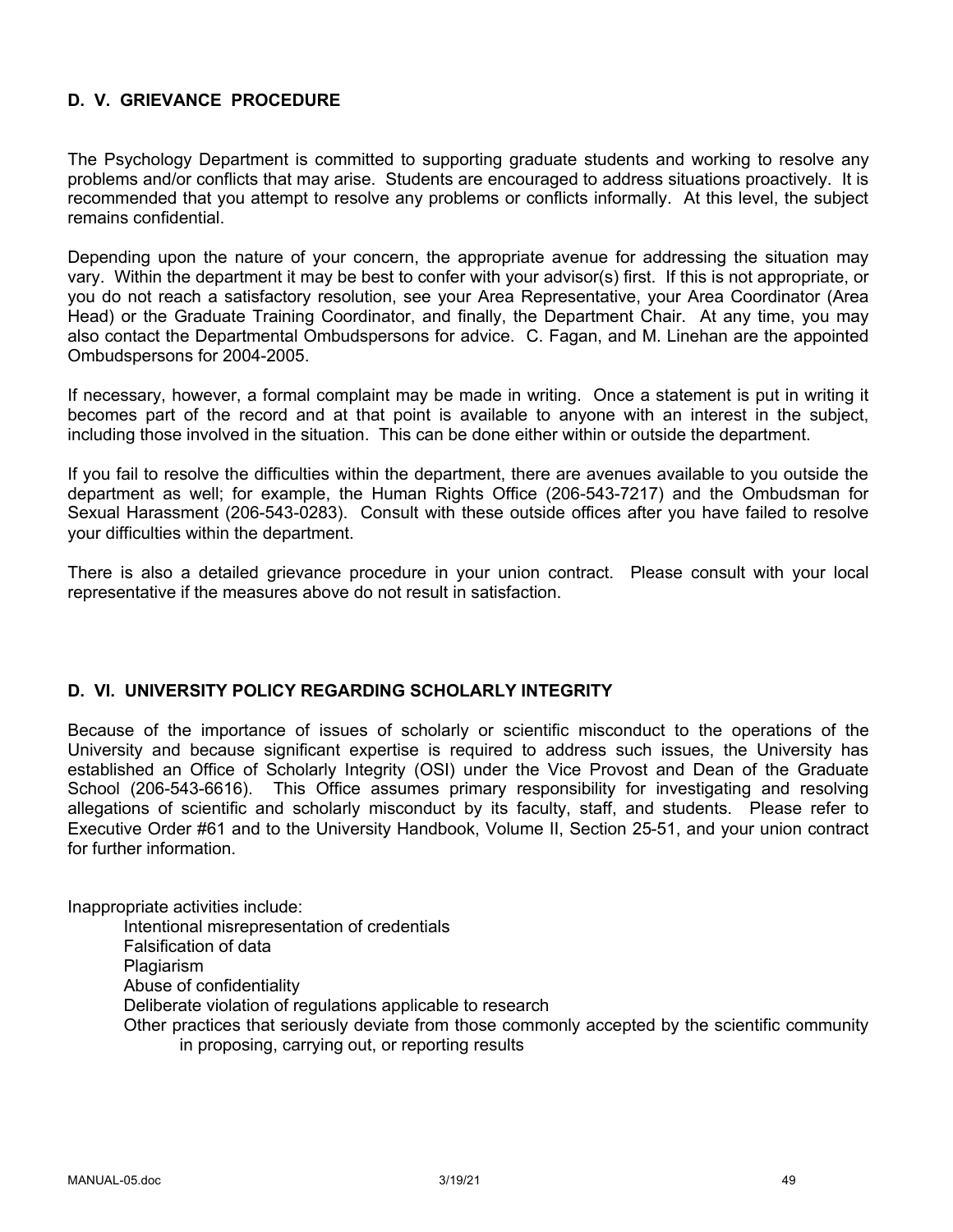## D. V. GRIEVANCE PROCEDURE

The Psychology Department is committed to supporting graduate students and working to resolve any problems and/or conflicts that may arise. Students are encouraged to address situations proactively. It is recommended that you attempt to resolve any problems or conflicts informally. At this level, the subject remains confidential.

Depending upon the nature of your concern, the appropriate avenue for addressing the situation may vary. Within the department it may be best to confer with your advisor(s) first. If this is not appropriate, or you do not reach a satisfactory resolution, see your Area Representative, your Area Coordinator (Area Head) or the Graduate Training Coordinator, and finally, the Department Chair. At any time, you may also contact the Departmental Ombudspersons for advice. C. Fagan, and M. Linehan are the appointed Ombudspersons for 2004-2005.

If necessary, however, a formal complaint may be made in writing. Once a statement is put in writing it becomes part of the record and at that point is available to anyone with an interest in the subject, including those involved in the situation. This can be done either within or outside the department.

If you fail to resolve the difficulties within the department, there are avenues available to you outside the department as well; for example, the Human Rights Office (206-543-7217) and the Ombudsman for Sexual Harassment (206-543-0283). Consult with these outside offices after you have failed to resolve your difficulties within the department.

There is also a detailed grievance procedure in your union contract. Please consult with your local representative if the measures above do not result in satisfaction.

## D. VI. UNIVERSITY POLICY REGARDING SCHOLARLY INTEGRITY

Because of the importance of issues of scholarly or scientific misconduct to the operations of the University and because significant expertise is required to address such issues, the University has established an Office of Scholarly Integrity (OSI) under the Vice Provost and Dean of the Graduate School (206-543-6616). This Office assumes primary responsibility for investigating and resolving allegations of scientific and scholarly misconduct by its faculty, staff, and students. Please refer to Executive Order #61 and to the University Handbook, Volume II, Section 25-51, and your union contract for further information.

Inappropriate activities include:

- Intentional misrepresentation of credentials
- Falsification of data
- Plagiarism
- Abuse of confidentiality
- Deliberate violation of regulations applicable to research
- Other practices that seriously deviate from those commonly accepted by the scientific community in proposing, carrying out, or reporting results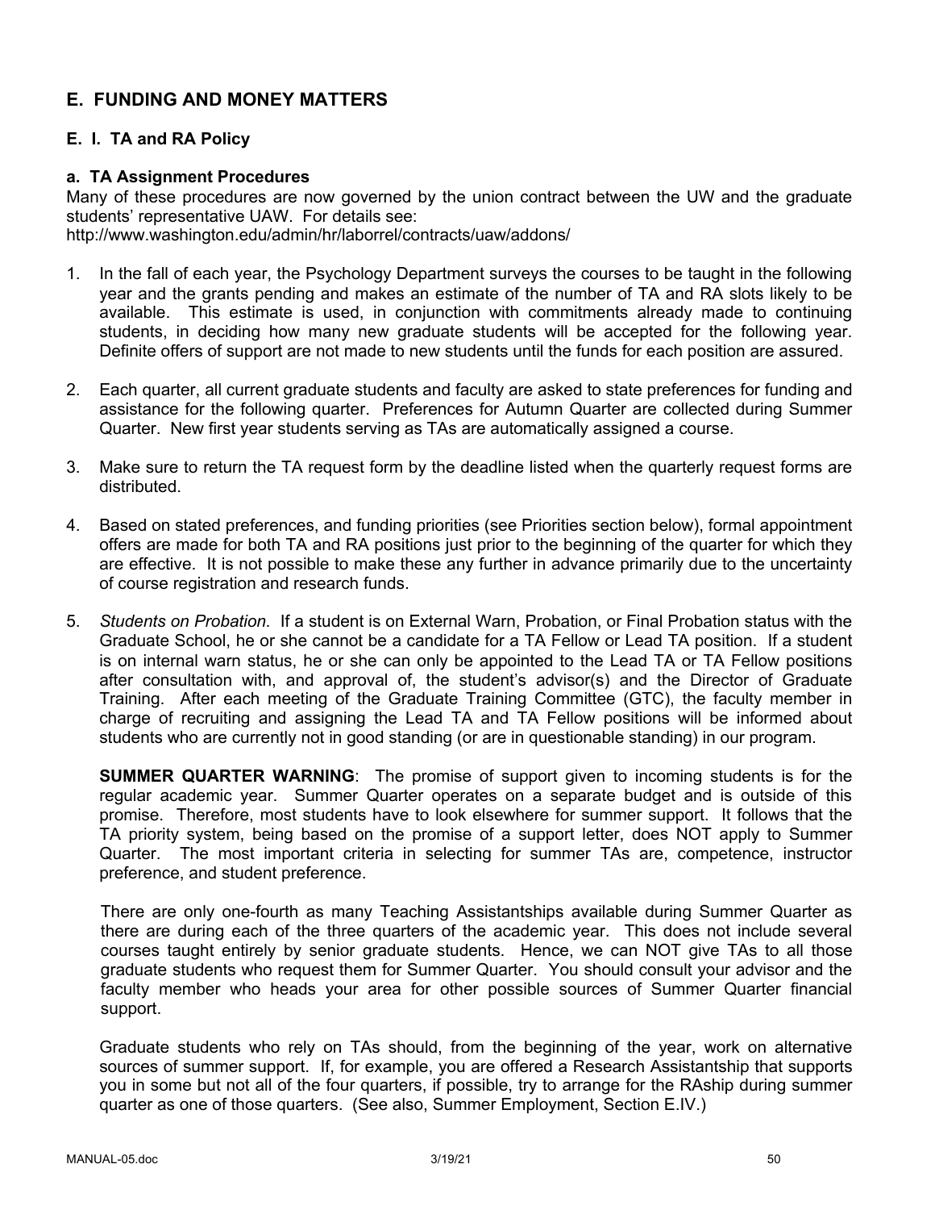## E. FUNDING AND MONEY MATTERS

### E. I. TA and RA Policy

#### a. TA Assignment Procedures

Many of these procedures are now governed by the union contract between the UW and the graduate students' representative UAW. For details see:
http://www.washington.edu/admin/hr/laborrel/contracts/uaw/addons/

1. In the fall of each year, the Psychology Department surveys the courses to be taught in the following year and the grants pending and makes an estimate of the number of TA and RA slots likely to be available. This estimate is used, in conjunction with commitments already made to continuing students, in deciding how many new graduate students will be accepted for the following year. Definite offers of support are not made to new students until the funds for each position are assured.

2. Each quarter, all current graduate students and faculty are asked to state preferences for funding and assistance for the following quarter. Preferences for Autumn Quarter are collected during Summer Quarter. New first year students serving as TAs are automatically assigned a course.

3. Make sure to return the TA request form by the deadline listed when the quarterly request forms are distributed.

4. Based on stated preferences, and funding priorities (see Priorities section below), formal appointment offers are made for both TA and RA positions just prior to the beginning of the quarter for which they are effective. It is not possible to make these any further in advance primarily due to the uncertainty of course registration and research funds.

5. *Students on Probation.* If a student is on External Warn, Probation, or Final Probation status with the Graduate School, he or she cannot be a candidate for a TA Fellow or Lead TA position. If a student is on internal warn status, he or she can only be appointed to the Lead TA or TA Fellow positions after consultation with, and approval of, the student's advisor(s) and the Director of Graduate Training. After each meeting of the Graduate Training Committee (GTC), the faculty member in charge of recruiting and assigning the Lead TA and TA Fellow positions will be informed about students who are currently not in good standing (or are in questionable standing) in our program.

   **SUMMER QUARTER WARNING**: The promise of support given to incoming students is for the regular academic year. Summer Quarter operates on a separate budget and is outside of this promise. Therefore, most students have to look elsewhere for summer support. It follows that the TA priority system, being based on the promise of a support letter, does NOT apply to Summer Quarter. The most important criteria in selecting for summer TAs are, competence, instructor preference, and student preference.

   There are only one-fourth as many Teaching Assistantships available during Summer Quarter as there are during each of the three quarters of the academic year. This does not include several courses taught entirely by senior graduate students. Hence, we can NOT give TAs to all those graduate students who request them for Summer Quarter. You should consult your advisor and the faculty member who heads your area for other possible sources of Summer Quarter financial support.

   Graduate students who rely on TAs should, from the beginning of the year, work on alternative sources of summer support. If, for example, you are offered a Research Assistantship that supports you in some but not all of the four quarters, if possible, try to arrange for the RAship during summer quarter as one of those quarters. (See also, Summer Employment, Section E.IV.)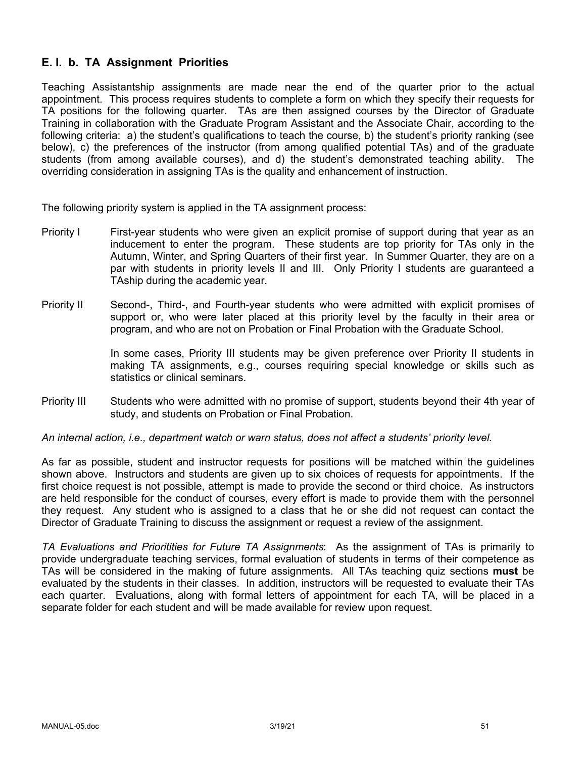## E. I. b. TA Assignment Priorities

Teaching Assistantship assignments are made near the end of the quarter prior to the actual appointment. This process requires students to complete a form on which they specify their requests for TA positions for the following quarter. TAs are then assigned courses by the Director of Graduate Training in collaboration with the Graduate Program Assistant and the Associate Chair, according to the following criteria: a) the student's qualifications to teach the course, b) the student's priority ranking (see below), c) the preferences of the instructor (from among qualified potential TAs) and of the graduate students (from among available courses), and d) the student's demonstrated teaching ability. The overriding consideration in assigning TAs is the quality and enhancement of instruction.

The following priority system is applied in the TA assignment process:

**Priority I** — First-year students who were given an explicit promise of support during that year as an inducement to enter the program. These students are top priority for TAs only in the Autumn, Winter, and Spring Quarters of their first year. In Summer Quarter, they are on a par with students in priority levels II and III. Only Priority I students are guaranteed a TAship during the academic year.

**Priority II** — Second-, Third-, and Fourth-year students who were admitted with explicit promises of support or, who were later placed at this priority level by the faculty in their area or program, and who are not on Probation or Final Probation with the Graduate School.

In some cases, Priority III students may be given preference over Priority II students in making TA assignments, e.g., courses requiring special knowledge or skills such as statistics or clinical seminars.

**Priority III** — Students who were admitted with no promise of support, students beyond their 4th year of study, and students on Probation or Final Probation.

*An internal action, i.e., department watch or warn status, does not affect a students' priority level.*

As far as possible, student and instructor requests for positions will be matched within the guidelines shown above. Instructors and students are given up to six choices of requests for appointments. If the first choice request is not possible, attempt is made to provide the second or third choice. As instructors are held responsible for the conduct of courses, every effort is made to provide them with the personnel they request. Any student who is assigned to a class that he or she did not request can contact the Director of Graduate Training to discuss the assignment or request a review of the assignment.

*TA Evaluations and Prioritities for Future TA Assignments*: As the assignment of TAs is primarily to provide undergraduate teaching services, formal evaluation of students in terms of their competence as TAs will be considered in the making of future assignments. All TAs teaching quiz sections **must** be evaluated by the students in their classes. In addition, instructors will be requested to evaluate their TAs each quarter. Evaluations, along with formal letters of appointment for each TA, will be placed in a separate folder for each student and will be made available for review upon request.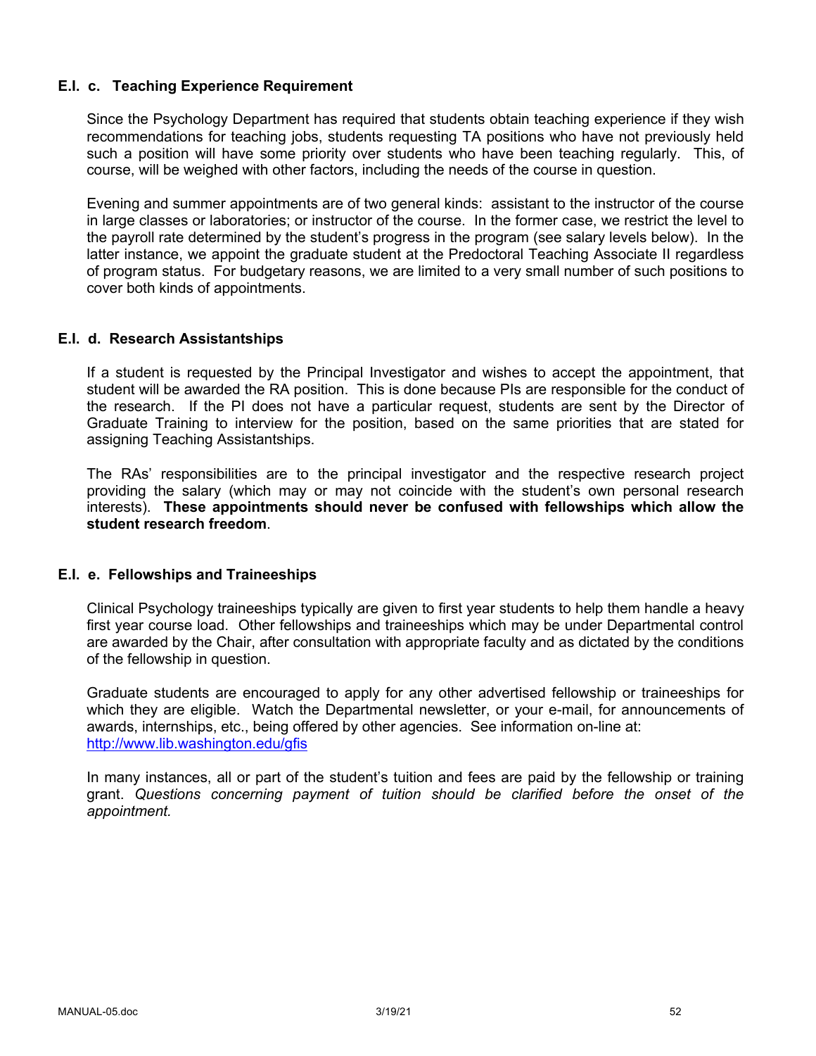### E.I. c. Teaching Experience Requirement

Since the Psychology Department has required that students obtain teaching experience if they wish recommendations for teaching jobs, students requesting TA positions who have not previously held such a position will have some priority over students who have been teaching regularly. This, of course, will be weighed with other factors, including the needs of the course in question.

Evening and summer appointments are of two general kinds: assistant to the instructor of the course in large classes or laboratories; or instructor of the course. In the former case, we restrict the level to the payroll rate determined by the student's progress in the program (see salary levels below). In the latter instance, we appoint the graduate student at the Predoctoral Teaching Associate II regardless of program status. For budgetary reasons, we are limited to a very small number of such positions to cover both kinds of appointments.

### E.I. d. Research Assistantships

If a student is requested by the Principal Investigator and wishes to accept the appointment, that student will be awarded the RA position. This is done because PIs are responsible for the conduct of the research. If the PI does not have a particular request, students are sent by the Director of Graduate Training to interview for the position, based on the same priorities that are stated for assigning Teaching Assistantships.

The RAs' responsibilities are to the principal investigator and the respective research project providing the salary (which may or may not coincide with the student's own personal research interests). **These appointments should never be confused with fellowships which allow the student research freedom**.

### E.I. e. Fellowships and Traineeships

Clinical Psychology traineeships typically are given to first year students to help them handle a heavy first year course load. Other fellowships and traineeships which may be under Departmental control are awarded by the Chair, after consultation with appropriate faculty and as dictated by the conditions of the fellowship in question.

Graduate students are encouraged to apply for any other advertised fellowship or traineeships for which they are eligible. Watch the Departmental newsletter, or your e-mail, for announcements of awards, internships, etc., being offered by other agencies. See information on-line at: [http://www.lib.washington.edu/gfis](http://www.lib.washington.edu/gfis)

In many instances, all or part of the student's tuition and fees are paid by the fellowship or training grant. *Questions concerning payment of tuition should be clarified before the onset of the appointment.*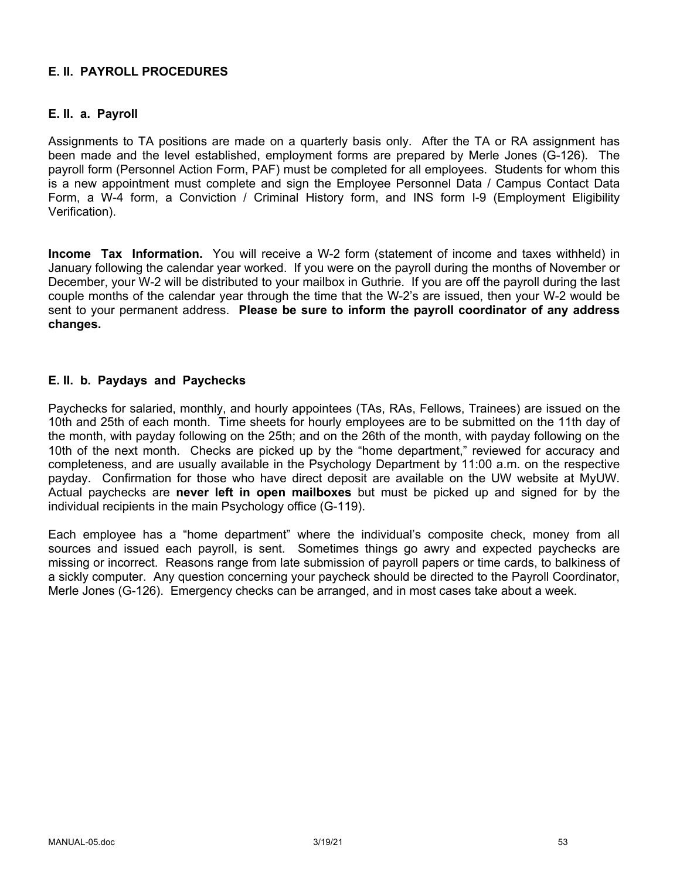## E. II. PAYROLL PROCEDURES

### E. II. a. Payroll

Assignments to TA positions are made on a quarterly basis only. After the TA or RA assignment has been made and the level established, employment forms are prepared by Merle Jones (G-126). The payroll form (Personnel Action Form, PAF) must be completed for all employees. Students for whom this is a new appointment must complete and sign the Employee Personnel Data / Campus Contact Data Form, a W-4 form, a Conviction / Criminal History form, and INS form I-9 (Employment Eligibility Verification).

**Income Tax Information.** You will receive a W-2 form (statement of income and taxes withheld) in January following the calendar year worked. If you were on the payroll during the months of November or December, your W-2 will be distributed to your mailbox in Guthrie. If you are off the payroll during the last couple months of the calendar year through the time that the W-2's are issued, then your W-2 would be sent to your permanent address. **Please be sure to inform the payroll coordinator of any address changes.**

### E. II. b. Paydays and Paychecks

Paychecks for salaried, monthly, and hourly appointees (TAs, RAs, Fellows, Trainees) are issued on the 10th and 25th of each month. Time sheets for hourly employees are to be submitted on the 11th day of the month, with payday following on the 25th; and on the 26th of the month, with payday following on the 10th of the next month. Checks are picked up by the "home department," reviewed for accuracy and completeness, and are usually available in the Psychology Department by 11:00 a.m. on the respective payday. Confirmation for those who have direct deposit are available on the UW website at MyUW. Actual paychecks are **never left in open mailboxes** but must be picked up and signed for by the individual recipients in the main Psychology office (G-119).

Each employee has a "home department" where the individual's composite check, money from all sources and issued each payroll, is sent. Sometimes things go awry and expected paychecks are missing or incorrect. Reasons range from late submission of payroll papers or time cards, to balkiness of a sickly computer. Any question concerning your paycheck should be directed to the Payroll Coordinator, Merle Jones (G-126). Emergency checks can be arranged, and in most cases take about a week.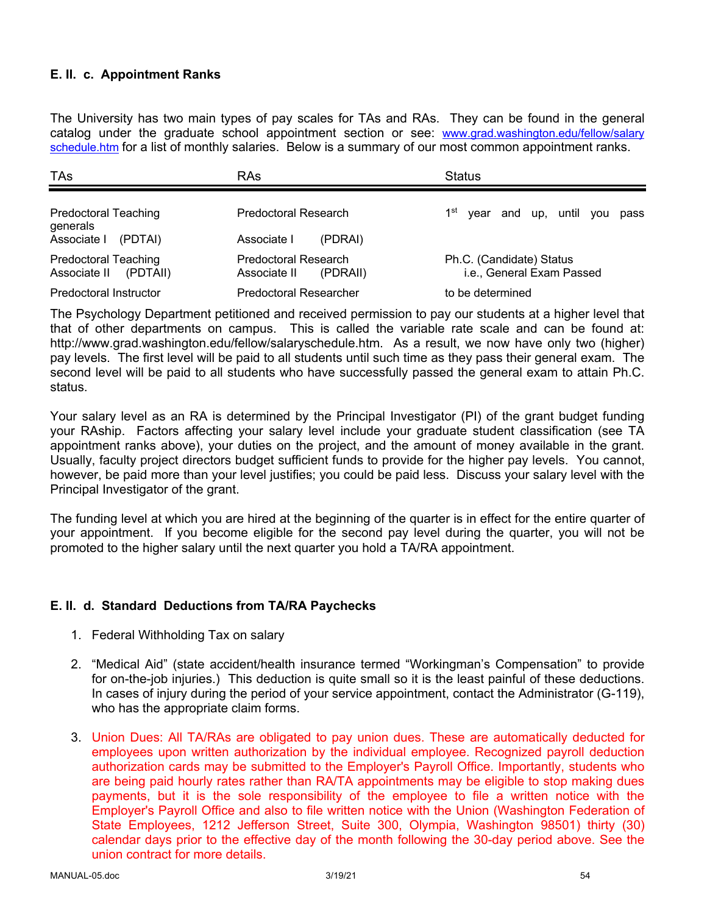### E. II. c. Appointment Ranks

The University has two main types of pay scales for TAs and RAs. They can be found in the general catalog under the graduate school appointment section or see: [www.grad.washington.edu/fellow/salary schedule.htm](www.grad.washington.edu/fellow/salaryschedule.htm) for a list of monthly salaries. Below is a summary of our most common appointment ranks.

| TAs | RAs | Status |
|---|---|---|
| Predoctoral Teaching Associate I (PDTAI) | Predoctoral Research Associate I (PDRAI) | 1st year and up, until you pass generals |
| Predoctoral Teaching Associate II (PDTAII) | Predoctoral Research Associate II (PDRAII) | Ph.C. (Candidate) Status i.e., General Exam Passed |
| Predoctoral Instructor | Predoctoral Researcher | to be determined |

The Psychology Department petitioned and received permission to pay our students at a higher level that that of other departments on campus. This is called the variable rate scale and can be found at: http://www.grad.washington.edu/fellow/salaryschedule.htm. As a result, we now have only two (higher) pay levels. The first level will be paid to all students until such time as they pass their general exam. The second level will be paid to all students who have successfully passed the general exam to attain Ph.C. status.

Your salary level as an RA is determined by the Principal Investigator (PI) of the grant budget funding your RAship. Factors affecting your salary level include your graduate student classification (see TA appointment ranks above), your duties on the project, and the amount of money available in the grant. Usually, faculty project directors budget sufficient funds to provide for the higher pay levels. You cannot, however, be paid more than your level justifies; you could be paid less. Discuss your salary level with the Principal Investigator of the grant.

The funding level at which you are hired at the beginning of the quarter is in effect for the entire quarter of your appointment. If you become eligible for the second pay level during the quarter, you will not be promoted to the higher salary until the next quarter you hold a TA/RA appointment.

### E. II. d. Standard Deductions from TA/RA Paychecks

1. Federal Withholding Tax on salary

2. "Medical Aid" (state accident/health insurance termed "Workingman's Compensation" to provide for on-the-job injuries.) This deduction is quite small so it is the least painful of these deductions. In cases of injury during the period of your service appointment, contact the Administrator (G-119), who has the appropriate claim forms.

3. Union Dues: All TA/RAs are obligated to pay union dues. These are automatically deducted for employees upon written authorization by the individual employee. Recognized payroll deduction authorization cards may be submitted to the Employer's Payroll Office. Importantly, students who are being paid hourly rates rather than RA/TA appointments may be eligible to stop making dues payments, but it is the sole responsibility of the employee to file a written notice with the Employer's Payroll Office and also to file written notice with the Union (Washington Federation of State Employees, 1212 Jefferson Street, Suite 300, Olympia, Washington 98501) thirty (30) calendar days prior to the effective day of the month following the 30-day period above. See the union contract for more details.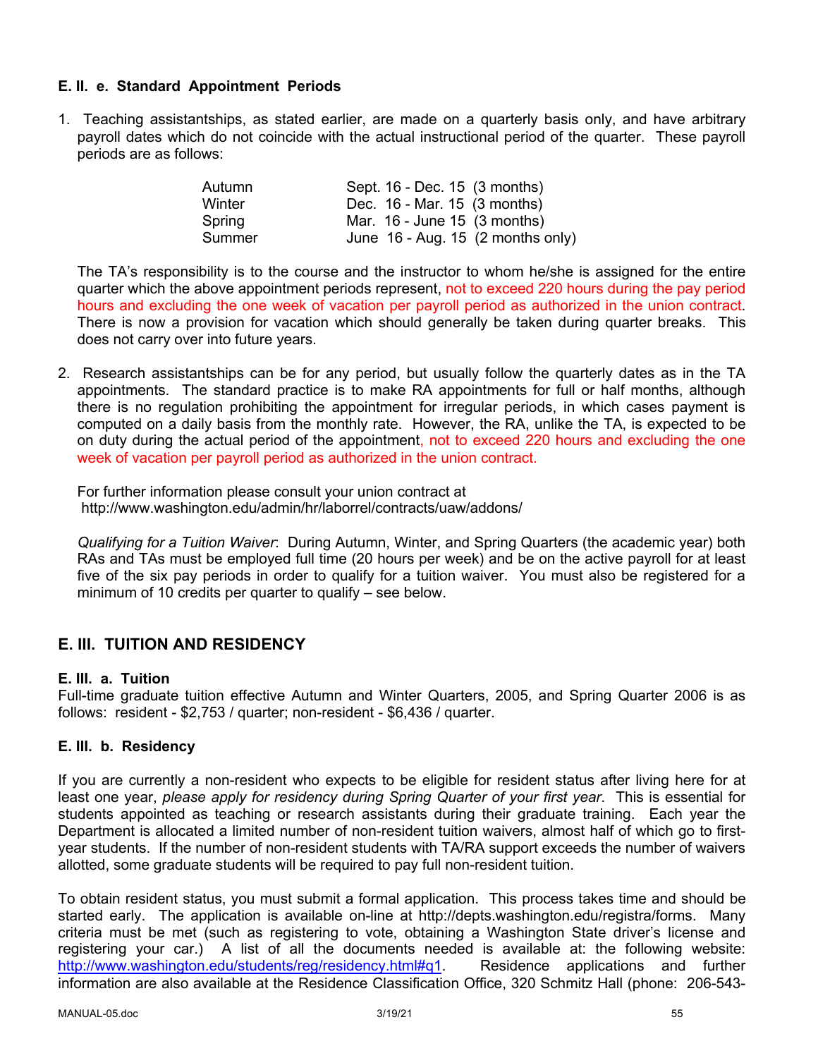### E. II. e. Standard Appointment Periods

1. Teaching assistantships, as stated earlier, are made on a quarterly basis only, and have arbitrary payroll dates which do not coincide with the actual instructional period of the quarter. These payroll periods are as follows:

| | |
|---|---|
| Autumn | Sept. 16 - Dec. 15 (3 months) |
| Winter | Dec. 16 - Mar. 15 (3 months) |
| Spring | Mar. 16 - June 15 (3 months) |
| Summer | June 16 - Aug. 15 (2 months only) |

   The TA's responsibility is to the course and the instructor to whom he/she is assigned for the entire quarter which the above appointment periods represent, not to exceed 220 hours during the pay period hours and excluding the one week of vacation per payroll period as authorized in the union contract. There is now a provision for vacation which should generally be taken during quarter breaks. This does not carry over into future years.

2. Research assistantships can be for any period, but usually follow the quarterly dates as in the TA appointments. The standard practice is to make RA appointments for full or half months, although there is no regulation prohibiting the appointment for irregular periods, in which cases payment is computed on a daily basis from the monthly rate. However, the RA, unlike the TA, is expected to be on duty during the actual period of the appointment, not to exceed 220 hours and excluding the one week of vacation per payroll period as authorized in the union contract.

   For further information please consult your union contract at http://www.washington.edu/admin/hr/laborrel/contracts/uaw/addons/

   *Qualifying for a Tuition Waiver*: During Autumn, Winter, and Spring Quarters (the academic year) both RAs and TAs must be employed full time (20 hours per week) and be on the active payroll for at least five of the six pay periods in order to qualify for a tuition waiver. You must also be registered for a minimum of 10 credits per quarter to qualify – see below.

## E. III. TUITION AND RESIDENCY

### E. III. a. Tuition

Full-time graduate tuition effective Autumn and Winter Quarters, 2005, and Spring Quarter 2006 is as follows: resident - $2,753 / quarter; non-resident - $6,436 / quarter.

### E. III. b. Residency

If you are currently a non-resident who expects to be eligible for resident status after living here for at least one year, *please apply for residency during Spring Quarter of your first year*. This is essential for students appointed as teaching or research assistants during their graduate training. Each year the Department is allocated a limited number of non-resident tuition waivers, almost half of which go to first-year students. If the number of non-resident students with TA/RA support exceeds the number of waivers allotted, some graduate students will be required to pay full non-resident tuition.

To obtain resident status, you must submit a formal application. This process takes time and should be started early. The application is available on-line at http://depts.washington.edu/registra/forms. Many criteria must be met (such as registering to vote, obtaining a Washington State driver's license and registering your car.) A list of all the documents needed is available at: the following website: http://www.washington.edu/students/reg/residency.html#q1. Residence applications and further information are also available at the Residence Classification Office, 320 Schmitz Hall (phone: 206-543-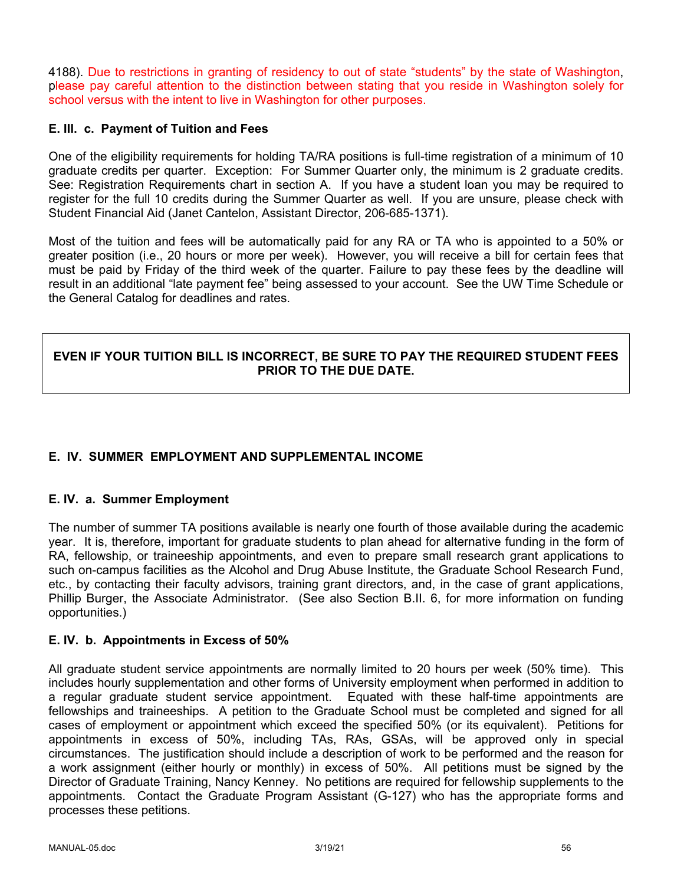4188). Due to restrictions in granting of residency to out of state "students" by the state of Washington, please pay careful attention to the distinction between stating that you reside in Washington solely for school versus with the intent to live in Washington for other purposes.

### E. III. c. Payment of Tuition and Fees

One of the eligibility requirements for holding TA/RA positions is full-time registration of a minimum of 10 graduate credits per quarter. Exception: For Summer Quarter only, the minimum is 2 graduate credits. See: Registration Requirements chart in section A. If you have a student loan you may be required to register for the full 10 credits during the Summer Quarter as well. If you are unsure, please check with Student Financial Aid (Janet Cantelon, Assistant Director, 206-685-1371).

Most of the tuition and fees will be automatically paid for any RA or TA who is appointed to a 50% or greater position (i.e., 20 hours or more per week). However, you will receive a bill for certain fees that must be paid by Friday of the third week of the quarter. Failure to pay these fees by the deadline will result in an additional "late payment fee" being assessed to your account. See the UW Time Schedule or the General Catalog for deadlines and rates.

**EVEN IF YOUR TUITION BILL IS INCORRECT, BE SURE TO PAY THE REQUIRED STUDENT FEES PRIOR TO THE DUE DATE.**

## E. IV. SUMMER EMPLOYMENT AND SUPPLEMENTAL INCOME

### E. IV. a. Summer Employment

The number of summer TA positions available is nearly one fourth of those available during the academic year. It is, therefore, important for graduate students to plan ahead for alternative funding in the form of RA, fellowship, or traineeship appointments, and even to prepare small research grant applications to such on-campus facilities as the Alcohol and Drug Abuse Institute, the Graduate School Research Fund, etc., by contacting their faculty advisors, training grant directors, and, in the case of grant applications, Phillip Burger, the Associate Administrator. (See also Section B.II. 6, for more information on funding opportunities.)

### E. IV. b. Appointments in Excess of 50%

All graduate student service appointments are normally limited to 20 hours per week (50% time). This includes hourly supplementation and other forms of University employment when performed in addition to a regular graduate student service appointment. Equated with these half-time appointments are fellowships and traineeships. A petition to the Graduate School must be completed and signed for all cases of employment or appointment which exceed the specified 50% (or its equivalent). Petitions for appointments in excess of 50%, including TAs, RAs, GSAs, will be approved only in special circumstances. The justification should include a description of work to be performed and the reason for a work assignment (either hourly or monthly) in excess of 50%. All petitions must be signed by the Director of Graduate Training, Nancy Kenney. No petitions are required for fellowship supplements to the appointments. Contact the Graduate Program Assistant (G-127) who has the appropriate forms and processes these petitions.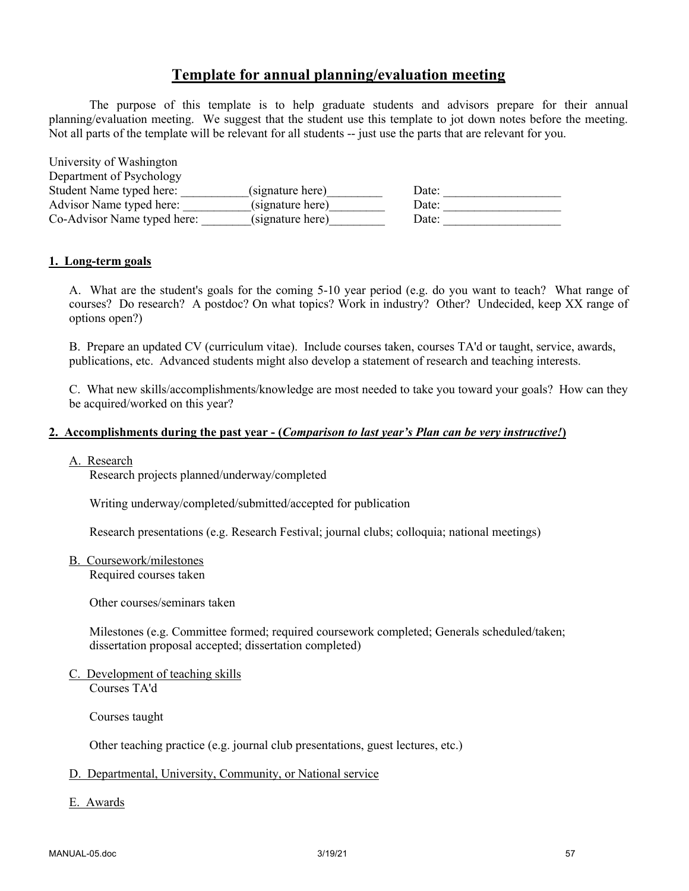# Template for annual planning/evaluation meeting

The purpose of this template is to help graduate students and advisors prepare for their annual planning/evaluation meeting. We suggest that the student use this template to jot down notes before the meeting. Not all parts of the template will be relevant for all students -- just use the parts that are relevant for you.

University of Washington
Department of Psychology
Student Name typed here: ___________(signature here)_________ Date: ___________________
Advisor Name typed here: ___________(signature here)_________ Date: ___________________
Co-Advisor Name typed here: ________(signature here)_________ Date: ___________________

## 1. Long-term goals

A. What are the student's goals for the coming 5-10 year period (e.g. do you want to teach? What range of courses? Do research? A postdoc? On what topics? Work in industry? Other? Undecided, keep XX range of options open?)

B. Prepare an updated CV (curriculum vitae). Include courses taken, courses TA'd or taught, service, awards, publications, etc. Advanced students might also develop a statement of research and teaching interests.

C. What new skills/accomplishments/knowledge are most needed to take you toward your goals? How can they be acquired/worked on this year?

## 2. Accomplishments during the past year - (*Comparison to last year's Plan can be very instructive!*)

A. Research

Research projects planned/underway/completed

Writing underway/completed/submitted/accepted for publication

Research presentations (e.g. Research Festival; journal clubs; colloquia; national meetings)

B. Coursework/milestones

Required courses taken

Other courses/seminars taken

Milestones (e.g. Committee formed; required coursework completed; Generals scheduled/taken; dissertation proposal accepted; dissertation completed)

C. Development of teaching skills

Courses TA'd

Courses taught

Other teaching practice (e.g. journal club presentations, guest lectures, etc.)

D. Departmental, University, Community, or National service

E. Awards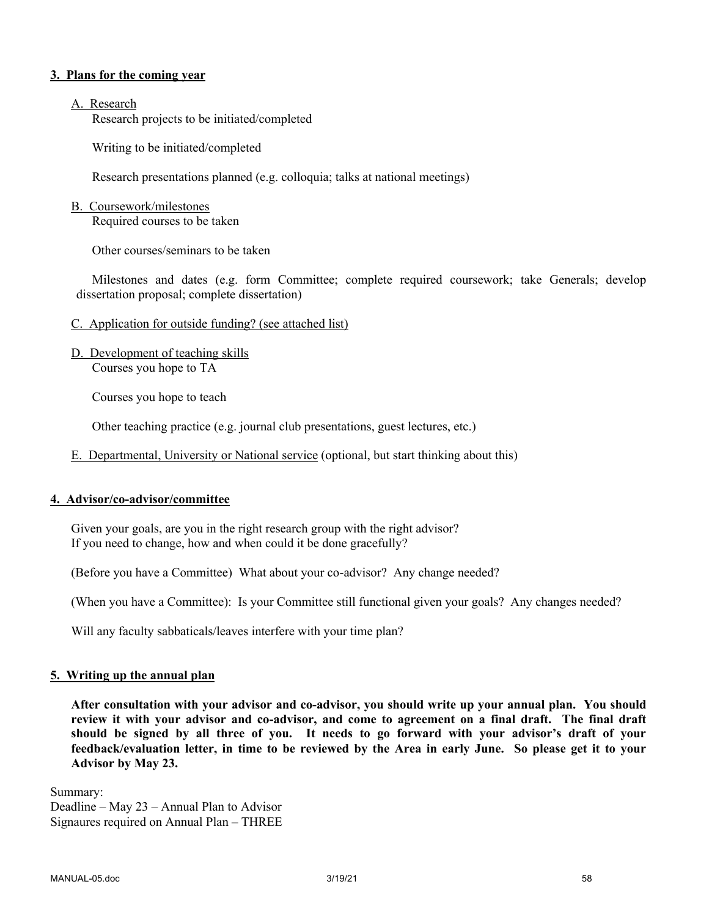## 3. Plans for the coming year

A. Research

Research projects to be initiated/completed

Writing to be initiated/completed

Research presentations planned (e.g. colloquia; talks at national meetings)

B. Coursework/milestones

Required courses to be taken

Other courses/seminars to be taken

Milestones and dates (e.g. form Committee; complete required coursework; take Generals; develop dissertation proposal; complete dissertation)

C. Application for outside funding? (see attached list)

D. Development of teaching skills

Courses you hope to TA

Courses you hope to teach

Other teaching practice (e.g. journal club presentations, guest lectures, etc.)

E. Departmental, University or National service (optional, but start thinking about this)

## 4. Advisor/co-advisor/committee

Given your goals, are you in the right research group with the right advisor?
If you need to change, how and when could it be done gracefully?

(Before you have a Committee) What about your co-advisor? Any change needed?

(When you have a Committee): Is your Committee still functional given your goals? Any changes needed?

Will any faculty sabbaticals/leaves interfere with your time plan?

## 5. Writing up the annual plan

**After consultation with your advisor and co-advisor, you should write up your annual plan. You should review it with your advisor and co-advisor, and come to agreement on a final draft. The final draft should be signed by all three of you. It needs to go forward with your advisor's draft of your feedback/evaluation letter, in time to be reviewed by the Area in early June. So please get it to your Advisor by May 23.**

Summary:
Deadline – May 23 – Annual Plan to Advisor
Signaures required on Annual Plan – THREE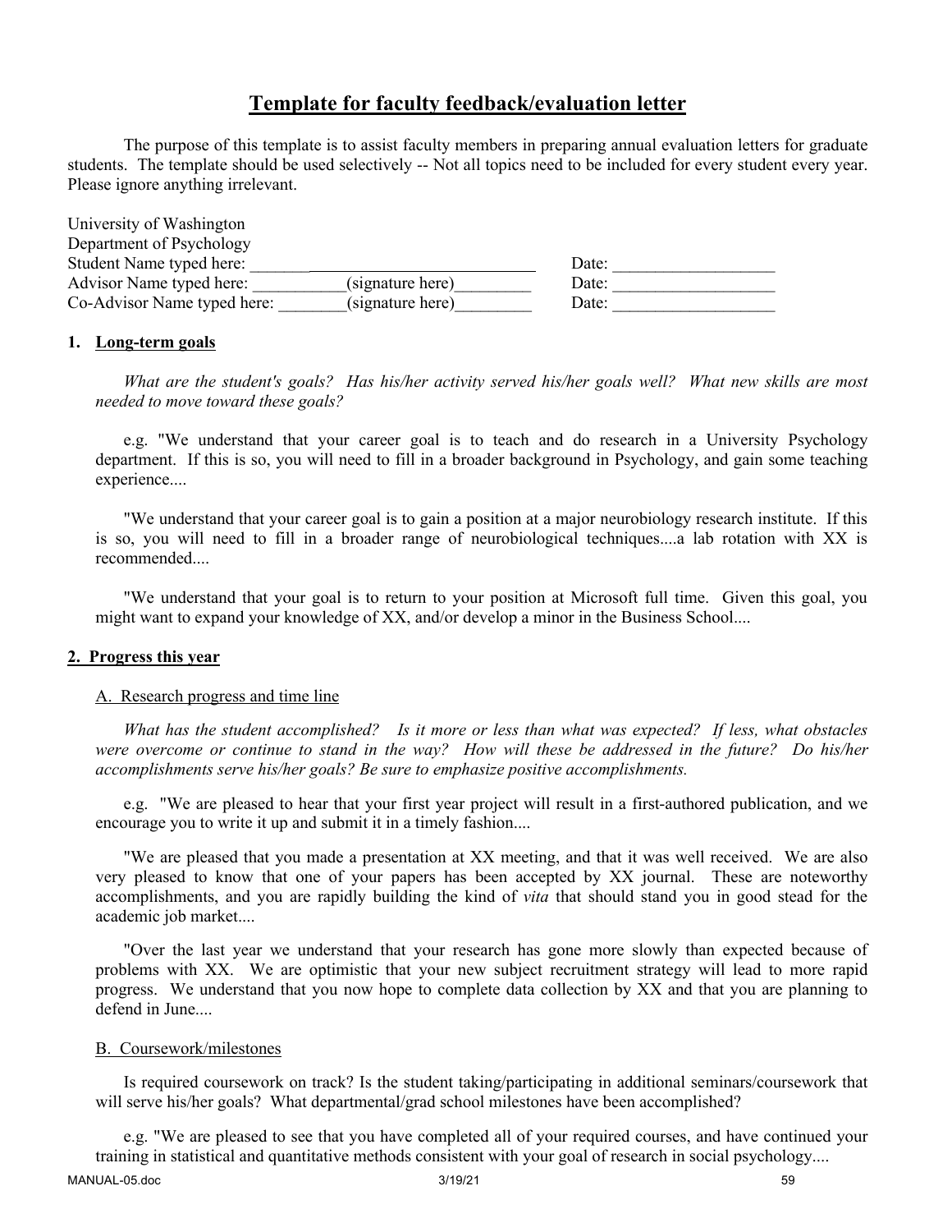# Template for faculty feedback/evaluation letter

The purpose of this template is to assist faculty members in preparing annual evaluation letters for graduate students. The template should be used selectively -- Not all topics need to be included for every student every year. Please ignore anything irrelevant.

University of Washington
Department of Psychology

| | |
|---|---|
| Student Name typed here: ___________________________________ | Date: ___________________ |
| Advisor Name typed here: ___________(signature here)_________ | Date: ___________________ |
| Co-Advisor Name typed here: ________(signature here)_________ | Date: ___________________ |

## 1. Long-term goals

*What are the student's goals? Has his/her activity served his/her goals well? What new skills are most needed to move toward these goals?*

e.g. "We understand that your career goal is to teach and do research in a University Psychology department. If this is so, you will need to fill in a broader background in Psychology, and gain some teaching experience....

"We understand that your career goal is to gain a position at a major neurobiology research institute. If this is so, you will need to fill in a broader range of neurobiological techniques....a lab rotation with XX is recommended....

"We understand that your goal is to return to your position at Microsoft full time. Given this goal, you might want to expand your knowledge of XX, and/or develop a minor in the Business School....

## 2. Progress this year

### A. Research progress and time line

*What has the student accomplished? Is it more or less than what was expected? If less, what obstacles were overcome or continue to stand in the way? How will these be addressed in the future? Do his/her accomplishments serve his/her goals? Be sure to emphasize positive accomplishments.*

e.g. "We are pleased to hear that your first year project will result in a first-authored publication, and we encourage you to write it up and submit it in a timely fashion....

"We are pleased that you made a presentation at XX meeting, and that it was well received. We are also very pleased to know that one of your papers has been accepted by XX journal. These are noteworthy accomplishments, and you are rapidly building the kind of *vita* that should stand you in good stead for the academic job market....

"Over the last year we understand that your research has gone more slowly than expected because of problems with XX. We are optimistic that your new subject recruitment strategy will lead to more rapid progress. We understand that you now hope to complete data collection by XX and that you are planning to defend in June....

### B. Coursework/milestones

Is required coursework on track? Is the student taking/participating in additional seminars/coursework that will serve his/her goals? What departmental/grad school milestones have been accomplished?

e.g. "We are pleased to see that you have completed all of your required courses, and have continued your training in statistical and quantitative methods consistent with your goal of research in social psychology....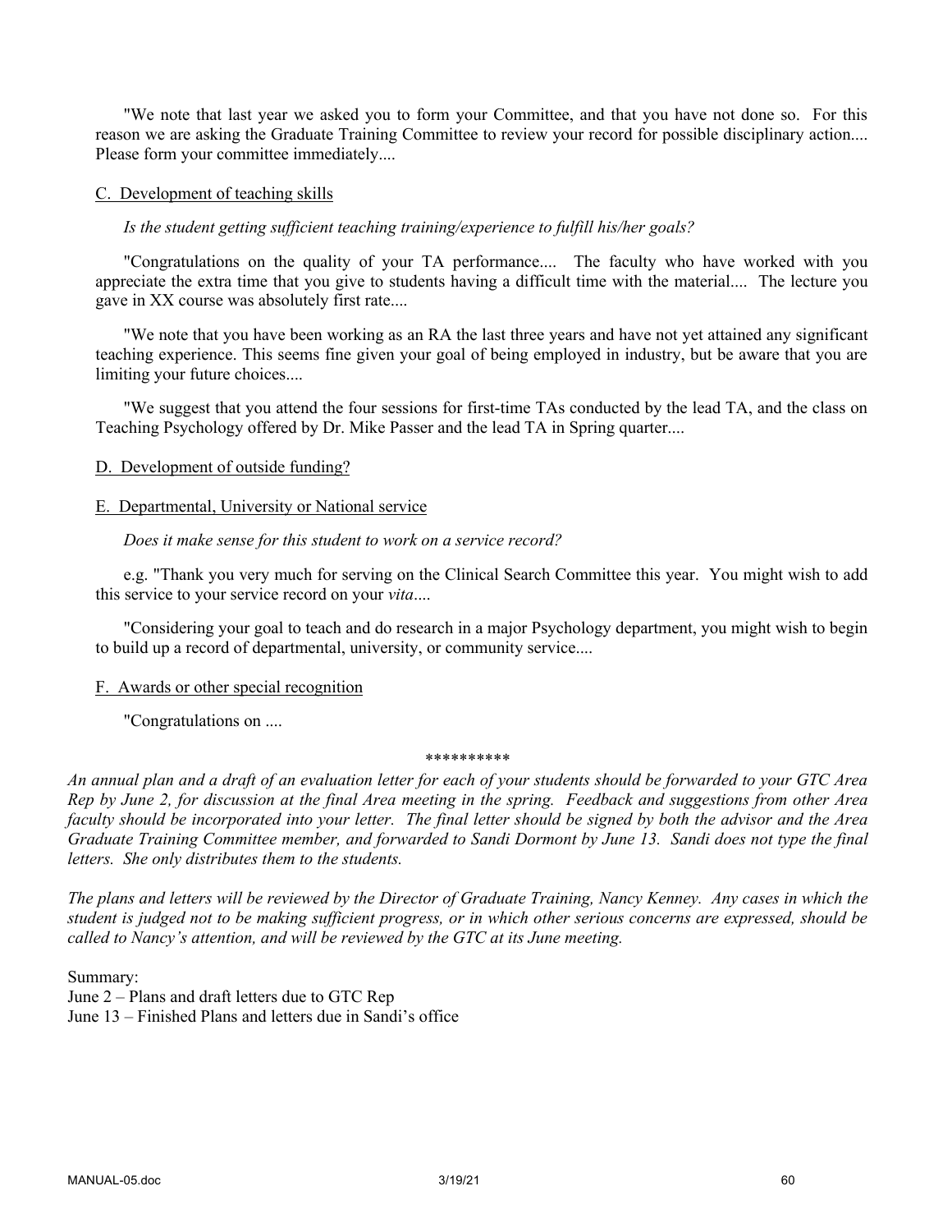"We note that last year we asked you to form your Committee, and that you have not done so. For this reason we are asking the Graduate Training Committee to review your record for possible disciplinary action.... Please form your committee immediately....

C. Development of teaching skills

*Is the student getting sufficient teaching training/experience to fulfill his/her goals?*

"Congratulations on the quality of your TA performance.... The faculty who have worked with you appreciate the extra time that you give to students having a difficult time with the material.... The lecture you gave in XX course was absolutely first rate....

"We note that you have been working as an RA the last three years and have not yet attained any significant teaching experience. This seems fine given your goal of being employed in industry, but be aware that you are limiting your future choices....

"We suggest that you attend the four sessions for first-time TAs conducted by the lead TA, and the class on Teaching Psychology offered by Dr. Mike Passer and the lead TA in Spring quarter....

D. Development of outside funding?

E. Departmental, University or National service

*Does it make sense for this student to work on a service record?*

e.g. "Thank you very much for serving on the Clinical Search Committee this year. You might wish to add this service to your service record on your *vita*....

"Considering your goal to teach and do research in a major Psychology department, you might wish to begin to build up a record of departmental, university, or community service....

F. Awards or other special recognition

"Congratulations on ....

**********

*An annual plan and a draft of an evaluation letter for each of your students should be forwarded to your GTC Area Rep by June 2, for discussion at the final Area meeting in the spring. Feedback and suggestions from other Area faculty should be incorporated into your letter. The final letter should be signed by both the advisor and the Area Graduate Training Committee member, and forwarded to Sandi Dormont by June 13. Sandi does not type the final letters. She only distributes them to the students.*

*The plans and letters will be reviewed by the Director of Graduate Training, Nancy Kenney. Any cases in which the student is judged not to be making sufficient progress, or in which other serious concerns are expressed, should be called to Nancy's attention, and will be reviewed by the GTC at its June meeting.*

Summary:
June 2 – Plans and draft letters due to GTC Rep
June 13 – Finished Plans and letters due in Sandi's office